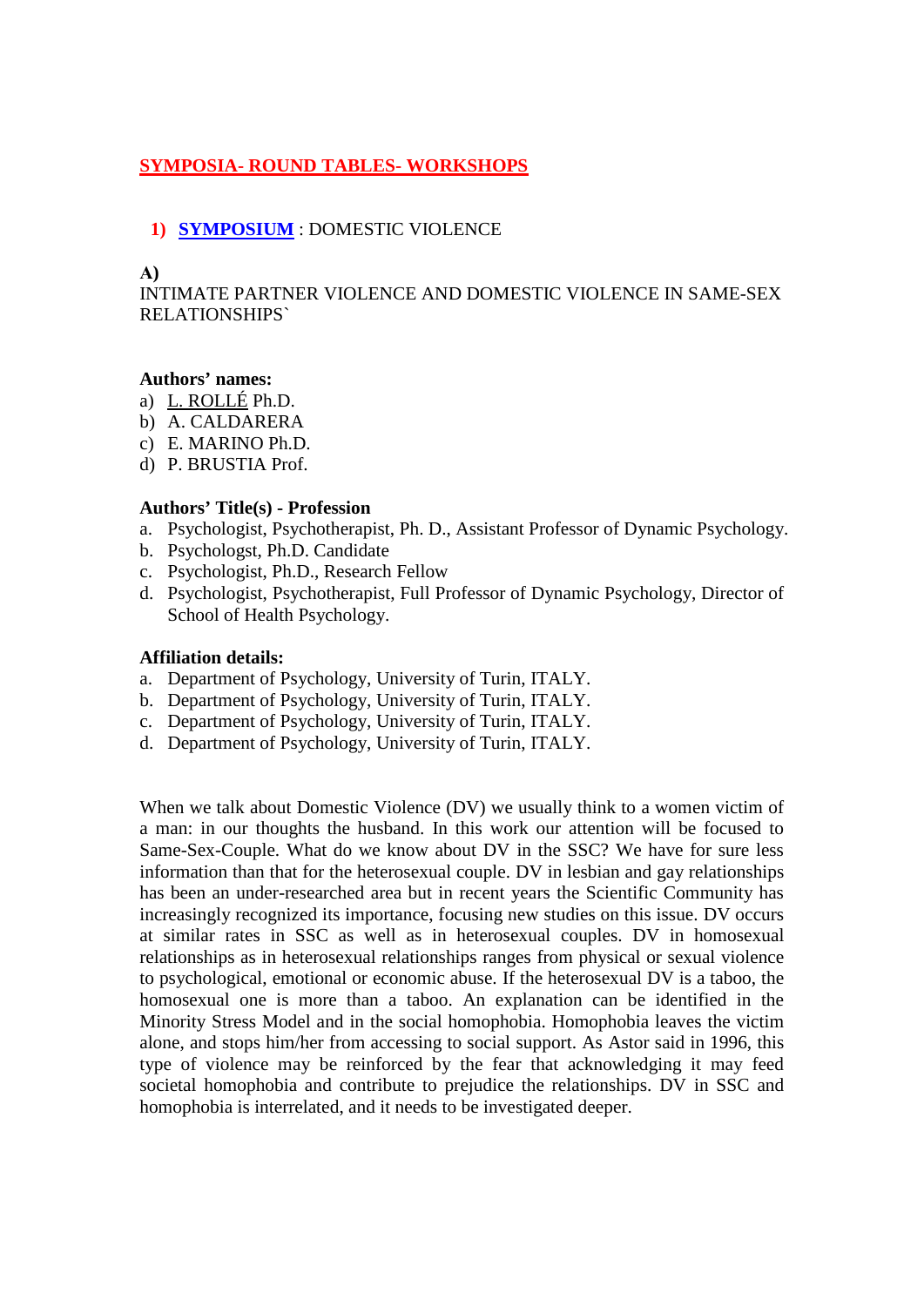# SYMPOSIA- ROUND TABLES- WORKSHOPS

## 1) SYMPOSIUM : DOMESTIC VIOLENCE

**A)**

INTIMATE PARTNER VIOLENCE AND DOMESTIC VIOLENCE IN SAME-SEX RELATIONSHIPS`

**Authors' names:**

a) L. ROLLÉ Ph.D.
b) A. CALDARERA
c) E. MARINO Ph.D.
d) P. BRUSTIA Prof.

**Authors' Title(s) - Profession**

a. Psychologist, Psychotherapist, Ph. D., Assistant Professor of Dynamic Psychology.
b. Psychologst, Ph.D. Candidate
c. Psychologist, Ph.D., Research Fellow
d. Psychologist, Psychotherapist, Full Professor of Dynamic Psychology, Director of School of Health Psychology.

**Affiliation details:**

a. Department of Psychology, University of Turin, ITALY.
b. Department of Psychology, University of Turin, ITALY.
c. Department of Psychology, University of Turin, ITALY.
d. Department of Psychology, University of Turin, ITALY.

When we talk about Domestic Violence (DV) we usually think to a women victim of a man: in our thoughts the husband. In this work our attention will be focused to Same-Sex-Couple. What do we know about DV in the SSC? We have for sure less information than that for the heterosexual couple. DV in lesbian and gay relationships has been an under-researched area but in recent years the Scientific Community has increasingly recognized its importance, focusing new studies on this issue. DV occurs at similar rates in SSC as well as in heterosexual couples. DV in homosexual relationships as in heterosexual relationships ranges from physical or sexual violence to psychological, emotional or economic abuse. If the heterosexual DV is a taboo, the homosexual one is more than a taboo. An explanation can be identified in the Minority Stress Model and in the social homophobia. Homophobia leaves the victim alone, and stops him/her from accessing to social support. As Astor said in 1996, this type of violence may be reinforced by the fear that acknowledging it may feed societal homophobia and contribute to prejudice the relationships. DV in SSC and homophobia is interrelated, and it needs to be investigated deeper.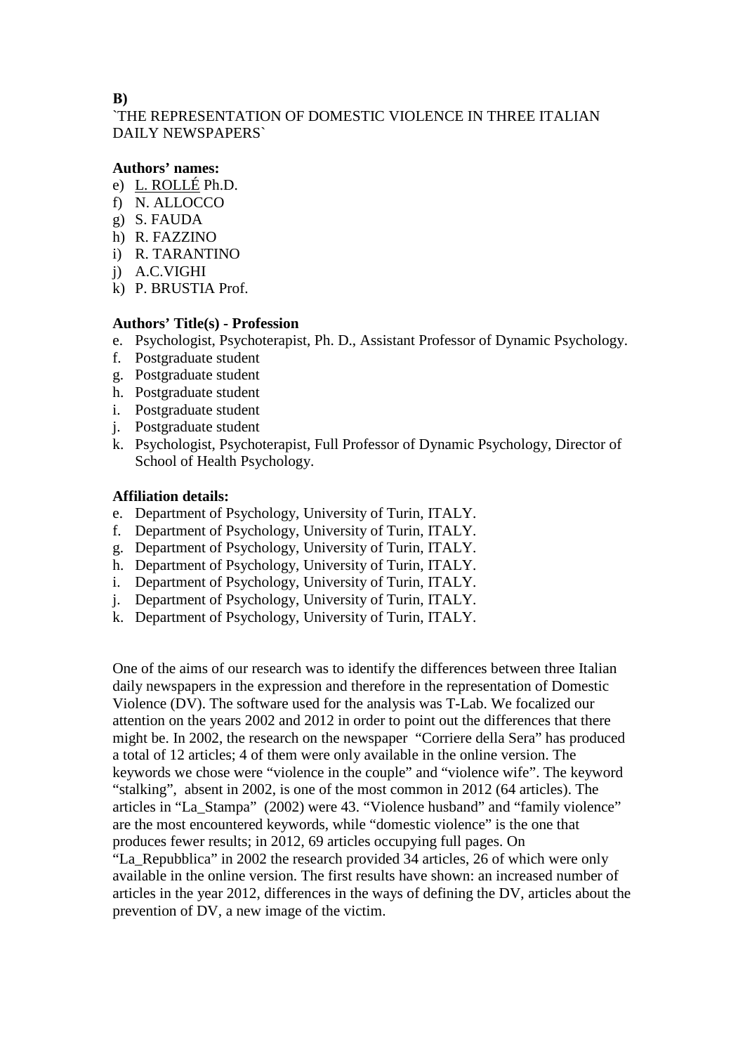**B)**

`THE REPRESENTATION OF DOMESTIC VIOLENCE IN THREE ITALIAN DAILY NEWSPAPERS`

**Authors' names:**

e) <u>L. ROLLÉ</u> Ph.D.
f) N. ALLOCCO
g) S. FAUDA
h) R. FAZZINO
i) R. TARANTINO
j) A.C.VIGHI
k) P. BRUSTIA Prof.

**Authors' Title(s) - Profession**

e. Psychologist, Psychoterapist, Ph. D., Assistant Professor of Dynamic Psychology.
f. Postgraduate student
g. Postgraduate student
h. Postgraduate student
i. Postgraduate student
j. Postgraduate student
k. Psychologist, Psychoterapist, Full Professor of Dynamic Psychology, Director of School of Health Psychology.

**Affiliation details:**

e. Department of Psychology, University of Turin, ITALY.
f. Department of Psychology, University of Turin, ITALY.
g. Department of Psychology, University of Turin, ITALY.
h. Department of Psychology, University of Turin, ITALY.
i. Department of Psychology, University of Turin, ITALY.
j. Department of Psychology, University of Turin, ITALY.
k. Department of Psychology, University of Turin, ITALY.

One of the aims of our research was to identify the differences between three Italian daily newspapers in the expression and therefore in the representation of Domestic Violence (DV). The software used for the analysis was T-Lab. We focalized our attention on the years 2002 and 2012 in order to point out the differences that there might be. In 2002, the research on the newspaper "Corriere della Sera" has produced a total of 12 articles; 4 of them were only available in the online version. The keywords we chose were "violence in the couple" and "violence wife". The keyword "stalking", absent in 2002, is one of the most common in 2012 (64 articles). The articles in "La_Stampa" (2002) were 43. "Violence husband" and "family violence" are the most encountered keywords, while "domestic violence" is the one that produces fewer results; in 2012, 69 articles occupying full pages. On "La_Repubblica" in 2002 the research provided 34 articles, 26 of which were only available in the online version. The first results have shown: an increased number of articles in the year 2012, differences in the ways of defining the DV, articles about the prevention of DV, a new image of the victim.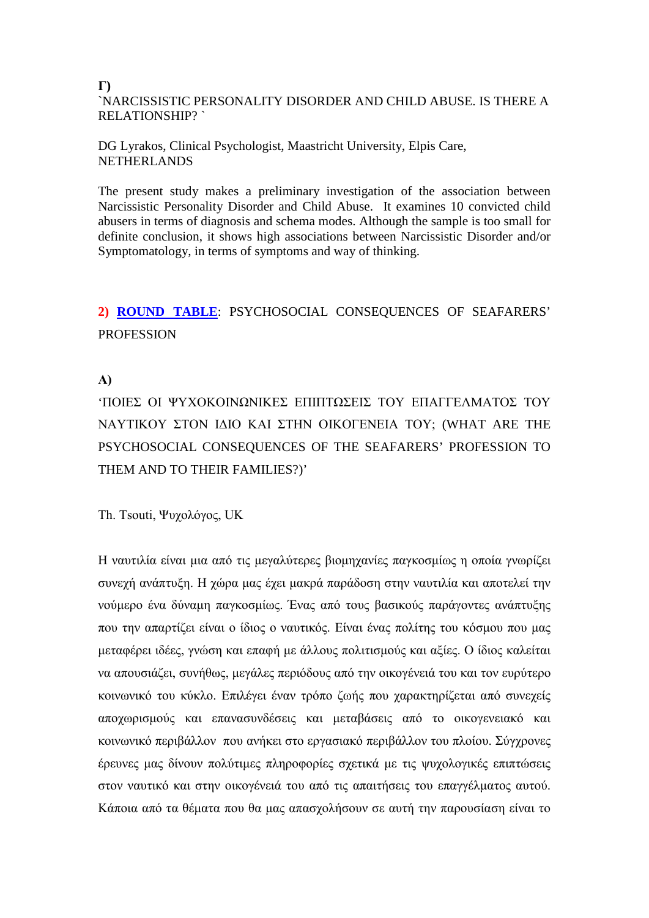**Γ)**

`NARCISSISTIC PERSONALITY DISORDER AND CHILD ABUSE. IS THERE A RELATIONSHIP? `

DG Lyrakos, Clinical Psychologist, Maastricht University, Elpis Care, NETHERLANDS

The present study makes a preliminary investigation of the association between Narcissistic Personality Disorder and Child Abuse. It examines 10 convicted child abusers in terms of diagnosis and schema modes. Although the sample is too small for definite conclusion, it shows high associations between Narcissistic Disorder and/or Symptomatology, in terms of symptoms and way of thinking.

**2) ROUND TABLE**: PSYCHOSOCIAL CONSEQUENCES OF SEAFARERS' PROFESSION

**A)**

'ΠΟΙΕΣ ΟΙ ΨΥΧΟΚΟΙΝΩΝΙΚΕΣ ΕΠΙΠΤΩΣΕΙΣ ΤΟΥ ΕΠΑΓΓΕΛΜΑΤΟΣ ΤΟΥ ΝΑΥΤΙΚΟΥ ΣΤΟΝ ΙΔΙΟ ΚΑΙ ΣΤΗΝ ΟΙΚΟΓΕΝΕΙΑ ΤΟΥ; (WHAT ARE THE PSYCHOSOCIAL CONSEQUENCES OF THE SEAFARERS' PROFESSION TO THEM AND TO THEIR FAMILIES?)'

Th. Tsouti, Ψυχολόγος, UK

Η ναυτιλία είναι μια από τις μεγαλύτερες βιομηχανίες παγκοσμίως η οποία γνωρίζει συνεχή ανάπτυξη. Η χώρα μας έχει μακρά παράδοση στην ναυτιλία και αποτελεί την νούμερο ένα δύναμη παγκοσμίως. Ένας από τους βασικούς παράγοντες ανάπτυξης που την απαρτίζει είναι ο ίδιος ο ναυτικός. Είναι ένας πολίτης του κόσμου που μας μεταφέρει ιδέες, γνώση και επαφή με άλλους πολιτισμούς και αξίες. Ο ίδιος καλείται να απουσιάζει, συνήθως, μεγάλες περιόδους από την οικογένειά του και τον ευρύτερο κοινωνικό του κύκλο. Επιλέγει έναν τρόπο ζωής που χαρακτηρίζεται από συνεχείς αποχωρισμούς και επανασυνδέσεις και μεταβάσεις από το οικογενειακό και κοινωνικό περιβάλλον που ανήκει στο εργασιακό περιβάλλον του πλοίου. Σύγχρονες έρευνες μας δίνουν πολύτιμες πληροφορίες σχετικά με τις ψυχολογικές επιπτώσεις στον ναυτικό και στην οικογένειά του από τις απαιτήσεις του επαγγέλματος αυτού. Κάποια από τα θέματα που θα μας απασχολήσουν σε αυτή την παρουσίαση είναι το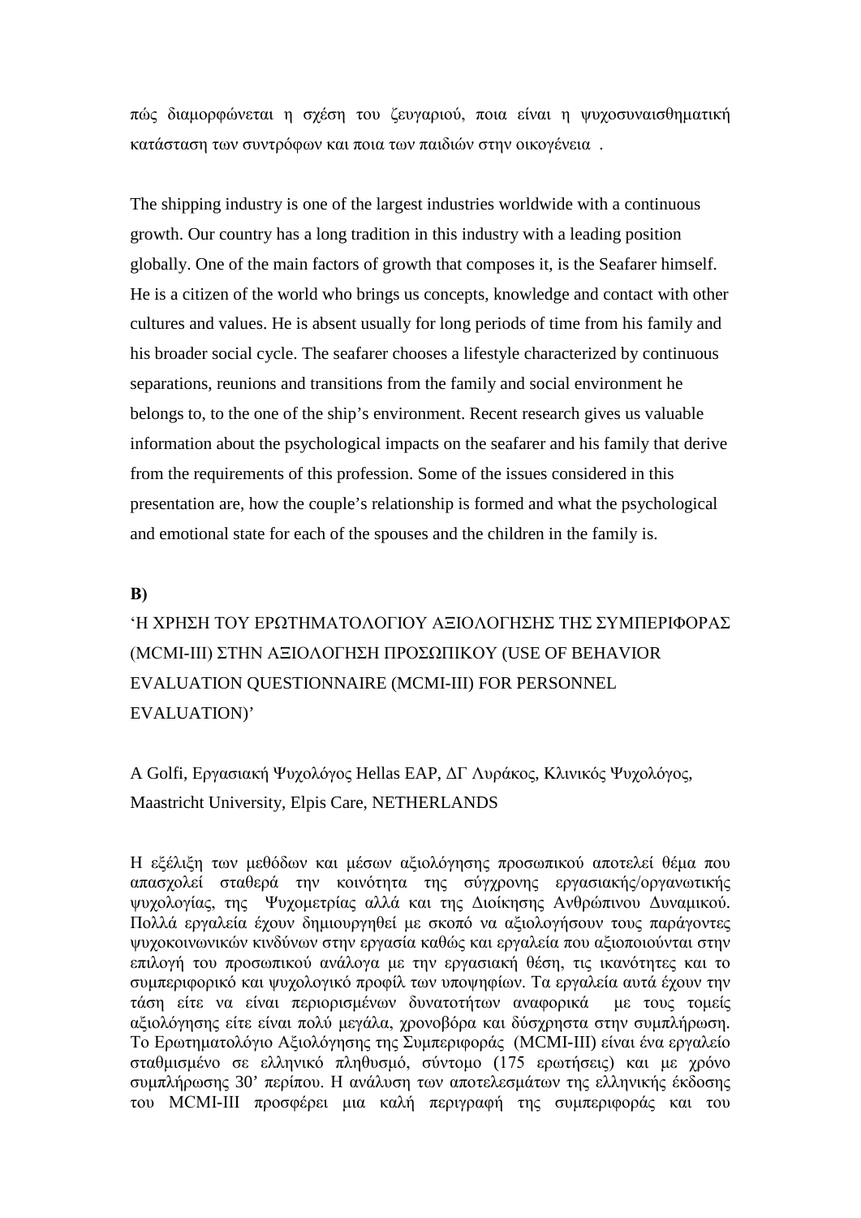πώς διαμορφώνεται η σχέση του ζευγαριού, ποια είναι η ψυχοσυναισθηματική κατάσταση των συντρόφων και ποια των παιδιών στην οικογένεια .

The shipping industry is one of the largest industries worldwide with a continuous growth. Our country has a long tradition in this industry with a leading position globally. One of the main factors of growth that composes it, is the Seafarer himself. He is a citizen of the world who brings us concepts, knowledge and contact with other cultures and values. He is absent usually for long periods of time from his family and his broader social cycle. The seafarer chooses a lifestyle characterized by continuous separations, reunions and transitions from the family and social environment he belongs to, to the one of the ship's environment. Recent research gives us valuable information about the psychological impacts on the seafarer and his family that derive from the requirements of this profession. Some of the issues considered in this presentation are, how the couple's relationship is formed and what the psychological and emotional state for each of the spouses and the children in the family is.

**B)**

'Η ΧΡΗΣΗ ΤΟΥ ΕΡΩΤΗΜΑΤΟΛΟΓΙΟΥ ΑΞΙΟΛΟΓΗΣΗΣ ΤΗΣ ΣΥΜΠΕΡΙΦΟΡΑΣ (MCMI-III) ΣΤΗΝ ΑΞΙΟΛΟΓΗΣΗ ΠΡΟΣΩΠΙΚΟΥ (USE OF BEHAVIOR EVALUATION QUESTIONNAIRE (MCMI-III) FOR PERSONNEL EVALUATION)'

A Golfi, Εργασιακή Ψυχολόγος Hellas EAP, ΔΓ Λυράκος, Κλινικός Ψυχολόγος, Maastricht University, Elpis Care, NETHERLANDS

Η εξέλιξη των μεθόδων και μέσων αξιολόγησης προσωπικού αποτελεί θέμα που απασχολεί σταθερά την κοινότητα της σύγχρονης εργασιακής/οργανωτικής ψυχολογίας, της Ψυχομετρίας αλλά και της Διοίκησης Ανθρώπινου Δυναμικού. Πολλά εργαλεία έχουν δημιουργηθεί με σκοπό να αξιολογήσουν τους παράγοντες ψυχοκοινωνικών κινδύνων στην εργασία καθώς και εργαλεία που αξιοποιούνται στην επιλογή του προσωπικού ανάλογα με την εργασιακή θέση, τις ικανότητες και το συμπεριφορικό και ψυχολογικό προφίλ των υποψηφίων. Τα εργαλεία αυτά έχουν την τάση είτε να είναι περιορισμένων δυνατοτήτων αναφορικά με τους τομείς αξιολόγησης είτε είναι πολύ μεγάλα, χρονοβόρα και δύσχρηστα στην συμπλήρωση. Το Ερωτηματολόγιο Αξιολόγησης της Συμπεριφοράς (MCMI-III) είναι ένα εργαλείο σταθμισμένο σε ελληνικό πληθυσμό, σύντομο (175 ερωτήσεις) και με χρόνο συμπλήρωσης 30' περίπου. Η ανάλυση των αποτελεσμάτων της ελληνικής έκδοσης του MCMI-III προσφέρει μια καλή περιγραφή της συμπεριφοράς και του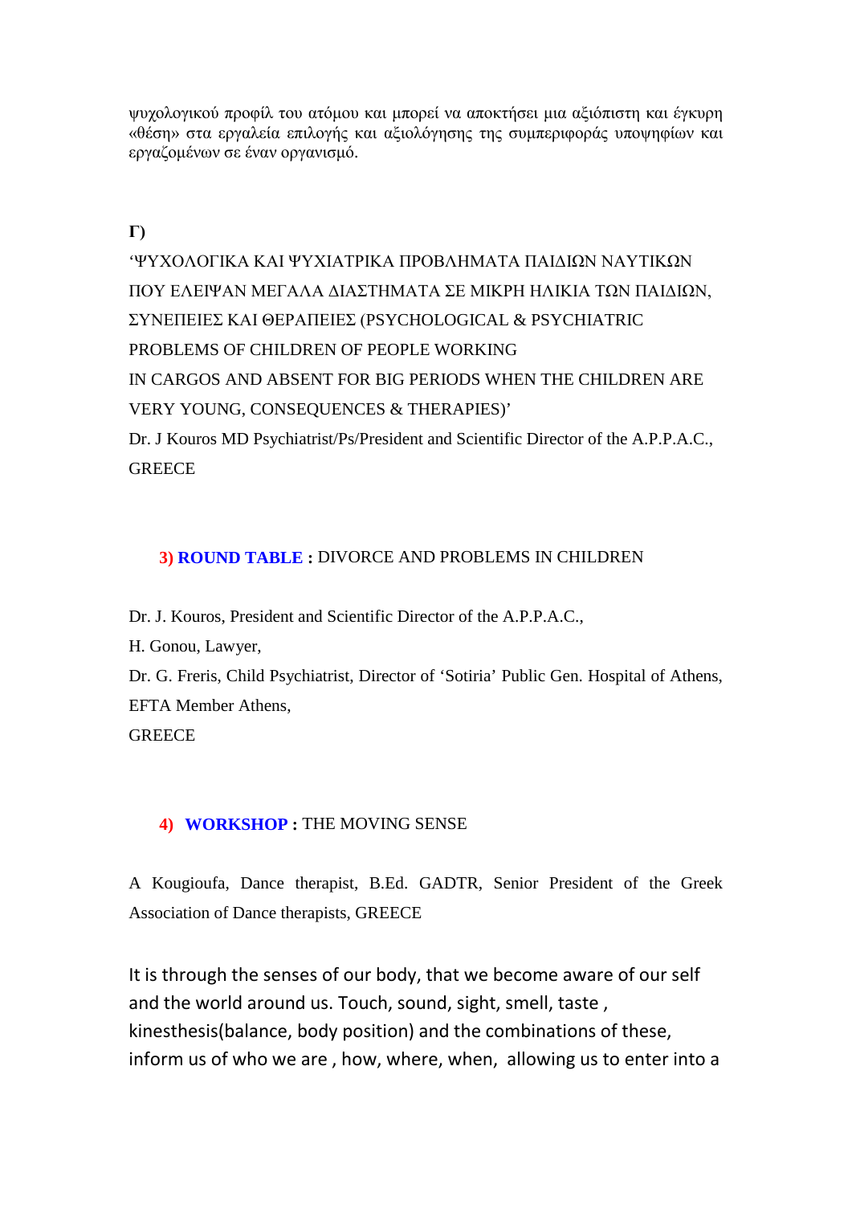ψυχολογικού προφίλ του ατόμου και μπορεί να αποκτήσει μια αξιόπιστη και έγκυρη «θέση» στα εργαλεία επιλογής και αξιολόγησης της συμπεριφοράς υποψηφίων και εργαζομένων σε έναν οργανισμό.

**Γ)**

'ΨΥΧΟΛΟΓΙΚΑ ΚΑΙ ΨΥΧΙΑΤΡΙΚΑ ΠΡΟΒΛΗΜΑΤΑ ΠΑΙΔΙΩΝ ΝΑΥΤΙΚΩΝ ΠΟΥ ΕΛΕΙΨΑΝ ΜΕΓΑΛΑ ΔΙΑΣΤΗΜΑΤΑ ΣΕ ΜΙΚΡΗ ΗΛΙΚΙΑ ΤΩΝ ΠΑΙΔΙΩΝ, ΣΥΝΕΠΕΙΕΣ ΚΑΙ ΘΕΡΑΠΕΙΕΣ (PSYCHOLOGICAL & PSYCHIATRIC PROBLEMS OF CHILDREN OF PEOPLE WORKING IN CARGOS AND ABSENT FOR BIG PERIODS WHEN THE CHILDREN ARE VERY YOUNG, CONSEQUENCES & THERAPIES)'

Dr. J Kouros MD Psychiatrist/Ps/President and Scientific Director of the A.P.P.A.C., GREECE

**3) ROUND TABLE :** DIVORCE AND PROBLEMS IN CHILDREN

Dr. J. Kouros, President and Scientific Director of the A.P.P.A.C.,

H. Gonou, Lawyer,

Dr. G. Freris, Child Psychiatrist, Director of 'Sotiria' Public Gen. Hospital of Athens, EFTA Member Athens,

GREECE

**4) WORKSHOP :** THE MOVING SENSE

A Kougioufa, Dance therapist, B.Ed. GADTR, Senior President of the Greek Association of Dance therapists, GREECE

It is through the senses of our body, that we become aware of our self and the world around us. Touch, sound, sight, smell, taste , kinesthesis(balance, body position) and the combinations of these, inform us of who we are , how, where, when, allowing us to enter into a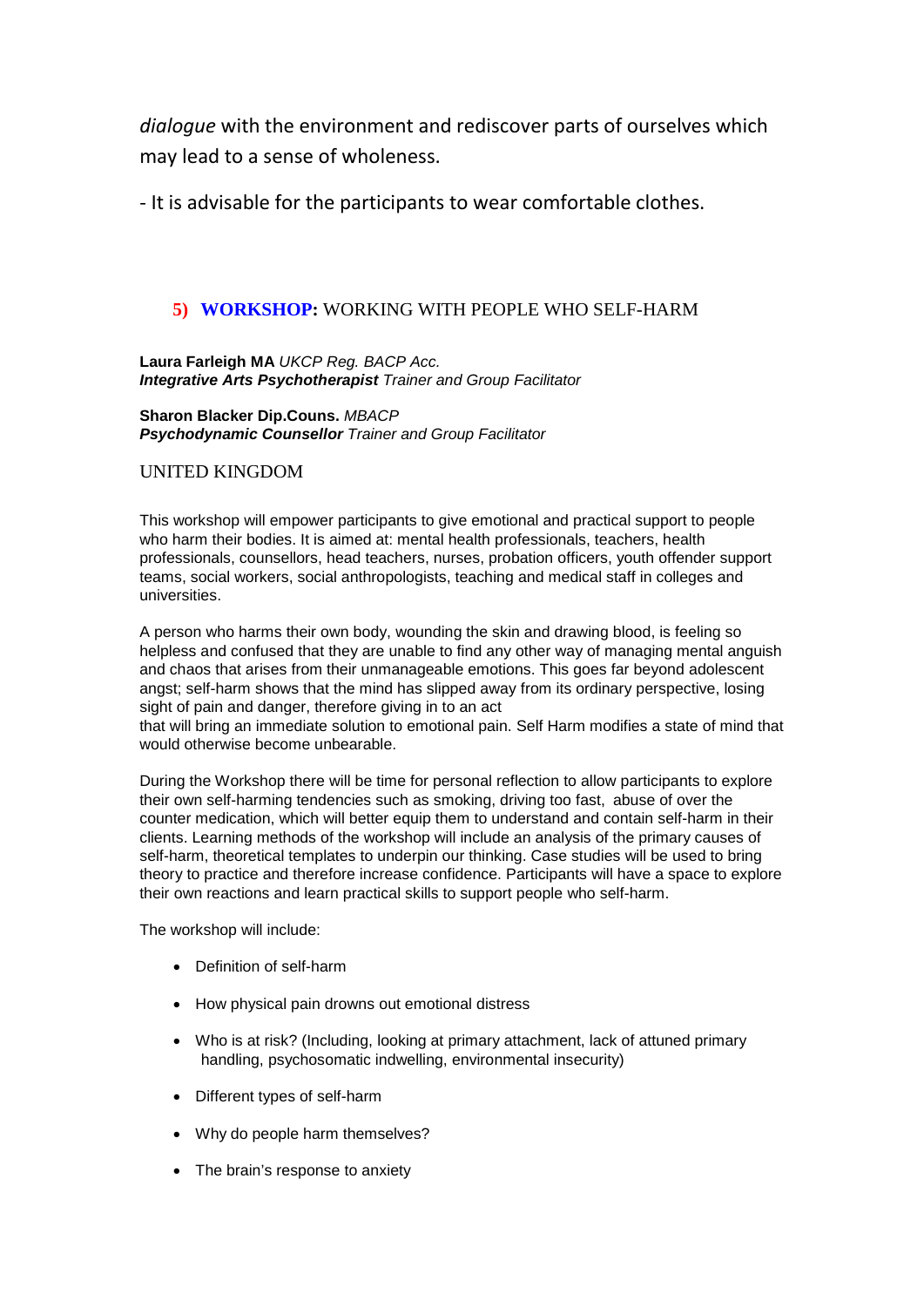*dialogue* with the environment and rediscover parts of ourselves which may lead to a sense of wholeness.

- It is advisable for the participants to wear comfortable clothes.

## 5) **WORKSHOP:** WORKING WITH PEOPLE WHO SELF-HARM

**Laura Farleigh MA** *UKCP Reg. BACP Acc.*
***Integrative Arts Psychotherapist*** *Trainer and Group Facilitator*

**Sharon Blacker Dip.Couns.** *MBACP*
***Psychodynamic Counsellor*** *Trainer and Group Facilitator*

UNITED KINGDOM

This workshop will empower participants to give emotional and practical support to people who harm their bodies. It is aimed at: mental health professionals, teachers, health professionals, counsellors, head teachers, nurses, probation officers, youth offender support teams, social workers, social anthropologists, teaching and medical staff in colleges and universities.

A person who harms their own body, wounding the skin and drawing blood, is feeling so helpless and confused that they are unable to find any other way of managing mental anguish and chaos that arises from their unmanageable emotions. This goes far beyond adolescent angst; self-harm shows that the mind has slipped away from its ordinary perspective, losing sight of pain and danger, therefore giving in to an act
that will bring an immediate solution to emotional pain. Self Harm modifies a state of mind that would otherwise become unbearable.

During the Workshop there will be time for personal reflection to allow participants to explore their own self-harming tendencies such as smoking, driving too fast, abuse of over the counter medication, which will better equip them to understand and contain self-harm in their clients. Learning methods of the workshop will include an analysis of the primary causes of self-harm, theoretical templates to underpin our thinking. Case studies will be used to bring theory to practice and therefore increase confidence. Participants will have a space to explore their own reactions and learn practical skills to support people who self-harm.

The workshop will include:

- Definition of self-harm
- How physical pain drowns out emotional distress
- Who is at risk? (Including, looking at primary attachment, lack of attuned primary handling, psychosomatic indwelling, environmental insecurity)
- Different types of self-harm
- Why do people harm themselves?
- The brain's response to anxiety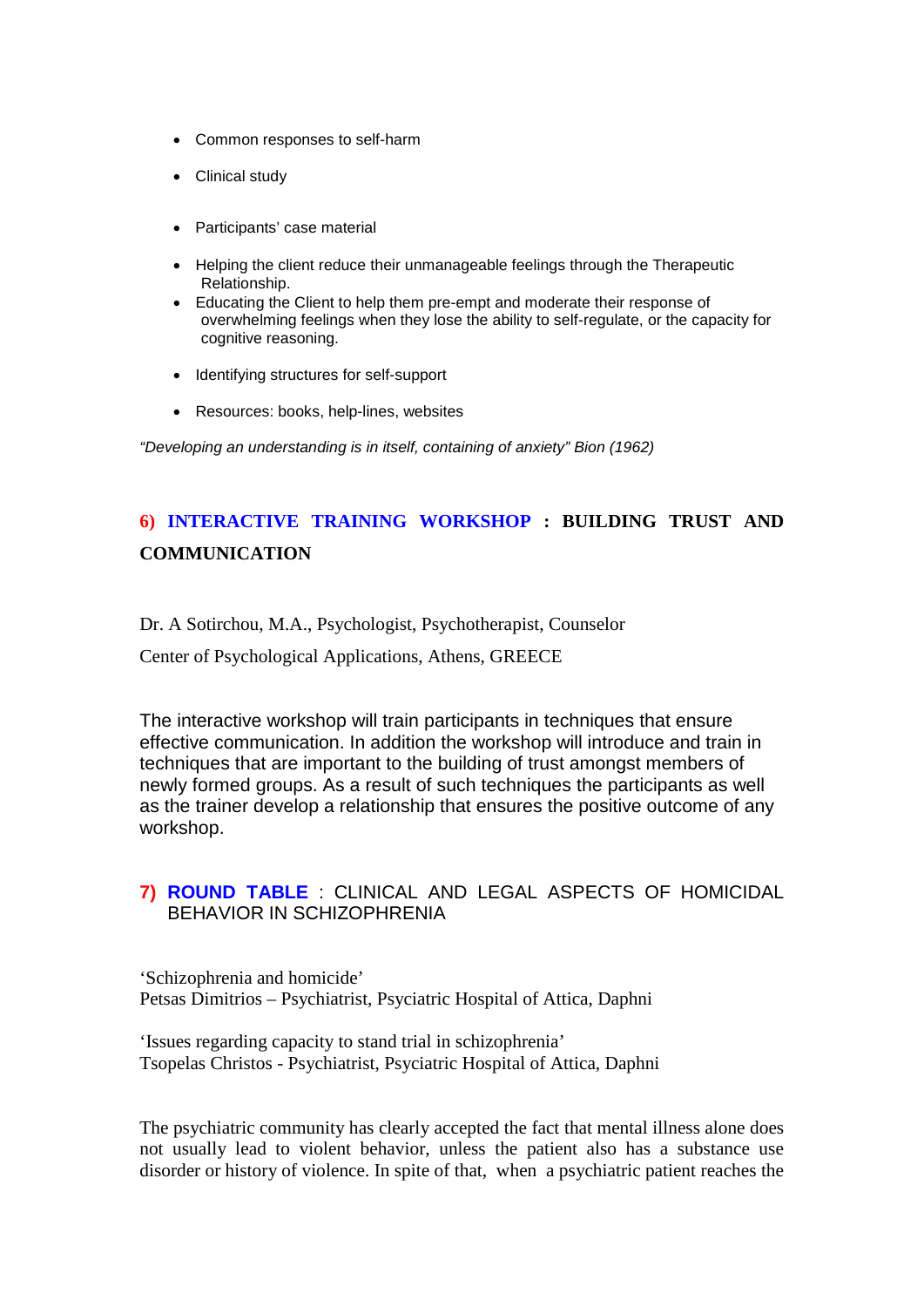- Common responses to self-harm
- Clinical study
- Participants' case material
- Helping the client reduce their unmanageable feelings through the Therapeutic Relationship.
- Educating the Client to help them pre-empt and moderate their response of overwhelming feelings when they lose the ability to self-regulate, or the capacity for cognitive reasoning.
- Identifying structures for self-support
- Resources: books, help-lines, websites

*"Developing an understanding is in itself, containing of anxiety" Bion (1962)*

## 6) INTERACTIVE TRAINING WORKSHOP : BUILDING TRUST AND COMMUNICATION

Dr. A Sotirchou, M.A., Psychologist, Psychotherapist, Counselor

Center of Psychological Applications, Athens, GREECE

The interactive workshop will train participants in techniques that ensure effective communication. In addition the workshop will introduce and train in techniques that are important to the building of trust amongst members of newly formed groups. As a result of such techniques the participants as well as the trainer develop a relationship that ensures the positive outcome of any workshop.

## 7) ROUND TABLE : CLINICAL AND LEGAL ASPECTS OF HOMICIDAL BEHAVIOR IN SCHIZOPHRENIA

'Schizophrenia and homicide'
Petsas Dimitrios – Psychiatrist, Psyciatric Hospital of Attica, Daphni

'Issues regarding capacity to stand trial in schizophrenia'
Tsopelas Christos - Psychiatrist, Psyciatric Hospital of Attica, Daphni

The psychiatric community has clearly accepted the fact that mental illness alone does not usually lead to violent behavior, unless the patient also has a substance use disorder or history of violence. In spite of that, when a psychiatric patient reaches the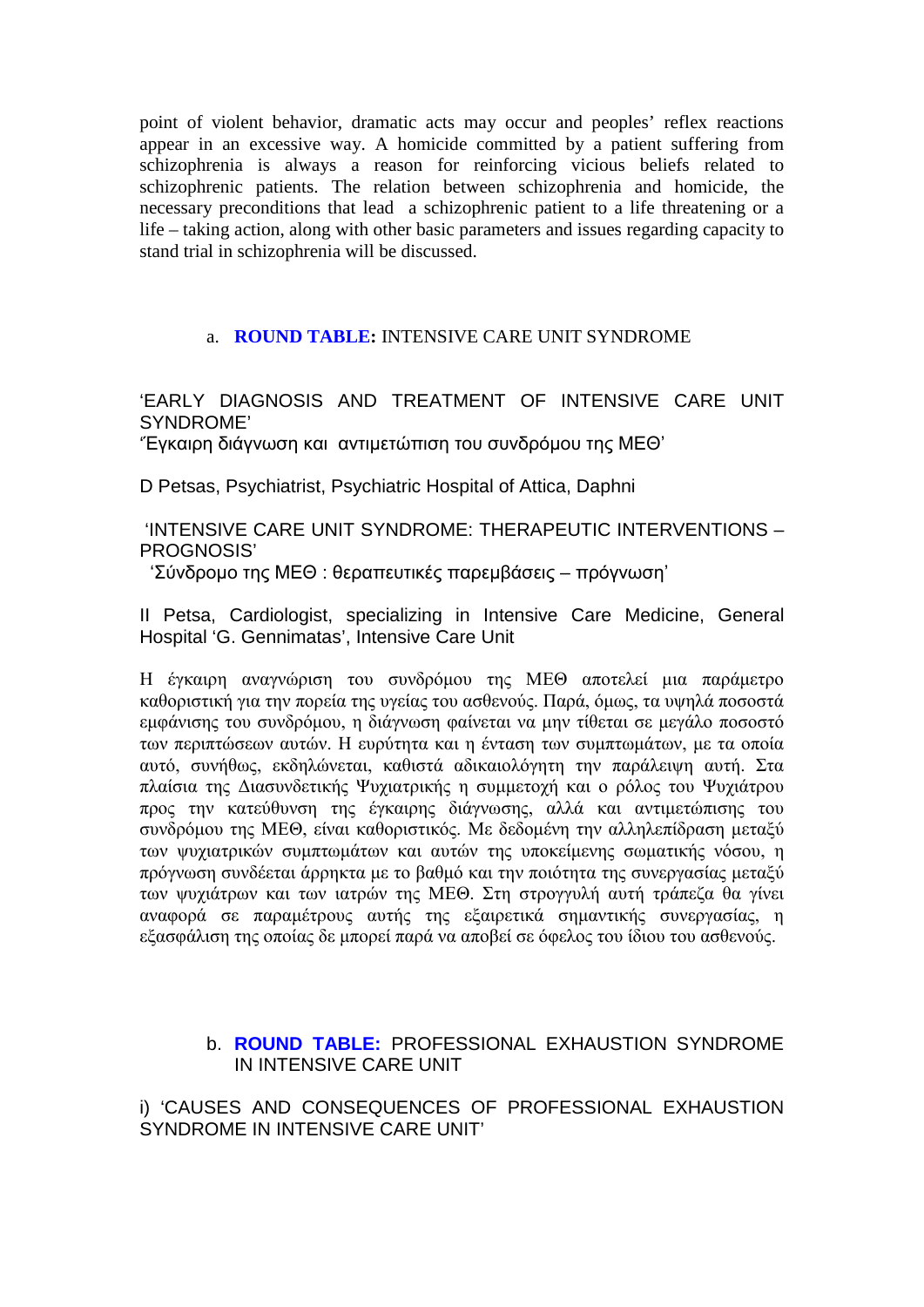point of violent behavior, dramatic acts may occur and peoples' reflex reactions appear in an excessive way. A homicide committed by a patient suffering from schizophrenia is always a reason for reinforcing vicious beliefs related to schizophrenic patients. The relation between schizophrenia and homicide, the necessary preconditions that lead a schizophrenic patient to a life threatening or a life – taking action, along with other basic parameters and issues regarding capacity to stand trial in schizophrenia will be discussed.

## a. **ROUND TABLE:** INTENSIVE CARE UNIT SYNDROME

'EARLY DIAGNOSIS AND TREATMENT OF INTENSIVE CARE UNIT SYNDROME'

'Έγκαιρη διάγνωση και αντιμετώπιση του συνδρόμου της ΜΕΘ'

D Petsas, Psychiatrist, Psychiatric Hospital of Attica, Daphni

'INTENSIVE CARE UNIT SYNDROME: THERAPEUTIC INTERVENTIONS – PROGNOSIS'

'Σύνδρομο της ΜΕΘ : θεραπευτικές παρεμβάσεις – πρόγνωση'

II Petsa, Cardiologist, specializing in Intensive Care Medicine, General Hospital 'G. Gennimatas', Intensive Care Unit

Η έγκαιρη αναγνώριση του συνδρόμου της ΜΕΘ αποτελεί μια παράμετρο καθοριστική για την πορεία της υγείας του ασθενούς. Παρά, όμως, τα υψηλά ποσοστά εμφάνισης του συνδρόμου, η διάγνωση φαίνεται να μην τίθεται σε μεγάλο ποσοστό των περιπτώσεων αυτών. Η ευρύτητα και η ένταση των συμπτωμάτων, με τα οποία αυτό, συνήθως, εκδηλώνεται, καθιστά αδικαιολόγητη την παράλειψη αυτή. Στα πλαίσια της Διασυνδετικής Ψυχιατρικής η συμμετοχή και ο ρόλος του Ψυχιάτρου προς την κατεύθυνση της έγκαιρης διάγνωσης, αλλά και αντιμετώπισης του συνδρόμου της ΜΕΘ, είναι καθοριστικός. Με δεδομένη την αλληλεπίδραση μεταξύ των ψυχιατρικών συμπτωμάτων και αυτών της υποκείμενης σωματικής νόσου, η πρόγνωση συνδέεται άρρηκτα με το βαθμό και την ποιότητα της συνεργασίας μεταξύ των ψυχιάτρων και των ιατρών της ΜΕΘ. Στη στρογγυλή αυτή τράπεζα θα γίνει αναφορά σε παραμέτρους αυτής της εξαιρετικά σημαντικής συνεργασίας, η εξασφάλιση της οποίας δε μπορεί παρά να αποβεί σε όφελος του ίδιου του ασθενούς.

## b. **ROUND TABLE:** PROFESSIONAL EXHAUSTION SYNDROME IN INTENSIVE CARE UNIT

i) 'CAUSES AND CONSEQUENCES OF PROFESSIONAL EXHAUSTION SYNDROME IN INTENSIVE CARE UNIT'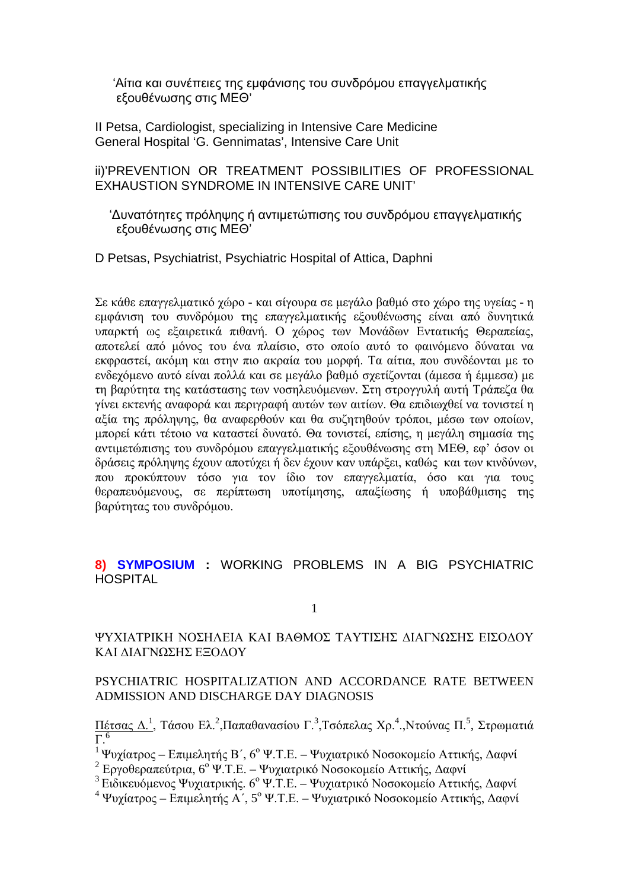'Αίτια και συνέπειες της εμφάνισης του συνδρόμου επαγγελματικής εξουθένωσης στις ΜΕΘ'

II Petsa, Cardiologist, specializing in Intensive Care Medicine
General Hospital 'G. Gennimatas', Intensive Care Unit

ii)'PREVENTION OR TREATMENT POSSIBILITIES OF PROFESSIONAL EXHAUSTION SYNDROME IN INTENSIVE CARE UNIT'

'Δυνατότητες πρόληψης ή αντιμετώπισης του συνδρόμου επαγγελματικής εξουθένωσης στις ΜΕΘ'

D Petsas, Psychiatrist, Psychiatric Hospital of Attica, Daphni

Σε κάθε επαγγελματικό χώρο - και σίγουρα σε μεγάλο βαθμό στο χώρο της υγείας - η εμφάνιση του συνδρόμου της επαγγελματικής εξουθένωσης είναι από δυνητικά υπαρκτή ως εξαιρετικά πιθανή. Ο χώρος των Μονάδων Εντατικής Θεραπείας, αποτελεί από μόνος του ένα πλαίσιο, στο οποίο αυτό το φαινόμενο δύναται να εκφραστεί, ακόμη και στην πιο ακραία του μορφή. Τα αίτια, που συνδέονται με το ενδεχόμενο αυτό είναι πολλά και σε μεγάλο βαθμό σχετίζονται (άμεσα ή έμμεσα) με τη βαρύτητα της κατάστασης των νοσηλευόμενων. Στη στρογγυλή αυτή Τράπεζα θα γίνει εκτενής αναφορά και περιγραφή αυτών των αιτίων. Θα επιδιωχθεί να τονιστεί η αξία της πρόληψης, θα αναφερθούν και θα συζητηθούν τρόποι, μέσω των οποίων, μπορεί κάτι τέτοιο να καταστεί δυνατό. Θα τονιστεί, επίσης, η μεγάλη σημασία της αντιμετώπισης του συνδρόμου επαγγελματικής εξουθένωσης στη ΜΕΘ, εφ' όσον οι δράσεις πρόληψης έχουν αποτύχει ή δεν έχουν καν υπάρξει, καθώς και των κινδύνων, που προκύπτουν τόσο για τον ίδιο τον επαγγελματία, όσο και για τους θεραπευόμενους, σε περίπτωση υποτίμησης, απαξίωσης ή υποβάθμισης της βαρύτητας του συνδρόμου.

## 8) **SYMPOSIUM** : WORKING PROBLEMS IN A BIG PSYCHIATRIC HOSPITAL

1

ΨΥΧΙΑΤΡΙΚΗ ΝΟΣΗΛΕΙΑ ΚΑΙ ΒΑΘΜΟΣ ΤΑΥΤΙΣΗΣ ΔΙΑΓΝΩΣΗΣ ΕΙΣΟΔΟΥ ΚΑΙ ΔΙΑΓΝΩΣΗΣ ΕΞΟΔΟΥ

PSYCHIATRIC HOSPITALIZATION AND ACCORDANCE RATE BETWEEN ADMISSION AND DISCHARGE DAY DIAGNOSIS

Πέτσας Δ.[1], Τάσου Ελ.[2], Παπαθανασίου Γ.[3], Τσόπελας Χρ.[4], Ντούνας Π.[5], Στρωματιά Γ.[6]

[1] Ψυχίατρος – Επιμελητής Β΄, 6ο Ψ.Τ.Ε. – Ψυχιατρικό Νοσοκομείο Αττικής, Δαφνί

[2] Εργοθεραπεύτρια, 6ο Ψ.Τ.Ε. – Ψυχιατρικό Νοσοκομείο Αττικής, Δαφνί

[3] Ειδικευόμενος Ψυχιατρικής. 6ο Ψ.Τ.Ε. – Ψυχιατρικό Νοσοκομείο Αττικής, Δαφνί

[4] Ψυχίατρος – Επιμελητής Α΄, 5ο Ψ.Τ.Ε. – Ψυχιατρικό Νοσοκομείο Αττικής, Δαφνί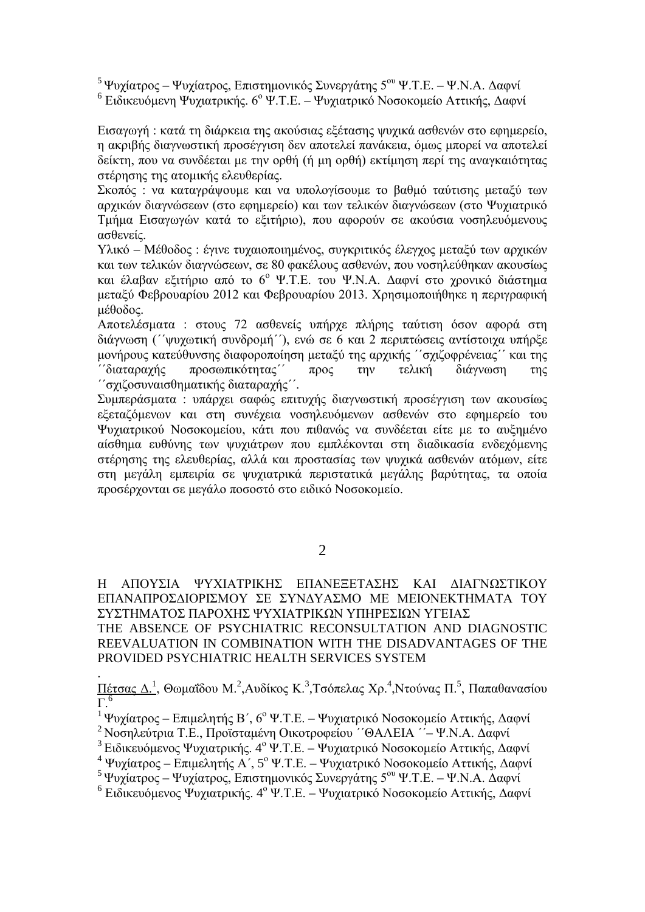[5] Ψυχίατρος – Ψυχίατρος, Επιστημονικός Συνεργάτης 5ου Ψ.Τ.Ε. – Ψ.Ν.Α. Δαφνί
[6] Ειδικευόμενη Ψυχιατρικής. 6ο Ψ.Τ.Ε. – Ψυχιατρικό Νοσοκομείο Αττικής, Δαφνί

Εισαγωγή : κατά τη διάρκεια της ακούσιας εξέτασης ψυχικά ασθενών στο εφημερείο, η ακριβής διαγνωστική προσέγγιση δεν αποτελεί πανάκεια, όμως μπορεί να αποτελεί δείκτη, που να συνδέεται με την ορθή (ή μη ορθή) εκτίμηση περί της αναγκαιότητας στέρησης της ατομικής ελευθερίας.
Σκοπός : να καταγράψουμε και να υπολογίσουμε το βαθμό ταύτισης μεταξύ των αρχικών διαγνώσεων (στο εφημερείο) και των τελικών διαγνώσεων (στο Ψυχιατρικό Τμήμα Εισαγωγών κατά το εξιτήριο), που αφορούν σε ακούσια νοσηλευόμενους ασθενείς.
Υλικό – Μέθοδος : έγινε τυχαιοποιημένος, συγκριτικός έλεγχος μεταξύ των αρχικών και των τελικών διαγνώσεων, σε 80 φακέλους ασθενών, που νοσηλεύθηκαν ακουσίως και έλαβαν εξιτήριο από το 6ο Ψ.Τ.Ε. του Ψ.Ν.Α. Δαφνί στο χρονικό διάστημα μεταξύ Φεβρουαρίου 2012 και Φεβρουαρίου 2013. Χρησιμοποιήθηκε η περιγραφική μέθοδος.
Αποτελέσματα : στους 72 ασθενείς υπήρχε πλήρης ταύτιση όσον αφορά στη διάγνωση (΄΄ψυχωτική συνδρομή΄΄), ενώ σε 6 και 2 περιπτώσεις αντίστοιχα υπήρξε μονήρους κατεύθυνσης διαφοροποίηση μεταξύ της αρχικής ΄΄σχιζοφρένειας΄΄ και της ΄΄διαταραχής προσωπικότητας΄΄ προς την τελική διάγνωση της ΄΄σχιζοσυναισθηματικής διαταραχής΄΄.
Συμπεράσματα : υπάρχει σαφώς επιτυχής διαγνωστική προσέγγιση των ακουσίως εξεταζόμενων και στη συνέχεια νοσηλευόμενων ασθενών στο εφημερείο του Ψυχιατρικού Νοσοκομείου, κάτι που πιθανώς να συνδέεται είτε με το αυξημένο αίσθημα ευθύνης των ψυχιάτρων που εμπλέκονται στη διαδικασία ενδεχόμενης στέρησης της ελευθερίας, αλλά και προστασίας των ψυχικά ασθενών ατόμων, είτε στη μεγάλη εμπειρία σε ψυχιατρικά περιστατικά μεγάλης βαρύτητας, τα οποία προσέρχονται σε μεγάλο ποσοστό στο ειδικό Νοσοκομείο.

## 2

## Η ΑΠΟΥΣΙΑ ΨΥΧΙΑΤΡΙΚΗΣ ΕΠΑΝΕΞΕΤΑΣΗΣ ΚΑΙ ΔΙΑΓΝΩΣΤΙΚΟΥ ΕΠΑΝΑΠΡΟΣΔΙΟΡΙΣΜΟΥ ΣΕ ΣΥΝΔΥΑΣΜΟ ΜΕ ΜΕΙΟΝΕΚΤΗΜΑΤΑ ΤΟΥ ΣΥΣΤΗΜΑΤΟΣ ΠΑΡΟΧΗΣ ΨΥΧΙΑΤΡΙΚΩΝ ΥΠΗΡΕΣΙΩΝ ΥΓΕΙΑΣ

## THE ABSENCE OF PSYCHIATRIC RECONSULTATION AND DIAGNOSTIC REEVALUATION IN COMBINATION WITH THE DISADVANTAGES OF THE PROVIDED PSYCHIATRIC HEALTH SERVICES SYSTEM

.
Πέτσας Δ.[1], Θωμαΐδου Μ.[2], Αυδίκος Κ.[3], Τσόπελας Χρ.[4], Ντούνας Π.[5], Παπαθανασίου Γ.[6]

[1] Ψυχίατρος – Επιμελητής Β΄, 6ο Ψ.Τ.Ε. – Ψυχιατρικό Νοσοκομείο Αττικής, Δαφνί
[2] Νοσηλεύτρια Τ.Ε., Προϊσταμένη Οικοτροφείου ΄΄ΘΑΛΕΙΑ ΄΄– Ψ.Ν.Α. Δαφνί
[3] Ειδικευόμενος Ψυχιατρικής. 4ο Ψ.Τ.Ε. – Ψυχιατρικό Νοσοκομείο Αττικής, Δαφνί
[4] Ψυχίατρος – Επιμελητής Α΄, 5ο Ψ.Τ.Ε. – Ψυχιατρικό Νοσοκομείο Αττικής, Δαφνί
[5] Ψυχίατρος – Ψυχίατρος, Επιστημονικός Συνεργάτης 5ου Ψ.Τ.Ε. – Ψ.Ν.Α. Δαφνί
[6] Ειδικευόμενος Ψυχιατρικής. 4ο Ψ.Τ.Ε. – Ψυχιατρικό Νοσοκομείο Αττικής, Δαφνί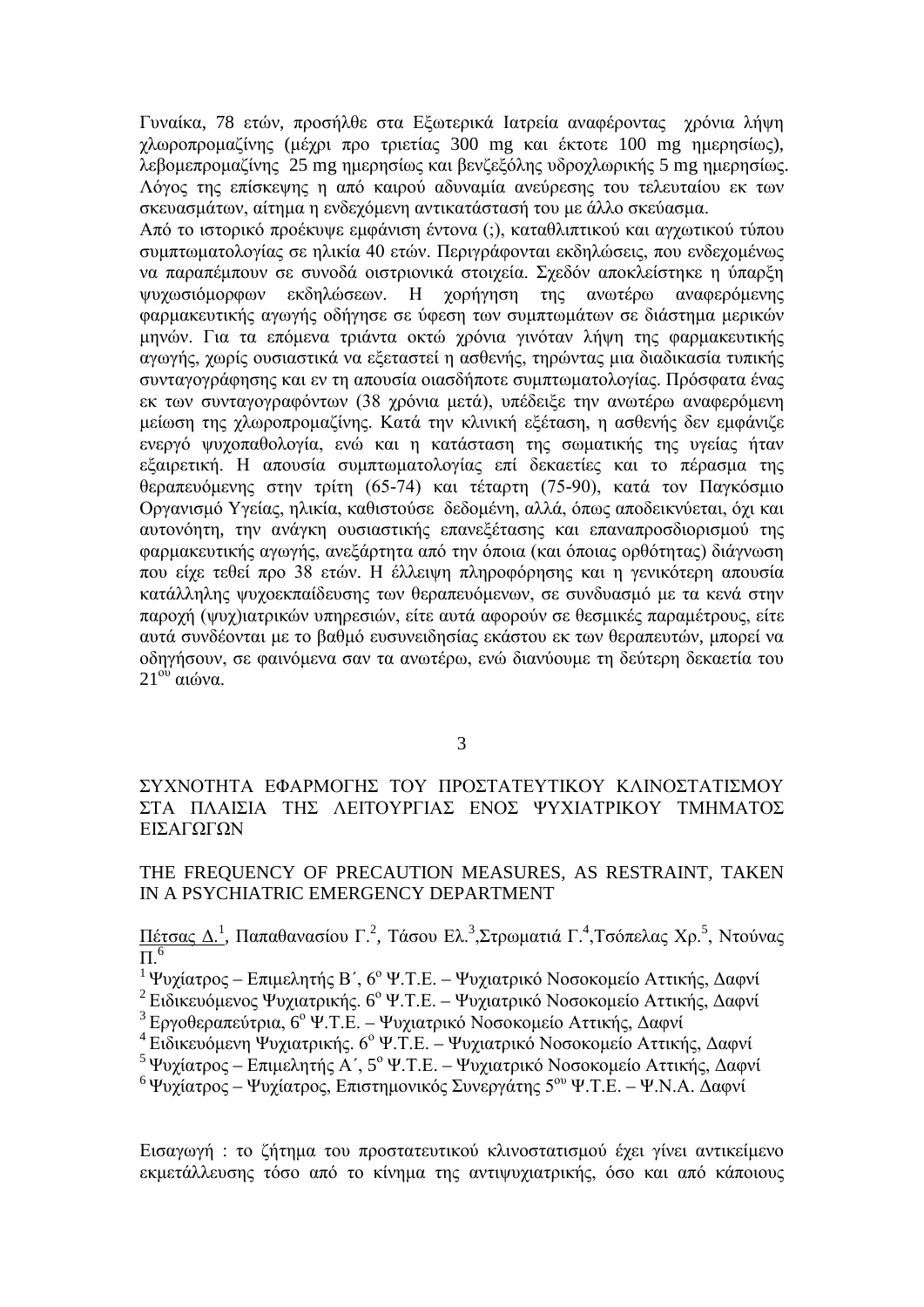Γυναίκα, 78 ετών, προσήλθε στα Εξωτερικά Ιατρεία αναφέροντας χρόνια λήψη χλωροπρομαζίνης (μέχρι προ τριετίας 300 mg και έκτοτε 100 mg ημερησίως), λεβομεπρομαζίνης 25 mg ημερησίως και βενζεξόλης υδροχλωρικής 5 mg ημερησίως. Λόγος της επίσκεψης η από καιρού αδυναμία ανεύρεσης του τελευταίου εκ των σκευασμάτων, αίτημα η ενδεχόμενη αντικατάστασή του με άλλο σκεύασμα. Από το ιστορικό προέκυψε εμφάνιση έντονα (;), καταθλιπτικού και αγχωτικού τύπου συμπτωματολογίας σε ηλικία 40 ετών. Περιγράφονται εκδηλώσεις, που ενδεχομένως να παραπέμπουν σε συνοδά οιστριονικά στοιχεία. Σχεδόν αποκλείστηκε η ύπαρξη ψυχωσιόμορφων εκδηλώσεων. Η χορήγηση της ανωτέρω αναφερόμενης φαρμακευτικής αγωγής οδήγησε σε ύφεση των συμπτωμάτων σε διάστημα μερικών μηνών. Για τα επόμενα τριάντα οκτώ χρόνια γινόταν λήψη της φαρμακευτικής αγωγής, χωρίς ουσιαστικά να εξεταστεί η ασθενής, τηρώντας μια διαδικασία τυπικής συνταγογράφησης και εν τη απουσία οιασδήποτε συμπτωματολογίας. Πρόσφατα ένας εκ των συνταγογραφόντων (38 χρόνια μετά), υπέδειξε την ανωτέρω αναφερόμενη μείωση της χλωροπρομαζίνης. Κατά την κλινική εξέταση, η ασθενής δεν εμφάνιζε ενεργό ψυχοπαθολογία, ενώ και η κατάσταση της σωματικής της υγείας ήταν εξαιρετική. Η απουσία συμπτωματολογίας επί δεκαετίες και το πέρασμα της θεραπευόμενης στην τρίτη (65-74) και τέταρτη (75-90), κατά τον Παγκόσμιο Οργανισμό Υγείας, ηλικία, καθιστούσε δεδομένη, αλλά, όπως αποδεικνύεται, όχι και αυτονόητη, την ανάγκη ουσιαστικής επανεξέτασης και επαναπροσδιορισμού της φαρμακευτικής αγωγής, ανεξάρτητα από την όποια (και όποιας ορθότητας) διάγνωση που είχε τεθεί προ 38 ετών. Η έλλειψη πληροφόρησης και η γενικότερη απουσία κατάλληλης ψυχοεκπαίδευσης των θεραπευόμενων, σε συνδυασμό με τα κενά στην παροχή (ψυχ)ιατρικών υπηρεσιών, είτε αυτά αφορούν σε θεσμικές παραμέτρους, είτε αυτά συνδέονται με το βαθμό ευσυνειδησίας εκάστου εκ των θεραπευτών, μπορεί να οδηγήσουν, σε φαινόμενα σαν τα ανωτέρω, ενώ διανύουμε τη δεύτερη δεκαετία του 21ου αιώνα.

3

## ΣΥΧΝΟΤΗΤΑ ΕΦΑΡΜΟΓΗΣ ΤΟΥ ΠΡΟΣΤΑΤΕΥΤΙΚΟΥ ΚΛΙΝΟΣΤΑΤΙΣΜΟΥ ΣΤΑ ΠΛΑΙΣΙΑ ΤΗΣ ΛΕΙΤΟΥΡΓΙΑΣ ΕΝΟΣ ΨΥΧΙΑΤΡΙΚΟΥ ΤΜΗΜΑΤΟΣ ΕΙΣΑΓΩΓΩΝ

## THE FREQUENCY OF PRECAUTION MEASURES, AS RESTRAINT, TAKEN IN A PSYCHIATRIC EMERGENCY DEPARTMENT

Πέτσας Δ.[1], Παπαθανασίου Γ.[2], Τάσου Ελ.[3], Στρωματιά Γ.[4], Τσόπελας Χρ.[5], Ντούνας Π.[6]

[1] Ψυχίατρος – Επιμελητής Β΄, 6ο Ψ.Τ.Ε. – Ψυχιατρικό Νοσοκομείο Αττικής, Δαφνί
[2] Ειδικευόμενος Ψυχιατρικής. 6ο Ψ.Τ.Ε. – Ψυχιατρικό Νοσοκομείο Αττικής, Δαφνί
[3] Εργοθεραπεύτρια, 6ο Ψ.Τ.Ε. – Ψυχιατρικό Νοσοκομείο Αττικής, Δαφνί
[4] Ειδικευόμενη Ψυχιατρικής. 6ο Ψ.Τ.Ε. – Ψυχιατρικό Νοσοκομείο Αττικής, Δαφνί
[5] Ψυχίατρος – Επιμελητής Α΄, 5ο Ψ.Τ.Ε. – Ψυχιατρικό Νοσοκομείο Αττικής, Δαφνί
[6] Ψυχίατρος – Ψυχίατρος, Επιστημονικός Συνεργάτης 5ου Ψ.Τ.Ε. – Ψ.Ν.Α. Δαφνί

Εισαγωγή : το ζήτημα του προστατευτικού κλινοστατισμού έχει γίνει αντικείμενο εκμετάλλευσης τόσο από το κίνημα της αντιψυχιατρικής, όσο και από κάποιους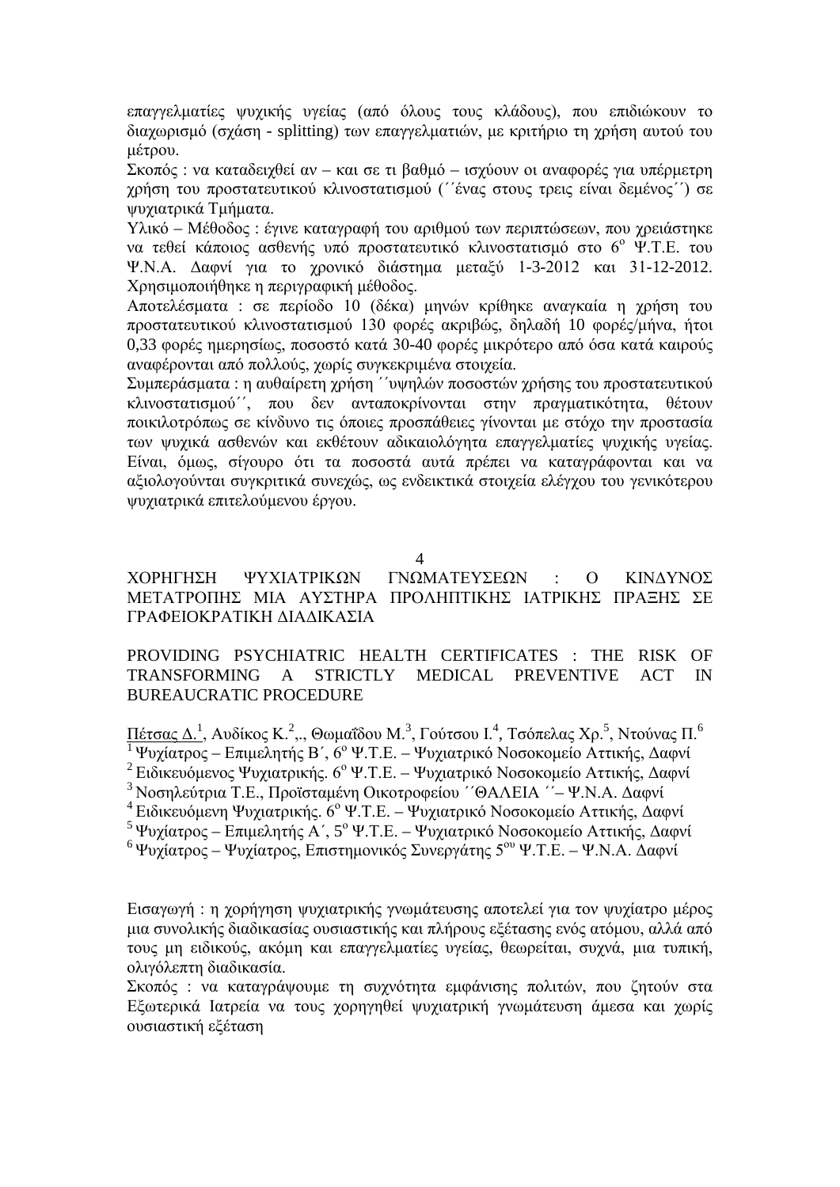επαγγελματίες ψυχικής υγείας (από όλους τους κλάδους), που επιδιώκουν το διαχωρισμό (σχάση - splitting) των επαγγελματιών, με κριτήριο τη χρήση αυτού του μέτρου.

Σκοπός : να καταδειχθεί αν – και σε τι βαθμό – ισχύουν οι αναφορές για υπέρμετρη χρήση του προστατευτικού κλινοστατισμού (΄΄ένας στους τρεις είναι δεμένος΄΄) σε ψυχιατρικά Τμήματα.

Υλικό – Μέθοδος : έγινε καταγραφή του αριθμού των περιπτώσεων, που χρειάστηκε να τεθεί κάποιος ασθενής υπό προστατευτικό κλινοστατισμό στο 6ο Ψ.Τ.Ε. του Ψ.Ν.Α. Δαφνί για το χρονικό διάστημα μεταξύ 1-3-2012 και 31-12-2012. Χρησιμοποιήθηκε η περιγραφική μέθοδος.

Αποτελέσματα : σε περίοδο 10 (δέκα) μηνών κρίθηκε αναγκαία η χρήση του προστατευτικού κλινοστατισμού 130 φορές ακριβώς, δηλαδή 10 φορές/μήνα, ήτοι 0,33 φορές ημερησίως, ποσοστό κατά 30-40 φορές μικρότερο από όσα κατά καιρούς αναφέρονται από πολλούς, χωρίς συγκεκριμένα στοιχεία.

Συμπεράσματα : η αυθαίρετη χρήση ΄΄υψηλών ποσοστών χρήσης του προστατευτικού κλινοστατισμού΄΄, που δεν ανταποκρίνονται στην πραγματικότητα, θέτουν ποικιλοτρόπως σε κίνδυνο τις όποιες προσπάθειες γίνονται με στόχο την προστασία των ψυχικά ασθενών και εκθέτουν αδικαιολόγητα επαγγελματίες ψυχικής υγείας. Είναι, όμως, σίγουρο ότι τα ποσοστά αυτά πρέπει να καταγράφονται και να αξιολογούνται συγκριτικά συνεχώς, ως ενδεικτικά στοιχεία ελέγχου του γενικότερου ψυχιατρικά επιτελούμενου έργου.

4

## ΧΟΡΗΓΗΣΗ ΨΥΧΙΑΤΡΙΚΩΝ ΓΝΩΜΑΤΕΥΣΕΩΝ : Ο ΚΙΝΔΥΝΟΣ ΜΕΤΑΤΡΟΠΗΣ ΜΙΑ ΑΥΣΤΗΡΑ ΠΡΟΛΗΠΤΙΚΗΣ ΙΑΤΡΙΚΗΣ ΠΡΑΞΗΣ ΣΕ ΓΡΑΦΕΙΟΚΡΑΤΙΚΗ ΔΙΑΔΙΚΑΣΙΑ

## PROVIDING PSYCHIATRIC HEALTH CERTIFICATES : THE RISK OF TRANSFORMING A STRICTLY MEDICAL PREVENTIVE ACT IN BUREAUCRATIC PROCEDURE

<u>Πέτσας Δ.</u>[1], Αυδίκος Κ.[2],., Θωμαΐδου Μ.[3], Γούτσου Ι.[4], Τσόπελας Χρ.[5], Ντούνας Π.[6]

[1] Ψυχίατρος – Επιμελητής Β΄, 6ο Ψ.Τ.Ε. – Ψυχιατρικό Νοσοκομείο Αττικής, Δαφνί
[2] Ειδικευόμενος Ψυχιατρικής. 6ο Ψ.Τ.Ε. – Ψυχιατρικό Νοσοκομείο Αττικής, Δαφνί
[3] Νοσηλεύτρια Τ.Ε., Προϊσταμένη Οικοτροφείου ΄΄ΘΑΛΕΙΑ ΄΄– Ψ.Ν.Α. Δαφνί
[4] Ειδικευόμενη Ψυχιατρικής. 6ο Ψ.Τ.Ε. – Ψυχιατρικό Νοσοκομείο Αττικής, Δαφνί
[5] Ψυχίατρος – Επιμελητής Α΄, 5ο Ψ.Τ.Ε. – Ψυχιατρικό Νοσοκομείο Αττικής, Δαφνί
[6] Ψυχίατρος – Ψυχίατρος, Επιστημονικός Συνεργάτης 5ου Ψ.Τ.Ε. – Ψ.Ν.Α. Δαφνί

Εισαγωγή : η χορήγηση ψυχιατρικής γνωμάτευσης αποτελεί για τον ψυχίατρο μέρος μια συνολικής διαδικασίας ουσιαστικής και πλήρους εξέτασης ενός ατόμου, αλλά από τους μη ειδικούς, ακόμη και επαγγελματίες υγείας, θεωρείται, συχνά, μια τυπική, ολιγόλεπτη διαδικασία.

Σκοπός : να καταγράψουμε τη συχνότητα εμφάνισης πολιτών, που ζητούν στα Εξωτερικά Ιατρεία να τους χορηγηθεί ψυχιατρική γνωμάτευση άμεσα και χωρίς ουσιαστική εξέταση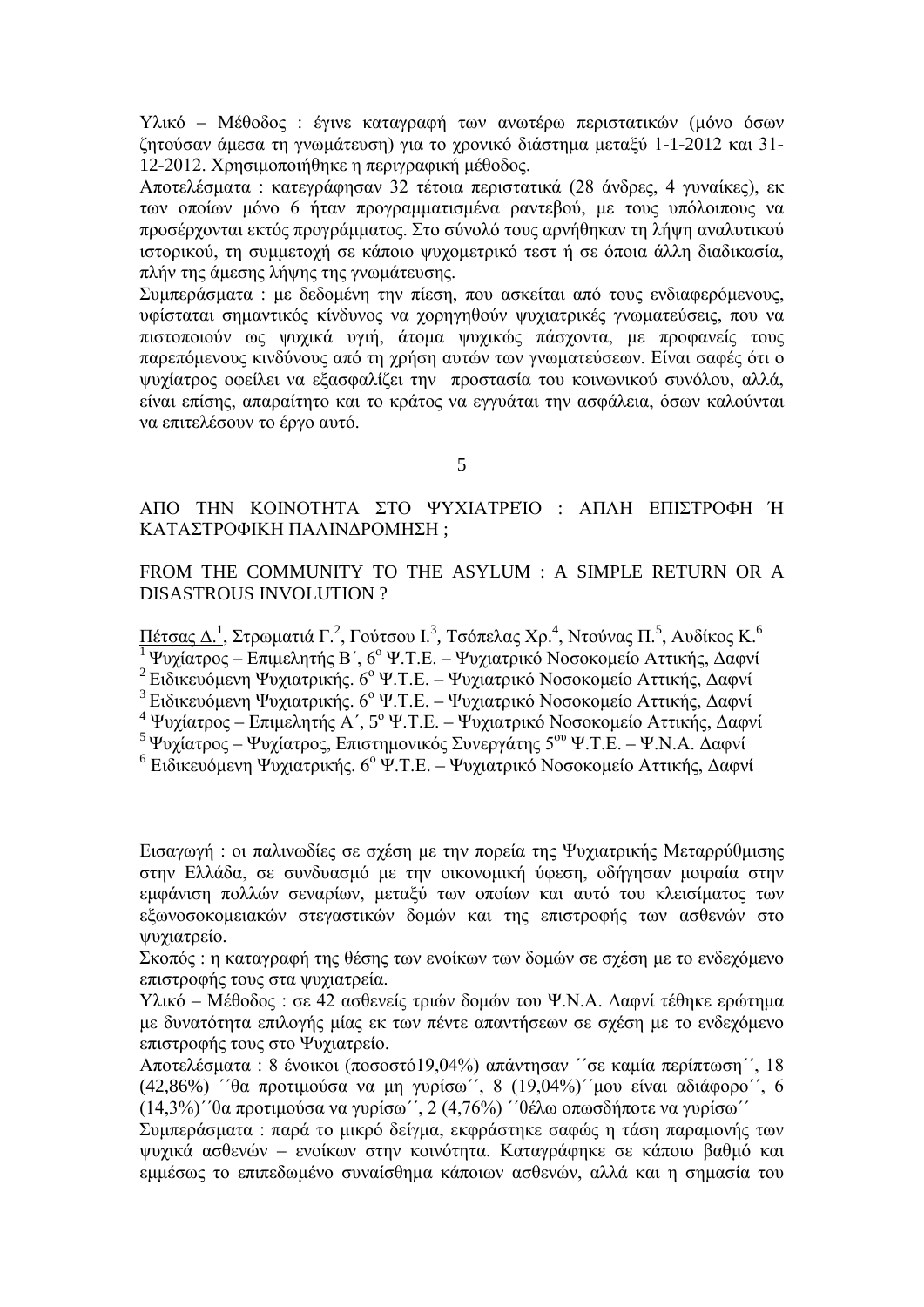Υλικό – Μέθοδος : έγινε καταγραφή των ανωτέρω περιστατικών (μόνο όσων ζητούσαν άμεσα τη γνωμάτευση) για το χρονικό διάστημα μεταξύ 1-1-2012 και 31-12-2012. Χρησιμοποιήθηκε η περιγραφική μέθοδος.

Αποτελέσματα : κατεγράφησαν 32 τέτοια περιστατικά (28 άνδρες, 4 γυναίκες), εκ των οποίων μόνο 6 ήταν προγραμματισμένα ραντεβού, με τους υπόλοιπους να προσέρχονται εκτός προγράμματος. Στο σύνολό τους αρνήθηκαν τη λήψη αναλυτικού ιστορικού, τη συμμετοχή σε κάποιο ψυχομετρικό τεστ ή σε όποια άλλη διαδικασία, πλήν της άμεσης λήψης της γνωμάτευσης.

Συμπεράσματα : με δεδομένη την πίεση, που ασκείται από τους ενδιαφερόμενους, υφίσταται σημαντικός κίνδυνος να χορηγηθούν ψυχιατρικές γνωματεύσεις, που να πιστοποιούν ως ψυχικά υγιή, άτομα ψυχικώς πάσχοντα, με προφανείς τους παρεπόμενους κινδύνους από τη χρήση αυτών των γνωματεύσεων. Είναι σαφές ότι ο ψυχίατρος οφείλει να εξασφαλίζει την προστασία του κοινωνικού συνόλου, αλλά, είναι επίσης, απαραίτητο και το κράτος να εγγυάται την ασφάλεια, όσων καλούνται να επιτελέσουν το έργο αυτό.

5

## ΑΠΟ ΤΗΝ ΚΟΙΝΟΤΗΤΑ ΣΤΟ ΨΥΧΙΑΤΡΕΊΟ : ΑΠΛΗ ΕΠΙΣΤΡΟΦΗ Ή ΚΑΤΑΣΤΡΟΦΙΚΗ ΠΑΛΙΝΔΡΟΜΗΣΗ ;

## FROM THE COMMUNITY TO THE ASYLUM : A SIMPLE RETURN OR A DISASTROUS INVOLUTION ?

Πέτσας Δ.[1], Στρωματιά Γ.[2], Γούτσου Ι.[3], Τσόπελας Χρ.[4], Ντούνας Π.[5], Αυδίκος Κ.[6]

[1] Ψυχίατρος – Επιμελητής Β΄, 6ο Ψ.Τ.Ε. – Ψυχιατρικό Νοσοκομείο Αττικής, Δαφνί
[2] Ειδικευόμενη Ψυχιατρικής. 6ο Ψ.Τ.Ε. – Ψυχιατρικό Νοσοκομείο Αττικής, Δαφνί
[3] Ειδικευόμενη Ψυχιατρικής. 6ο Ψ.Τ.Ε. – Ψυχιατρικό Νοσοκομείο Αττικής, Δαφνί
[4] Ψυχίατρος – Επιμελητής Α΄, 5ο Ψ.Τ.Ε. – Ψυχιατρικό Νοσοκομείο Αττικής, Δαφνί
[5] Ψυχίατρος – Ψυχίατρος, Επιστημονικός Συνεργάτης 5ου Ψ.Τ.Ε. – Ψ.Ν.Α. Δαφνί
[6] Ειδικευόμενη Ψυχιατρικής. 6ο Ψ.Τ.Ε. – Ψυχιατρικό Νοσοκομείο Αττικής, Δαφνί

Εισαγωγή : οι παλινωδίες σε σχέση με την πορεία της Ψυχιατρικής Μεταρρύθμισης στην Ελλάδα, σε συνδυασμό με την οικονομική ύφεση, οδήγησαν μοιραία στην εμφάνιση πολλών σεναρίων, μεταξύ των οποίων και αυτό του κλεισίματος των εξωνοσοκομειακών στεγαστικών δομών και της επιστροφής των ασθενών στο ψυχιατρείο.

Σκοπός : η καταγραφή της θέσης των ενοίκων των δομών σε σχέση με το ενδεχόμενο επιστροφής τους στα ψυχιατρεία.

Υλικό – Μέθοδος : σε 42 ασθενείς τριών δομών του Ψ.Ν.Α. Δαφνί τέθηκε ερώτημα με δυνατότητα επιλογής μίας εκ των πέντε απαντήσεων σε σχέση με το ενδεχόμενο επιστροφής τους στο Ψυχιατρείο.

Αποτελέσματα : 8 ένοικοι (ποσοστό19,04%) απάντησαν ΄΄σε καμία περίπτωση΄΄, 18 (42,86%) ΄΄θα προτιμούσα να μη γυρίσω΄΄, 8 (19,04%)΄΄μου είναι αδιάφορο΄΄, 6 (14,3%)΄΄θα προτιμούσα να γυρίσω΄΄, 2 (4,76%) ΄΄θέλω οπωσδήποτε να γυρίσω΄΄

Συμπεράσματα : παρά το μικρό δείγμα, εκφράστηκε σαφώς η τάση παραμονής των ψυχικά ασθενών – ενοίκων στην κοινότητα. Καταγράφηκε σε κάποιο βαθμό και εμμέσως το επιπεδωμένο συναίσθημα κάποιων ασθενών, αλλά και η σημασία του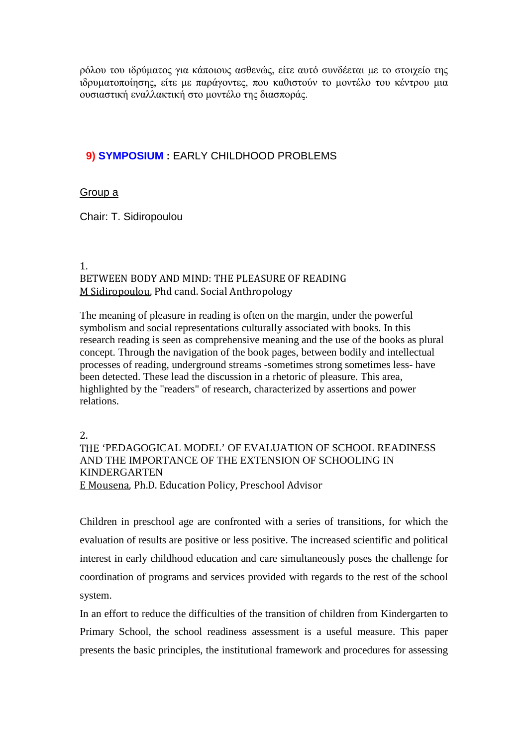ρόλου του ιδρύματος για κάποιους ασθενώς, είτε αυτό συνδέεται με το στοιχείο της ιδρυματοποίησης, είτε με παράγοντες, που καθιστούν το μοντέλο του κέντρου μια ουσιαστική εναλλακτική στο μοντέλο της διασποράς.

## 9) **SYMPOSIUM :** EARLY CHILDHOOD PROBLEMS

Group a

Chair: T. Sidiropoulou

1.
BETWEEN BODY AND MIND: THE PLEASURE OF READING
M Sidiropoulou, Phd cand. Social Anthropology

The meaning of pleasure in reading is often on the margin, under the powerful symbolism and social representations culturally associated with books. In this research reading is seen as comprehensive meaning and the use of the books as plural concept. Through the navigation of the book pages, between bodily and intellectual processes of reading, underground streams -sometimes strong sometimes less- have been detected. These lead the discussion in a rhetoric of pleasure. This area, highlighted by the "readers" of research, characterized by assertions and power relations.

2.
THE 'PEDAGOGICAL MODEL' OF EVALUATION OF SCHOOL READINESS AND THE IMPORTANCE OF THE EXTENSION OF SCHOOLING IN KINDERGARTEN
E Mousena, Ph.D. Education Policy, Preschool Advisor

Children in preschool age are confronted with a series of transitions, for which the evaluation of results are positive or less positive. The increased scientific and political interest in early childhood education and care simultaneously poses the challenge for coordination of programs and services provided with regards to the rest of the school system.

In an effort to reduce the difficulties of the transition of children from Kindergarten to Primary School, the school readiness assessment is a useful measure. This paper presents the basic principles, the institutional framework and procedures for assessing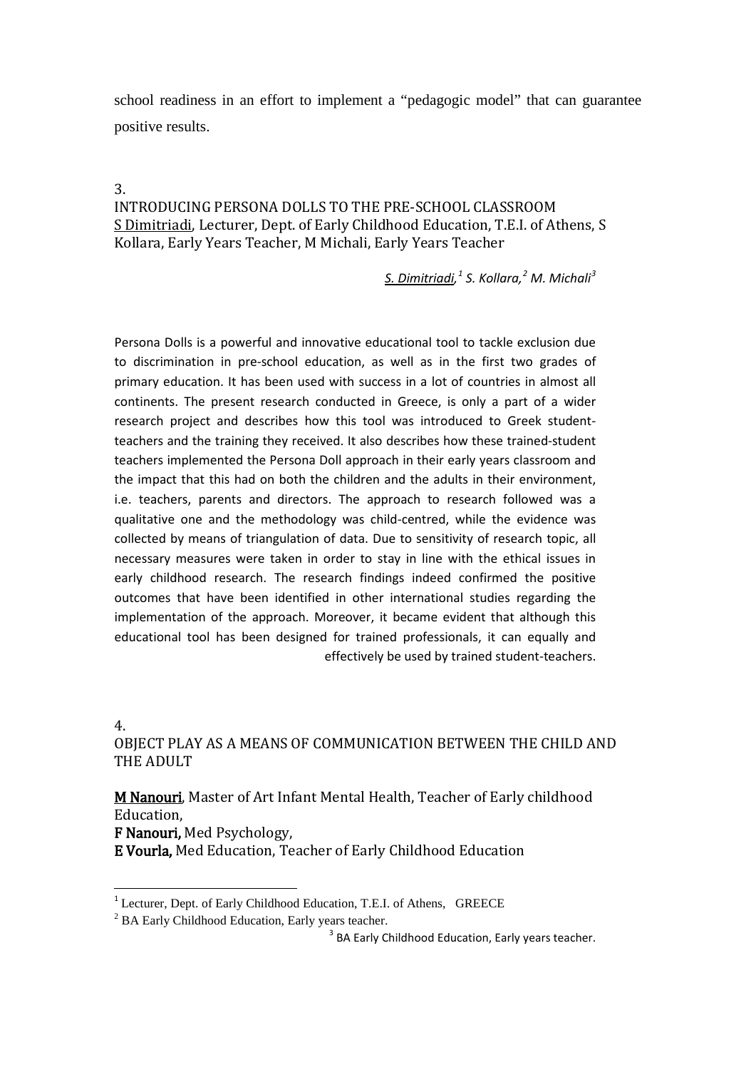school readiness in an effort to implement a "pedagogic model" that can guarantee positive results.

3.

## INTRODUCING PERSONA DOLLS TO THE PRE-SCHOOL CLASSROOM

S Dimitriadi, Lecturer, Dept. of Early Childhood Education, T.E.I. of Athens, S Kollara, Early Years Teacher, M Michali, Early Years Teacher

*S. Dimitriadi,[1] S. Kollara,[2] M. Michali[3]*

Persona Dolls is a powerful and innovative educational tool to tackle exclusion due to discrimination in pre-school education, as well as in the first two grades of primary education. It has been used with success in a lot of countries in almost all continents. The present research conducted in Greece, is only a part of a wider research project and describes how this tool was introduced to Greek student-teachers and the training they received. It also describes how these trained-student teachers implemented the Persona Doll approach in their early years classroom and the impact that this had on both the children and the adults in their environment, i.e. teachers, parents and directors. The approach to research followed was a qualitative one and the methodology was child-centred, while the evidence was collected by means of triangulation of data. Due to sensitivity of research topic, all necessary measures were taken in order to stay in line with the ethical issues in early childhood research. The research findings indeed confirmed the positive outcomes that have been identified in other international studies regarding the implementation of the approach. Moreover, it became evident that although this educational tool has been designed for trained professionals, it can equally and effectively be used by trained student-teachers.

4.

## OBJECT PLAY AS A MEANS OF COMMUNICATION BETWEEN THE CHILD AND THE ADULT

**M Nanouri**, Master of Art Infant Mental Health, Teacher of Early childhood Education,

**F Nanouri,** Med Psychology,

**E Vourla,** Med Education, Teacher of Early Childhood Education

[1] Lecturer, Dept. of Early Childhood Education, T.E.I. of Athens, GREECE

[2] BA Early Childhood Education, Early years teacher.

[3] BA Early Childhood Education, Early years teacher.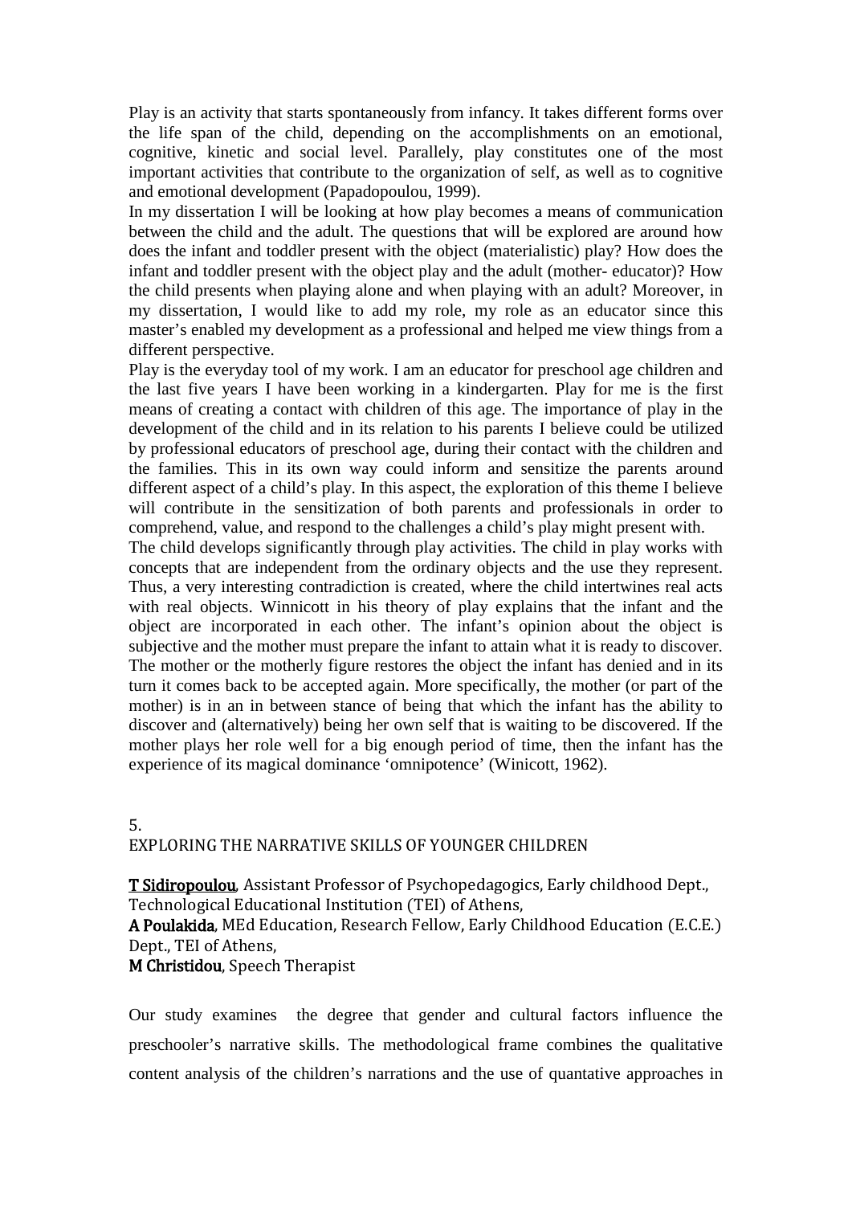Play is an activity that starts spontaneously from infancy. It takes different forms over the life span of the child, depending on the accomplishments on an emotional, cognitive, kinetic and social level. Parallely, play constitutes one of the most important activities that contribute to the organization of self, as well as to cognitive and emotional development (Papadopoulou, 1999).

In my dissertation I will be looking at how play becomes a means of communication between the child and the adult. The questions that will be explored are around how does the infant and toddler present with the object (materialistic) play? How does the infant and toddler present with the object play and the adult (mother- educator)? How the child presents when playing alone and when playing with an adult? Moreover, in my dissertation, I would like to add my role, my role as an educator since this master's enabled my development as a professional and helped me view things from a different perspective.

Play is the everyday tool of my work. I am an educator for preschool age children and the last five years I have been working in a kindergarten. Play for me is the first means of creating a contact with children of this age. The importance of play in the development of the child and in its relation to his parents I believe could be utilized by professional educators of preschool age, during their contact with the children and the families. This in its own way could inform and sensitize the parents around different aspect of a child's play. In this aspect, the exploration of this theme I believe will contribute in the sensitization of both parents and professionals in order to comprehend, value, and respond to the challenges a child's play might present with.

The child develops significantly through play activities. The child in play works with concepts that are independent from the ordinary objects and the use they represent. Thus, a very interesting contradiction is created, where the child intertwines real acts with real objects. Winnicott in his theory of play explains that the infant and the object are incorporated in each other. The infant's opinion about the object is subjective and the mother must prepare the infant to attain what it is ready to discover. The mother or the motherly figure restores the object the infant has denied and in its turn it comes back to be accepted again. More specifically, the mother (or part of the mother) is in an in between stance of being that which the infant has the ability to discover and (alternatively) being her own self that is waiting to be discovered. If the mother plays her role well for a big enough period of time, then the infant has the experience of its magical dominance 'omnipotence' (Winicott, 1962).

## 5. EXPLORING THE NARRATIVE SKILLS OF YOUNGER CHILDREN

**T Sidiropoulou**, Assistant Professor of Psychopedagogics, Early childhood Dept., Technological Educational Institution (TEI) of Athens,
**A Poulakida**, MEd Education, Research Fellow, Early Childhood Education (E.C.E.) Dept., TEI of Athens,
**M Christidou**, Speech Therapist

Our study examines the degree that gender and cultural factors influence the preschooler's narrative skills. The methodological frame combines the qualitative content analysis of the children's narrations and the use of quantative approaches in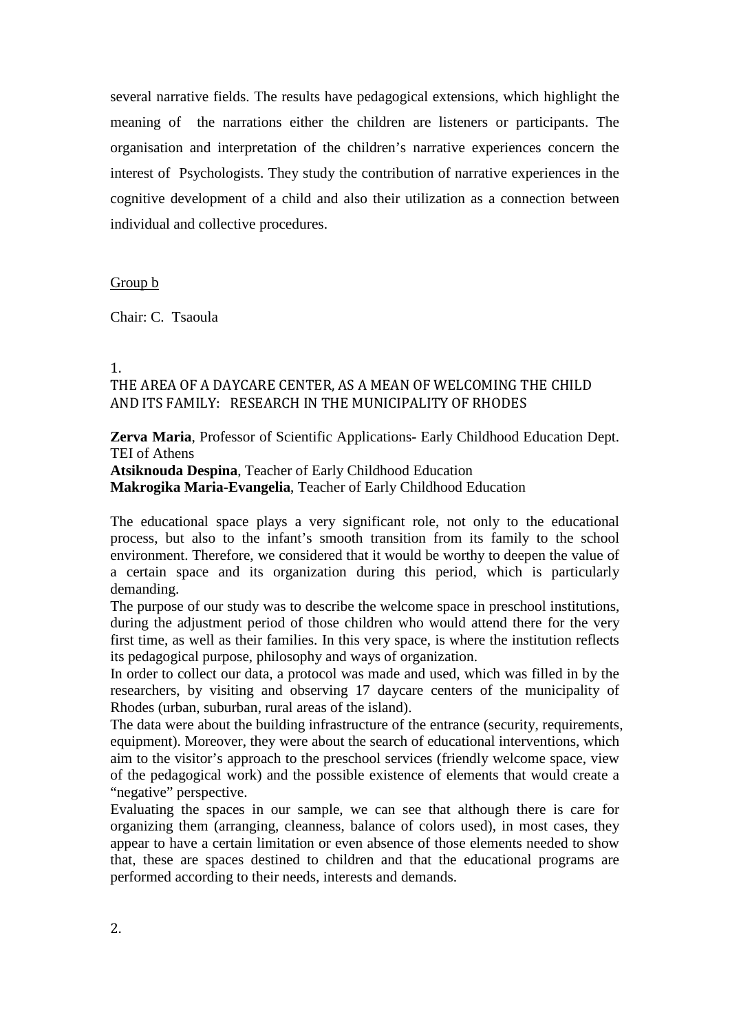several narrative fields. The results have pedagogical extensions, which highlight the meaning of the narrations either the children are listeners or participants. The organisation and interpretation of the children's narrative experiences concern the interest of Psychologists. They study the contribution of narrative experiences in the cognitive development of a child and also their utilization as a connection between individual and collective procedures.

Group b

Chair: C. Tsaoula

1.

### THE AREA OF A DAYCARE CENTER, AS A MEAN OF WELCOMING THE CHILD AND ITS FAMILY: RESEARCH IN THE MUNICIPALITY OF RHODES

**Zerva Maria**, Professor of Scientific Applications- Early Childhood Education Dept. TEI of Athens
**Atsiknouda Despina**, Teacher of Early Childhood Education
**Makrogika Maria-Evangelia**, Teacher of Early Childhood Education

The educational space plays a very significant role, not only to the educational process, but also to the infant's smooth transition from its family to the school environment. Therefore, we considered that it would be worthy to deepen the value of a certain space and its organization during this period, which is particularly demanding.
The purpose of our study was to describe the welcome space in preschool institutions, during the adjustment period of those children who would attend there for the very first time, as well as their families. In this very space, is where the institution reflects its pedagogical purpose, philosophy and ways of organization.
In order to collect our data, a protocol was made and used, which was filled in by the researchers, by visiting and observing 17 daycare centers of the municipality of Rhodes (urban, suburban, rural areas of the island).
The data were about the building infrastructure of the entrance (security, requirements, equipment). Moreover, they were about the search of educational interventions, which aim to the visitor's approach to the preschool services (friendly welcome space, view of the pedagogical work) and the possible existence of elements that would create a "negative" perspective.
Evaluating the spaces in our sample, we can see that although there is care for organizing them (arranging, cleanness, balance of colors used), in most cases, they appear to have a certain limitation or even absence of those elements needed to show that, these are spaces destined to children and that the educational programs are performed according to their needs, interests and demands.

2.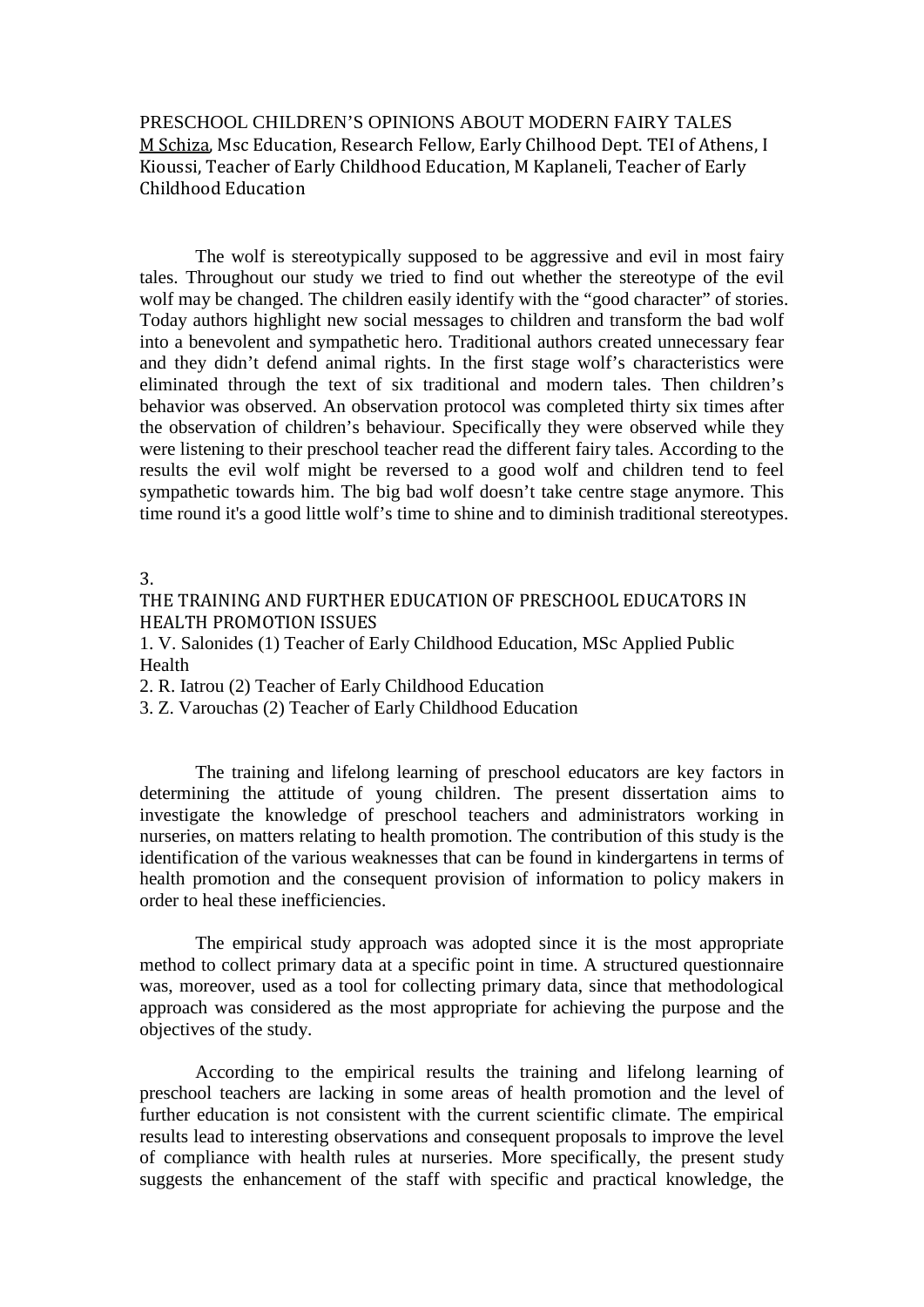PRESCHOOL CHILDREN'S OPINIONS ABOUT MODERN FAIRY TALES

M Schiza, Msc Education, Research Fellow, Early Chilhood Dept. TEI of Athens, I Kioussi, Teacher of Early Childhood Education, M Kaplaneli, Teacher of Early Childhood Education

The wolf is stereotypically supposed to be aggressive and evil in most fairy tales. Throughout our study we tried to find out whether the stereotype of the evil wolf may be changed. The children easily identify with the "good character" of stories. Today authors highlight new social messages to children and transform the bad wolf into a benevolent and sympathetic hero. Traditional authors created unnecessary fear and they didn't defend animal rights. In the first stage wolf's characteristics were eliminated through the text of six traditional and modern tales. Then children's behavior was observed. An observation protocol was completed thirty six times after the observation of children's behaviour. Specifically they were observed while they were listening to their preschool teacher read the different fairy tales. According to the results the evil wolf might be reversed to a good wolf and children tend to feel sympathetic towards him. The big bad wolf doesn't take centre stage anymore. This time round it's a good little wolf's time to shine and to diminish traditional stereotypes.

3.

THE TRAINING AND FURTHER EDUCATION OF PRESCHOOL EDUCATORS IN HEALTH PROMOTION ISSUES

1. V. Salonides (1) Teacher of Early Childhood Education, MSc Applied Public Health
2. R. Iatrou (2) Teacher of Early Childhood Education
3. Z. Varouchas (2) Teacher of Early Childhood Education

The training and lifelong learning of preschool educators are key factors in determining the attitude of young children. The present dissertation aims to investigate the knowledge of preschool teachers and administrators working in nurseries, on matters relating to health promotion. The contribution of this study is the identification of the various weaknesses that can be found in kindergartens in terms of health promotion and the consequent provision of information to policy makers in order to heal these inefficiencies.

The empirical study approach was adopted since it is the most appropriate method to collect primary data at a specific point in time. A structured questionnaire was, moreover, used as a tool for collecting primary data, since that methodological approach was considered as the most appropriate for achieving the purpose and the objectives of the study.

According to the empirical results the training and lifelong learning of preschool teachers are lacking in some areas of health promotion and the level of further education is not consistent with the current scientific climate. The empirical results lead to interesting observations and consequent proposals to improve the level of compliance with health rules at nurseries. More specifically, the present study suggests the enhancement of the staff with specific and practical knowledge, the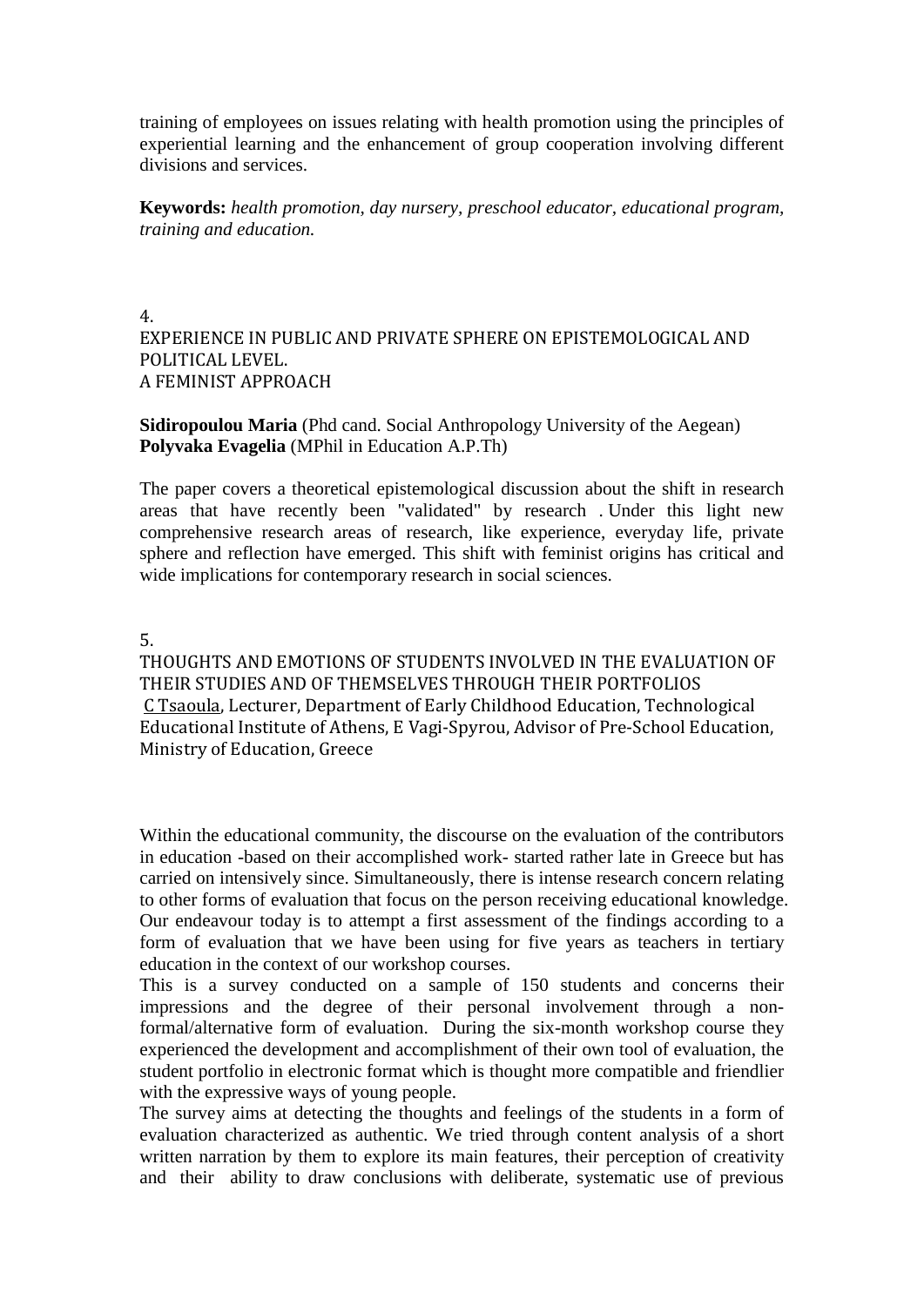training of employees on issues relating with health promotion using the principles of experiential learning and the enhancement of group cooperation involving different divisions and services.

**Keywords:** *health promotion, day nursery, preschool educator, educational program, training and education.*

4.

## EXPERIENCE IN PUBLIC AND PRIVATE SPHERE ON EPISTEMOLOGICAL AND POLITICAL LEVEL. A FEMINIST APPROACH

**Sidiropoulou Maria** (Phd cand. Social Anthropology University of the Aegean)
**Polyvaka Evagelia** (MPhil in Education A.P.Th)

The paper covers a theoretical epistemological discussion about the shift in research areas that have recently been "validated" by research . Under this light new comprehensive research areas of research, like experience, everyday life, private sphere and reflection have emerged. This shift with feminist origins has critical and wide implications for contemporary research in social sciences.

5.

## THOUGHTS AND EMOTIONS OF STUDENTS INVOLVED IN THE EVALUATION OF THEIR STUDIES AND OF THEMSELVES THROUGH THEIR PORTFOLIOS

C Tsaoula, Lecturer, Department of Early Childhood Education, Technological Educational Institute of Athens, E Vagi-Spyrou, Advisor of Pre-School Education, Ministry of Education, Greece

Within the educational community, the discourse on the evaluation of the contributors in education -based on their accomplished work- started rather late in Greece but has carried on intensively since. Simultaneously, there is intense research concern relating to other forms of evaluation that focus on the person receiving educational knowledge. Our endeavour today is to attempt a first assessment of the findings according to a form of evaluation that we have been using for five years as teachers in tertiary education in the context of our workshop courses.

This is a survey conducted on a sample of 150 students and concerns their impressions and the degree of their personal involvement through a non-formal/alternative form of evaluation. During the six-month workshop course they experienced the development and accomplishment of their own tool of evaluation, the student portfolio in electronic format which is thought more compatible and friendlier with the expressive ways of young people.

The survey aims at detecting the thoughts and feelings of the students in a form of evaluation characterized as authentic. We tried through content analysis of a short written narration by them to explore its main features, their perception of creativity and their ability to draw conclusions with deliberate, systematic use of previous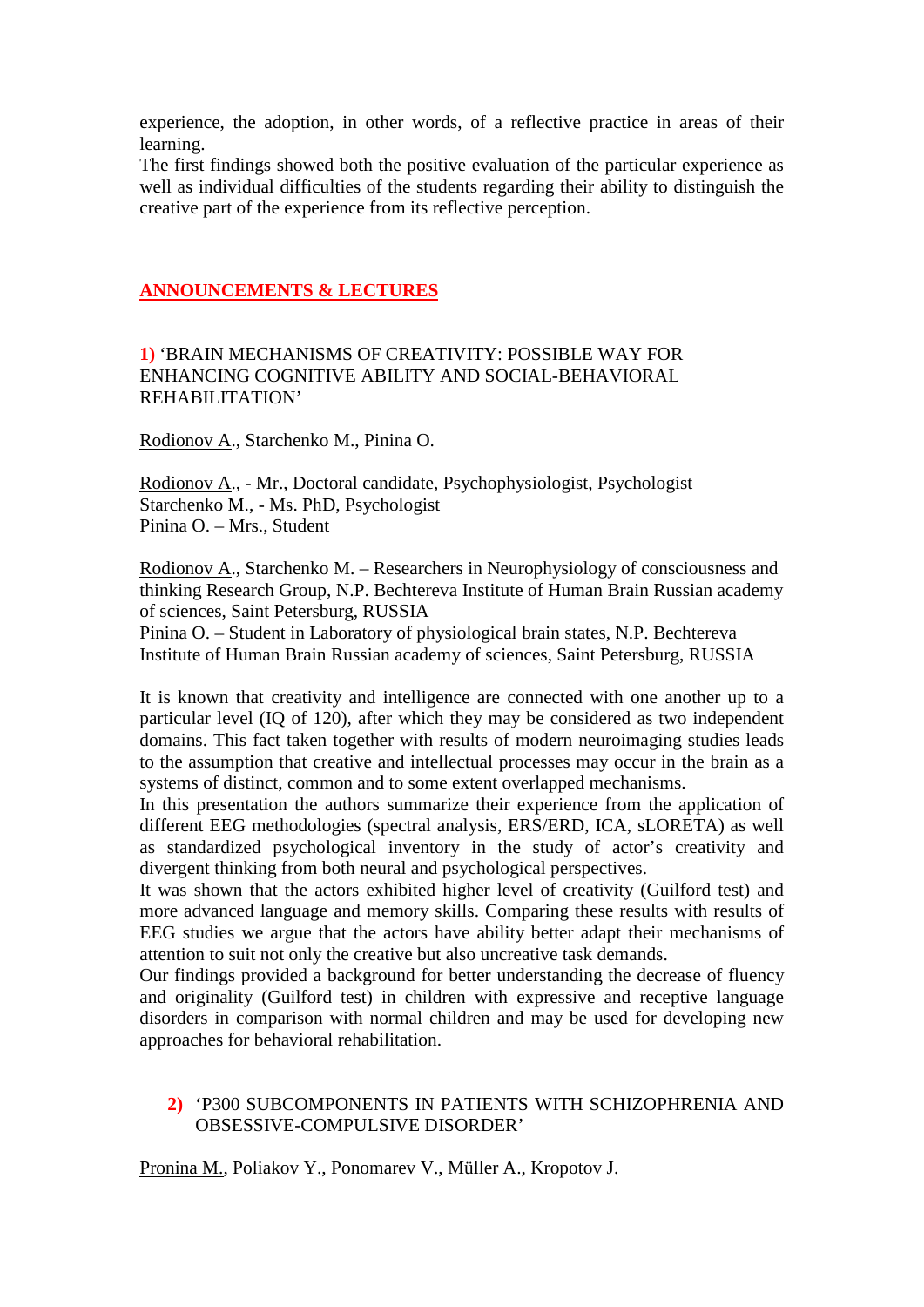experience, the adoption, in other words, of a reflective practice in areas of their learning.
The first findings showed both the positive evaluation of the particular experience as well as individual difficulties of the students regarding their ability to distinguish the creative part of the experience from its reflective perception.

## ANNOUNCEMENTS & LECTURES

### 1) 'BRAIN MECHANISMS OF CREATIVITY: POSSIBLE WAY FOR ENHANCING COGNITIVE ABILITY AND SOCIAL-BEHAVIORAL REHABILITATION'

Rodionov A., Starchenko M., Pinina O.

Rodionov A., - Mr., Doctoral candidate, Psychophysiologist, Psychologist
Starchenko M., - Ms. PhD, Psychologist
Pinina O. – Mrs., Student

Rodionov A., Starchenko M. – Researchers in Neurophysiology of consciousness and thinking Research Group, N.P. Bechtereva Institute of Human Brain Russian academy of sciences, Saint Petersburg, RUSSIA
Pinina O. – Student in Laboratory of physiological brain states, N.P. Bechtereva Institute of Human Brain Russian academy of sciences, Saint Petersburg, RUSSIA

It is known that creativity and intelligence are connected with one another up to a particular level (IQ of 120), after which they may be considered as two independent domains. This fact taken together with results of modern neuroimaging studies leads to the assumption that creative and intellectual processes may occur in the brain as a systems of distinct, common and to some extent overlapped mechanisms.
In this presentation the authors summarize their experience from the application of different EEG methodologies (spectral analysis, ERS/ERD, ICA, sLORETA) as well as standardized psychological inventory in the study of actor's creativity and divergent thinking from both neural and psychological perspectives.
It was shown that the actors exhibited higher level of creativity (Guilford test) and more advanced language and memory skills. Comparing these results with results of EEG studies we argue that the actors have ability better adapt their mechanisms of attention to suit not only the creative but also uncreative task demands.
Our findings provided a background for better understanding the decrease of fluency and originality (Guilford test) in children with expressive and receptive language disorders in comparison with normal children and may be used for developing new approaches for behavioral rehabilitation.

### 2) 'P300 SUBCOMPONENTS IN PATIENTS WITH SCHIZOPHRENIA AND OBSESSIVE-COMPULSIVE DISORDER'

Pronina M., Poliakov Y., Ponomarev V., Müller A., Kropotov J.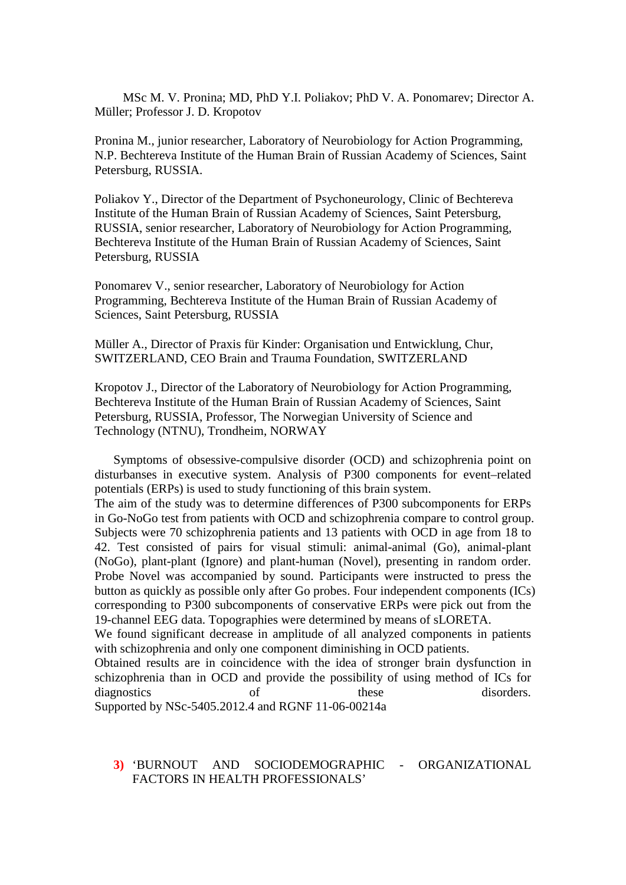MSc M. V. Pronina; MD, PhD Y.I. Poliakov; PhD V. A. Ponomarev; Director A. Müller; Professor J. D. Kropotov

Pronina M., junior researcher, Laboratory of Neurobiology for Action Programming, N.P. Bechtereva Institute of the Human Brain of Russian Academy of Sciences, Saint Petersburg, RUSSIA.

Poliakov Y., Director of the Department of Psychoneurology, Clinic of Bechtereva Institute of the Human Brain of Russian Academy of Sciences, Saint Petersburg, RUSSIA, senior researcher, Laboratory of Neurobiology for Action Programming, Bechtereva Institute of the Human Brain of Russian Academy of Sciences, Saint Petersburg, RUSSIA

Ponomarev V., senior researcher, Laboratory of Neurobiology for Action Programming, Bechtereva Institute of the Human Brain of Russian Academy of Sciences, Saint Petersburg, RUSSIA

Müller A., Director of Praxis für Kinder: Organisation und Entwicklung, Chur, SWITZERLAND, CEO Brain and Trauma Foundation, SWITZERLAND

Kropotov J., Director of the Laboratory of Neurobiology for Action Programming, Bechtereva Institute of the Human Brain of Russian Academy of Sciences, Saint Petersburg, RUSSIA, Professor, The Norwegian University of Science and Technology (NTNU), Trondheim, NORWAY

Symptoms of obsessive-compulsive disorder (OCD) and schizophrenia point on disturbanses in executive system. Analysis of P300 components for event–related potentials (ERPs) is used to study functioning of this brain system.
The aim of the study was to determine differences of P300 subcomponents for ERPs in Go-NoGo test from patients with OCD and schizophrenia compare to control group. Subjects were 70 schizophrenia patients and 13 patients with OCD in age from 18 to 42. Test consisted of pairs for visual stimuli: animal-animal (Go), animal-plant (NoGo), plant-plant (Ignore) and plant-human (Novel), presenting in random order. Probe Novel was accompanied by sound. Participants were instructed to press the button as quickly as possible only after Go probes. Four independent components (ICs) corresponding to P300 subcomponents of conservative ERPs were pick out from the 19-channel EEG data. Topographies were determined by means of sLORETA.
We found significant decrease in amplitude of all analyzed components in patients with schizophrenia and only one component diminishing in OCD patients.
Obtained results are in coincidence with the idea of stronger brain dysfunction in schizophrenia than in OCD and provide the possibility of using method of ICs for diagnostics of these disorders.
Supported by NSc-5405.2012.4 and RGNF 11-06-00214a

## 3) 'BURNOUT AND SOCIODEMOGRAPHIC - ORGANIZATIONAL FACTORS IN HEALTH PROFESSIONALS'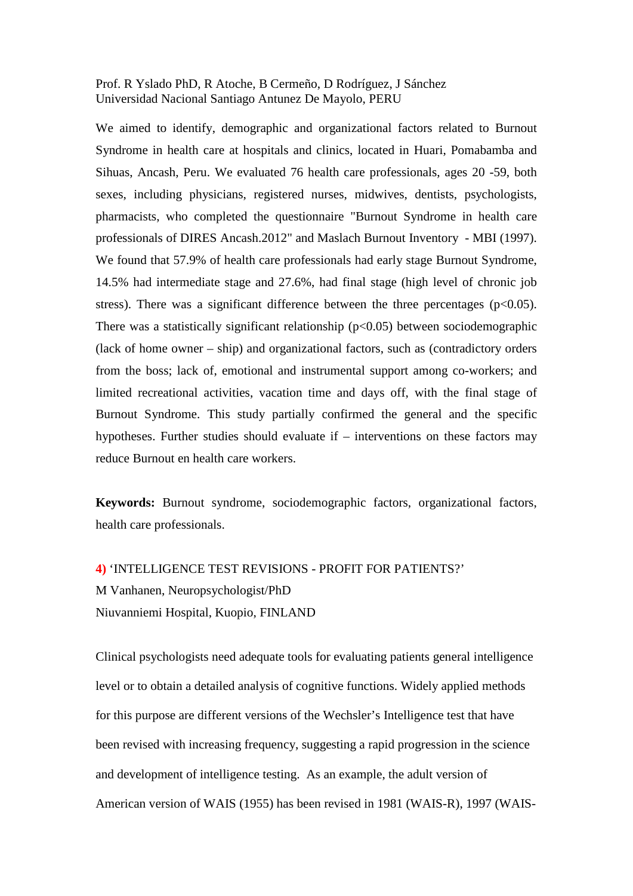Prof. R Yslado PhD, R Atoche, B Cermeño, D Rodríguez, J Sánchez
Universidad Nacional Santiago Antunez De Mayolo, PERU

We aimed to identify, demographic and organizational factors related to Burnout Syndrome in health care at hospitals and clinics, located in Huari, Pomabamba and Sihuas, Ancash, Peru. We evaluated 76 health care professionals, ages 20 -59, both sexes, including physicians, registered nurses, midwives, dentists, psychologists, pharmacists, who completed the questionnaire "Burnout Syndrome in health care professionals of DIRES Ancash.2012" and Maslach Burnout Inventory - MBI (1997). We found that 57.9% of health care professionals had early stage Burnout Syndrome, 14.5% had intermediate stage and 27.6%, had final stage (high level of chronic job stress). There was a significant difference between the three percentages ($p<0.05$). There was a statistically significant relationship ($p<0.05$) between sociodemographic (lack of home owner – ship) and organizational factors, such as (contradictory orders from the boss; lack of, emotional and instrumental support among co-workers; and limited recreational activities, vacation time and days off, with the final stage of Burnout Syndrome. This study partially confirmed the general and the specific hypotheses. Further studies should evaluate if – interventions on these factors may reduce Burnout en health care workers.

**Keywords:** Burnout syndrome, sociodemographic factors, organizational factors, health care professionals.

**4)** 'INTELLIGENCE TEST REVISIONS - PROFIT FOR PATIENTS?'
M Vanhanen, Neuropsychologist/PhD
Niuvanniemi Hospital, Kuopio, FINLAND

Clinical psychologists need adequate tools for evaluating patients general intelligence level or to obtain a detailed analysis of cognitive functions. Widely applied methods for this purpose are different versions of the Wechsler's Intelligence test that have been revised with increasing frequency, suggesting a rapid progression in the science and development of intelligence testing. As an example, the adult version of American version of WAIS (1955) has been revised in 1981 (WAIS-R), 1997 (WAIS-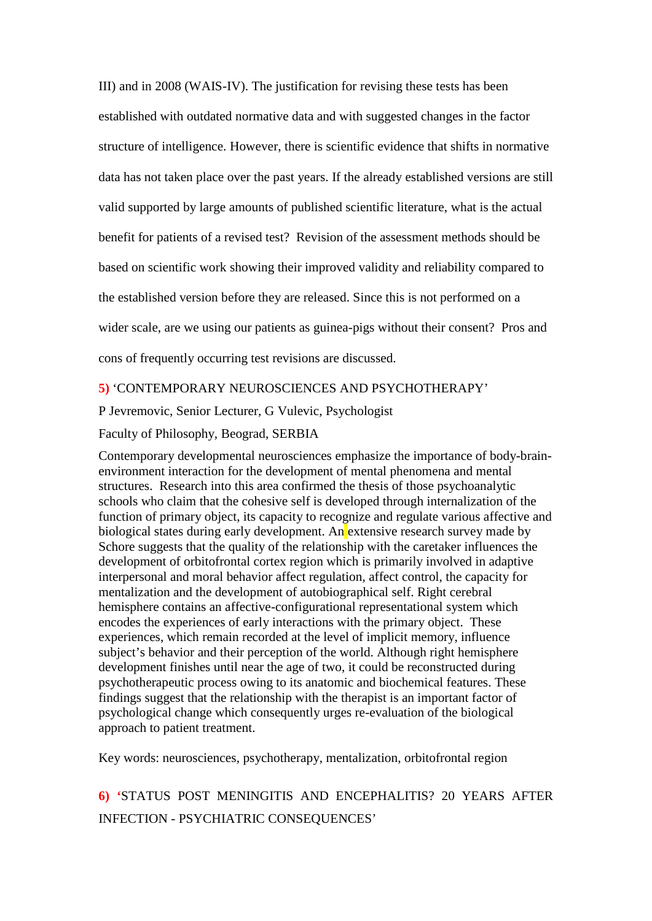III) and in 2008 (WAIS-IV). The justification for revising these tests has been established with outdated normative data and with suggested changes in the factor structure of intelligence. However, there is scientific evidence that shifts in normative data has not taken place over the past years. If the already established versions are still valid supported by large amounts of published scientific literature, what is the actual benefit for patients of a revised test? Revision of the assessment methods should be based on scientific work showing their improved validity and reliability compared to the established version before they are released. Since this is not performed on a wider scale, are we using our patients as guinea-pigs without their consent? Pros and cons of frequently occurring test revisions are discussed.

**5)** ‘CONTEMPORARY NEUROSCIENCES AND PSYCHOTHERAPY’

P Jevremovic, Senior Lecturer, G Vulevic, Psychologist

Faculty of Philosophy, Beograd, SERBIA

Contemporary developmental neurosciences emphasize the importance of body-brain-environment interaction for the development of mental phenomena and mental structures. Research into this area confirmed the thesis of those psychoanalytic schools who claim that the cohesive self is developed through internalization of the function of primary object, its capacity to recognize and regulate various affective and biological states during early development. An extensive research survey made by Schore suggests that the quality of the relationship with the caretaker influences the development of orbitofrontal cortex region which is primarily involved in adaptive interpersonal and moral behavior affect regulation, affect control, the capacity for mentalization and the development of autobiographical self. Right cerebral hemisphere contains an affective-configurational representational system which encodes the experiences of early interactions with the primary object. These experiences, which remain recorded at the level of implicit memory, influence subject’s behavior and their perception of the world. Although right hemisphere development finishes until near the age of two, it could be reconstructed during psychotherapeutic process owing to its anatomic and biochemical features. These findings suggest that the relationship with the therapist is an important factor of psychological change which consequently urges re-evaluation of the biological approach to patient treatment.

Key words: neurosciences, psychotherapy, mentalization, orbitofrontal region

**6)** ‘STATUS POST MENINGITIS AND ENCEPHALITIS? 20 YEARS AFTER INFECTION - PSYCHIATRIC CONSEQUENCES’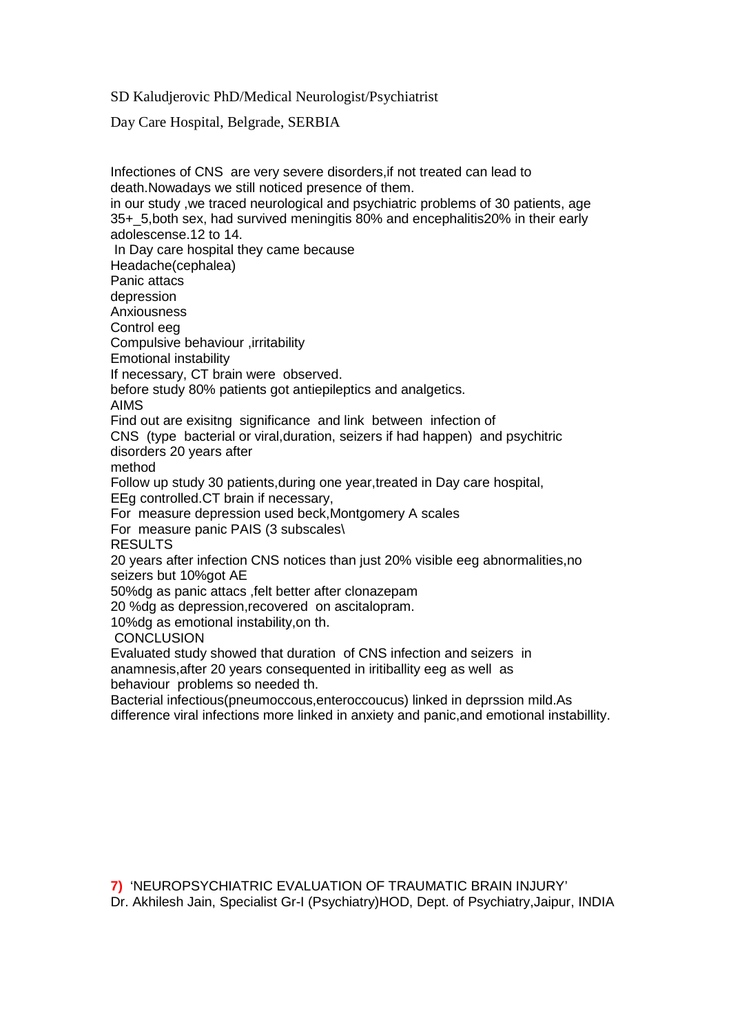SD Kaludjerovic PhD/Medical Neurologist/Psychiatrist

Day Care Hospital, Belgrade, SERBIA

Infectiones of CNS are very severe disorders,if not treated can lead to death.Nowadays we still noticed presence of them.
in our study ,we traced neurological and psychiatric problems of 30 patients, age 35+_5,both sex, had survived meningitis 80% and encephalitis20% in their early adolescense.12 to 14.
In Day care hospital they came because
Headache(cephalea)
Panic attacs
depression
Anxiousness
Control eeg
Compulsive behaviour ,irritability
Emotional instability
If necessary, CT brain were observed.
before study 80% patients got antiepileptics and analgetics.

AIMS

Find out are exisitng significance and link between infection of CNS (type bacterial or viral,duration, seizers if had happen) and psychitric disorders 20 years after

method

Follow up study 30 patients,during one year,treated in Day care hospital, EEg controlled.CT brain if necessary,
For measure depression used beck,Montgomery A scales
For measure panic PAIS (3 subscales\

RESULTS

20 years after infection CNS notices than just 20% visible eeg abnormalities,no seizers but 10%got AE
50%dg as panic attacs ,felt better after clonazepam
20 %dg as depression,recovered on ascitalopram.
10%dg as emotional instability,on th.

CONCLUSION

Evaluated study showed that duration of CNS infection and seizers in anamnesis,after 20 years consequented in iritibality eeg as well as behaviour problems so needed th.
Bacterial infectious(pneumoccous,enteroccoucus) linked in deprssion mild.As difference viral infections more linked in anxiety and panic,and emotional instabillity.

**7)** 'NEUROPSYCHIATRIC EVALUATION OF TRAUMATIC BRAIN INJURY'
Dr. Akhilesh Jain, Specialist Gr-I (Psychiatry)HOD, Dept. of Psychiatry,Jaipur, INDIA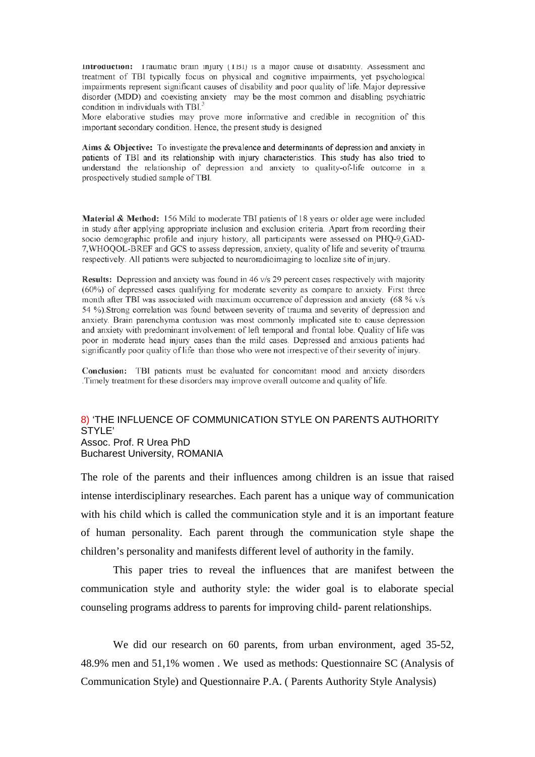**Introduction:** Traumatic brain injury (TBI) is a major cause of disability. Assessment and treatment of TBI typically focus on physical and cognitive impairments, yet psychological impairments represent significant causes of disability and poor quality of life. Major depressive disorder (MDD) and coexisting anxiety may be the most common and disabling psychiatric condition in individuals with TBI.[3]

More elaborative studies may prove more informative and credible in recognition of this important secondary condition. Hence, the present study is designed

**Aims & Objective:** To investigate the prevalence and determinants of depression and anxiety in patients of TBI and its relationship with injury characteristics. This study has also tried to understand the relationship of depression and anxiety to quality-of-life outcome in a prospectively studied sample of TBI.

**Material & Method:** 156 Mild to moderate TBI patients of 18 years or older age were included in study after applying appropriate inclusion and exclusion criteria. Apart from recording their socio demographic profile and injury history, all participants were assessed on PHQ-9,GAD-7,WHOQOL-BREF and GCS to assess depression, anxiety, quality of life and severity of trauma respectively. All patients were subjected to neuroradioimaging to localize site of injury.

**Results:** Depression and anxiety was found in 46 v/s 29 percent cases respectively with majority (60%) of depressed cases qualifying for moderate severity as compare to anxiety. First three month after TBI was associated with maximum occurrence of depression and anxiety (68 % v/s 54 %).Strong correlation was found between severity of trauma and severity of depression and anxiety. Brain parenchyma contusion was most commonly implicated site to cause depression and anxiety with predominant involvement of left temporal and frontal lobe. Quality of life was poor in moderate head injury cases than the mild cases. Depressed and anxious patients had significantly poor quality of life than those who were not irrespective of their severity of injury.

**Conclusion:** TBI patients must be evaluated for concomitant mood and anxiety disorders .Timely treatment for these disorders may improve overall outcome and quality of life.

## 8) 'THE INFLUENCE OF COMMUNICATION STYLE ON PARENTS AUTHORITY STYLE'

Assoc. Prof. R Urea PhD
Bucharest University, ROMANIA

The role of the parents and their influences among children is an issue that raised intense interdisciplinary researches. Each parent has a unique way of communication with his child which is called the communication style and it is an important feature of human personality. Each parent through the communication style shape the children's personality and manifests different level of authority in the family.

This paper tries to reveal the influences that are manifest between the communication style and authority style: the wider goal is to elaborate special counseling programs address to parents for improving child- parent relationships.

We did our research on 60 parents, from urban environment, aged 35-52, 48.9% men and 51,1% women . We used as methods: Questionnaire SC (Analysis of Communication Style) and Questionnaire P.A. ( Parents Authority Style Analysis)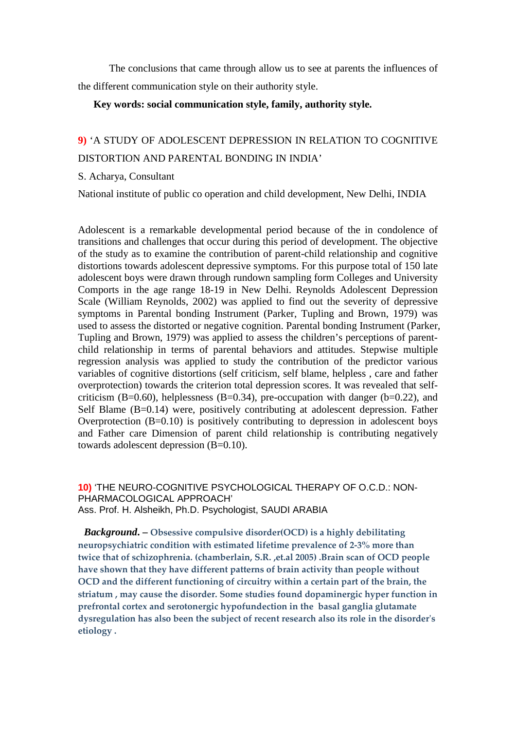The conclusions that came through allow us to see at parents the influences of the different communication style on their authority style.

**Key words: social communication style, family, authority style.**

**9)** 'A STUDY OF ADOLESCENT DEPRESSION IN RELATION TO COGNITIVE DISTORTION AND PARENTAL BONDING IN INDIA'

S. Acharya, Consultant

National institute of public co operation and child development, New Delhi, INDIA

Adolescent is a remarkable developmental period because of the in condolence of transitions and challenges that occur during this period of development. The objective of the study as to examine the contribution of parent-child relationship and cognitive distortions towards adolescent depressive symptoms. For this purpose total of 150 late adolescent boys were drawn through rundown sampling form Colleges and University Comports in the age range 18-19 in New Delhi. Reynolds Adolescent Depression Scale (William Reynolds, 2002) was applied to find out the severity of depressive symptoms in Parental bonding Instrument (Parker, Tupling and Brown, 1979) was used to assess the distorted or negative cognition. Parental bonding Instrument (Parker, Tupling and Brown, 1979) was applied to assess the children's perceptions of parent-child relationship in terms of parental behaviors and attitudes. Stepwise multiple regression analysis was applied to study the contribution of the predictor various variables of cognitive distortions (self criticism, self blame, helpless , care and father overprotection) towards the criterion total depression scores. It was revealed that self-criticism (B=0.60), helplessness (B=0.34), pre-occupation with danger (b=0.22), and Self Blame (B=0.14) were, positively contributing at adolescent depression. Father Overprotection (B=0.10) is positively contributing to depression in adolescent boys and Father care Dimension of parent child relationship is contributing negatively towards adolescent depression (B=0.10).

**10)** 'THE NEURO-COGNITIVE PSYCHOLOGICAL THERAPY OF O.C.D.: NON-PHARMACOLOGICAL APPROACH'

Ass. Prof. H. Alsheikh, Ph.D. Psychologist, SAUDI ARABIA

***Background.*** **– Obsessive compulsive disorder(OCD) is a highly debilitating neuropsychiatric condition with estimated lifetime prevalence of 2-3% more than twice that of schizophrenia. (chamberlain, S.R. ,et.al 2005) .Brain scan of OCD people have shown that they have different patterns of brain activity than people without OCD and the different functioning of circuitry within a certain part of the brain, the striatum , may cause the disorder. Some studies found dopaminergic hyper function in prefrontal cortex and serotonergic hypofundection in the basal ganglia glutamate dysregulation has also been the subject of recent research also its role in the disorder's etiology .**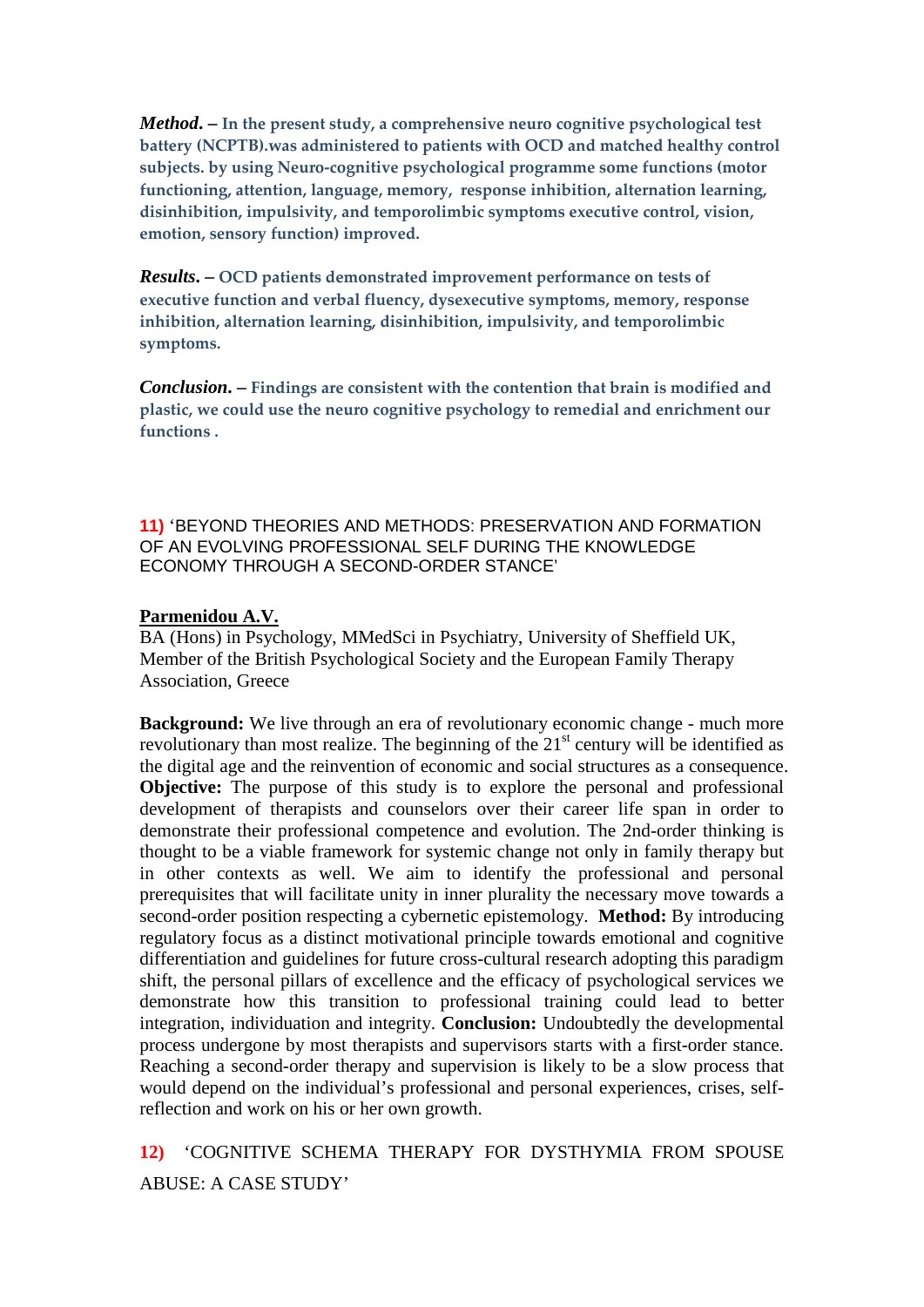***Method***. **– In the present study, a comprehensive neuro cognitive psychological test battery (NCPTB).was administered to patients with OCD and matched healthy control subjects. by using Neuro-cognitive psychological programme some functions (motor functioning, attention, language, memory, response inhibition, alternation learning, disinhibition, impulsivity, and temporolimbic symptoms executive control, vision, emotion, sensory function) improved.**

***Results***. **– OCD patients demonstrated improvement performance on tests of executive function and verbal fluency, dysexecutive symptoms, memory, response inhibition, alternation learning, disinhibition, impulsivity, and temporolimbic symptoms.**

***Conclusion***. **– Findings are consistent with the contention that brain is modified and plastic, we could use the neuro cognitive psychology to remedial and enrichment our functions .**

**11)** 'BEYOND THEORIES AND METHODS: PRESERVATION AND FORMATION OF AN EVOLVING PROFESSIONAL SELF DURING THE KNOWLEDGE ECONOMY THROUGH A SECOND-ORDER STANCE'

**Parmenidou A.V.**
BA (Hons) in Psychology, MMedSci in Psychiatry, University of Sheffield UK, Member of the British Psychological Society and the European Family Therapy Association, Greece

**Background:** We live through an era of revolutionary economic change - much more revolutionary than most realize. The beginning of the 21st century will be identified as the digital age and the reinvention of economic and social structures as a consequence. **Objective:** The purpose of this study is to explore the personal and professional development of therapists and counselors over their career life span in order to demonstrate their professional competence and evolution. The 2nd-order thinking is thought to be a viable framework for systemic change not only in family therapy but in other contexts as well. We aim to identify the professional and personal prerequisites that will facilitate unity in inner plurality the necessary move towards a second-order position respecting a cybernetic epistemology. **Method:** By introducing regulatory focus as a distinct motivational principle towards emotional and cognitive differentiation and guidelines for future cross-cultural research adopting this paradigm shift, the personal pillars of excellence and the efficacy of psychological services we demonstrate how this transition to professional training could lead to better integration, individuation and integrity. **Conclusion:** Undoubtedly the developmental process undergone by most therapists and supervisors starts with a first-order stance. Reaching a second-order therapy and supervision is likely to be a slow process that would depend on the individual's professional and personal experiences, crises, self-reflection and work on his or her own growth.

**12)** 'COGNITIVE SCHEMA THERAPY FOR DYSTHYMIA FROM SPOUSE ABUSE: A CASE STUDY'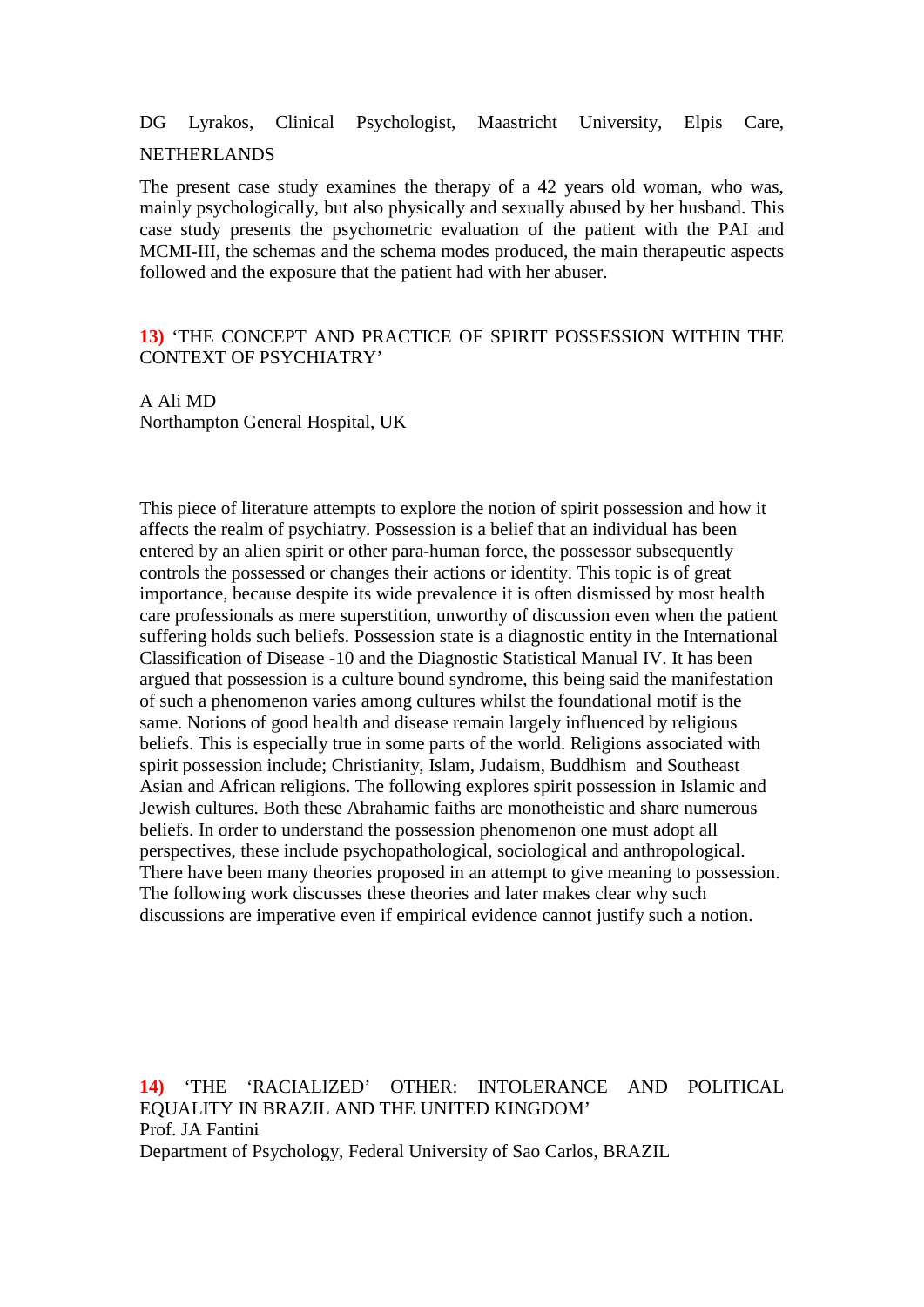DG Lyrakos, Clinical Psychologist, Maastricht University, Elpis Care, NETHERLANDS

The present case study examines the therapy of a 42 years old woman, who was, mainly psychologically, but also physically and sexually abused by her husband. This case study presents the psychometric evaluation of the patient with the PAI and MCMI-III, the schemas and the schema modes produced, the main therapeutic aspects followed and the exposure that the patient had with her abuser.

**13)** 'THE CONCEPT AND PRACTICE OF SPIRIT POSSESSION WITHIN THE CONTEXT OF PSYCHIATRY'

A Ali MD
Northampton General Hospital, UK

This piece of literature attempts to explore the notion of spirit possession and how it affects the realm of psychiatry. Possession is a belief that an individual has been entered by an alien spirit or other para-human force, the possessor subsequently controls the possessed or changes their actions or identity. This topic is of great importance, because despite its wide prevalence it is often dismissed by most health care professionals as mere superstition, unworthy of discussion even when the patient suffering holds such beliefs. Possession state is a diagnostic entity in the International Classification of Disease -10 and the Diagnostic Statistical Manual IV. It has been argued that possession is a culture bound syndrome, this being said the manifestation of such a phenomenon varies among cultures whilst the foundational motif is the same. Notions of good health and disease remain largely influenced by religious beliefs. This is especially true in some parts of the world. Religions associated with spirit possession include; Christianity, Islam, Judaism, Buddhism and Southeast Asian and African religions. The following explores spirit possession in Islamic and Jewish cultures. Both these Abrahamic faiths are monotheistic and share numerous beliefs. In order to understand the possession phenomenon one must adopt all perspectives, these include psychopathological, sociological and anthropological. There have been many theories proposed in an attempt to give meaning to possession. The following work discusses these theories and later makes clear why such discussions are imperative even if empirical evidence cannot justify such a notion.

**14)** 'THE 'RACIALIZED' OTHER: INTOLERANCE AND POLITICAL EQUALITY IN BRAZIL AND THE UNITED KINGDOM'
Prof. JA Fantini
Department of Psychology, Federal University of Sao Carlos, BRAZIL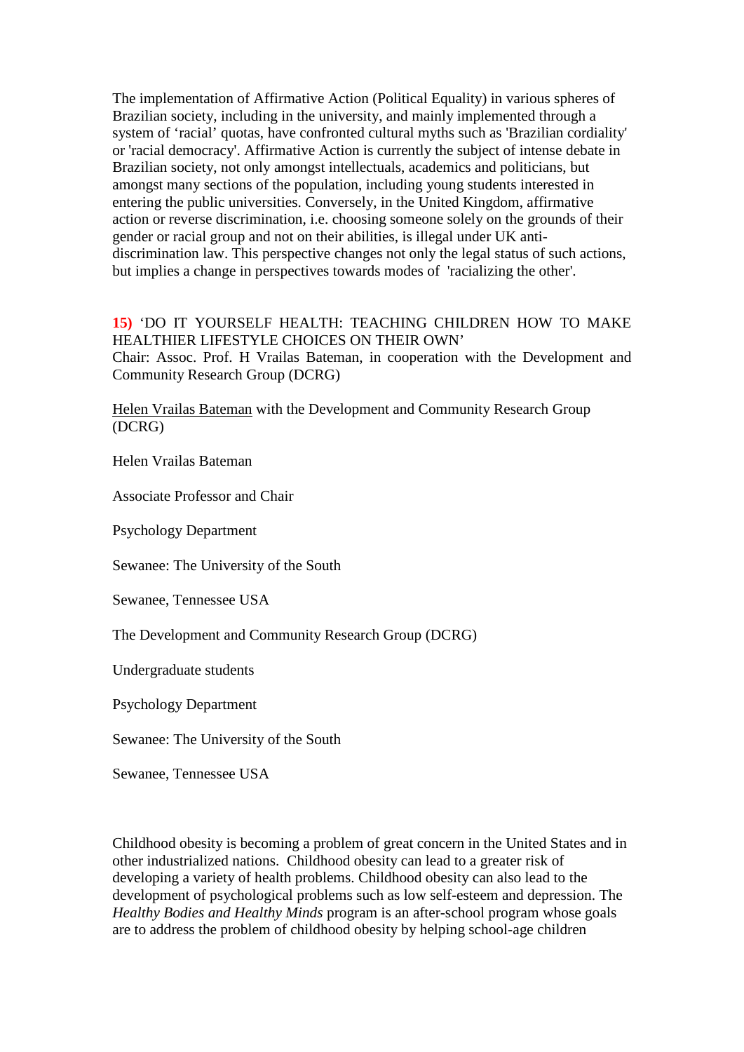The implementation of Affirmative Action (Political Equality) in various spheres of Brazilian society, including in the university, and mainly implemented through a system of 'racial' quotas, have confronted cultural myths such as 'Brazilian cordiality' or 'racial democracy'. Affirmative Action is currently the subject of intense debate in Brazilian society, not only amongst intellectuals, academics and politicians, but amongst many sections of the population, including young students interested in entering the public universities. Conversely, in the United Kingdom, affirmative action or reverse discrimination, i.e. choosing someone solely on the grounds of their gender or racial group and not on their abilities, is illegal under UK anti-discrimination law. This perspective changes not only the legal status of such actions, but implies a change in perspectives towards modes of 'racializing the other'.

**15)** 'DO IT YOURSELF HEALTH: TEACHING CHILDREN HOW TO MAKE HEALTHIER LIFESTYLE CHOICES ON THEIR OWN'
Chair: Assoc. Prof. H Vrailas Bateman, in cooperation with the Development and Community Research Group (DCRG)

Helen Vrailas Bateman with the Development and Community Research Group (DCRG)

Helen Vrailas Bateman

Associate Professor and Chair

Psychology Department

Sewanee: The University of the South

Sewanee, Tennessee USA

The Development and Community Research Group (DCRG)

Undergraduate students

Psychology Department

Sewanee: The University of the South

Sewanee, Tennessee USA

Childhood obesity is becoming a problem of great concern in the United States and in other industrialized nations. Childhood obesity can lead to a greater risk of developing a variety of health problems. Childhood obesity can also lead to the development of psychological problems such as low self-esteem and depression. The *Healthy Bodies and Healthy Minds* program is an after-school program whose goals are to address the problem of childhood obesity by helping school-age children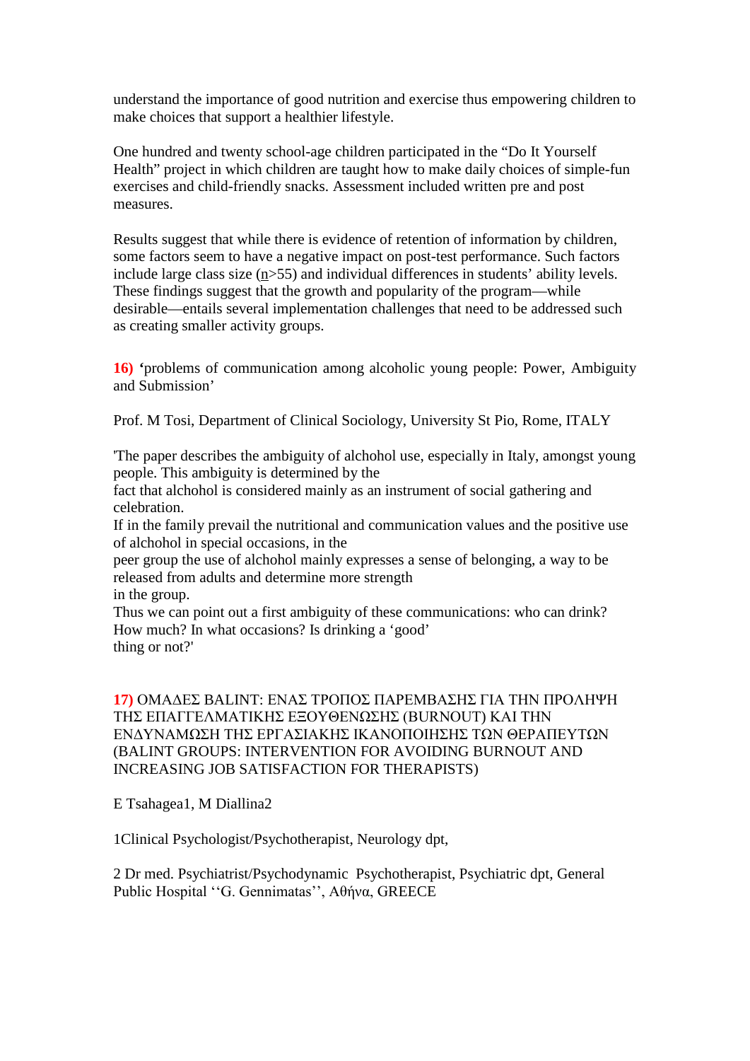understand the importance of good nutrition and exercise thus empowering children to make choices that support a healthier lifestyle.

One hundred and twenty school-age children participated in the “Do It Yourself Health” project in which children are taught how to make daily choices of simple-fun exercises and child-friendly snacks. Assessment included written pre and post measures.

Results suggest that while there is evidence of retention of information by children, some factors seem to have a negative impact on post-test performance. Such factors include large class size (n>55) and individual differences in students’ ability levels. These findings suggest that the growth and popularity of the program—while desirable—entails several implementation challenges that need to be addressed such as creating smaller activity groups.

**16)** **‘**problems of communication among alcoholic young people: Power, Ambiguity and Submission’

Prof. M Tosi, Department of Clinical Sociology, University St Pio, Rome, ITALY

'The paper describes the ambiguity of alchohol use, especially in Italy, amongst young people. This ambiguity is determined by the fact that alchohol is considered mainly as an instrument of social gathering and celebration.
If in the family prevail the nutritional and communication values and the positive use of alchohol in special occasions, in the peer group the use of alchohol mainly expresses a sense of belonging, a way to be released from adults and determine more strength in the group.
Thus we can point out a first ambiguity of these communications: who can drink? How much? In what occasions? Is drinking a ‘good’ thing or not?'

**17)** ΟΜΑΔΕΣ BALINT: ΕΝΑΣ ΤΡΟΠΟΣ ΠΑΡΕΜΒΑΣΗΣ ΓΙΑ ΤΗΝ ΠΡΟΛΗΨΗ ΤΗΣ ΕΠΑΓΓΕΛΜΑΤΙΚΗΣ ΕΞΟΥΘΕΝΩΣΗΣ (BURNOUT) ΚΑΙ ΤΗΝ ΕΝΔΥΝΑΜΩΣΗ ΤΗΣ ΕΡΓΑΣΙΑΚΗΣ ΙΚΑΝΟΠΟΙΗΣΗΣ ΤΩΝ ΘΕΡΑΠΕΥΤΩΝ (BALINT GROUPS: INTERVENTION FOR AVOIDING BURNOUT AND INCREASING JOB SATISFACTION FOR THERAPISTS)

E Tsahagea1, M Diallina2

1Clinical Psychologist/Psychotherapist, Neurology dpt,

2 Dr med. Psychiatrist/Psychodynamic Psychotherapist, Psychiatric dpt, General Public Hospital ‘‘G. Gennimatas’’, Αθήνα, GREECE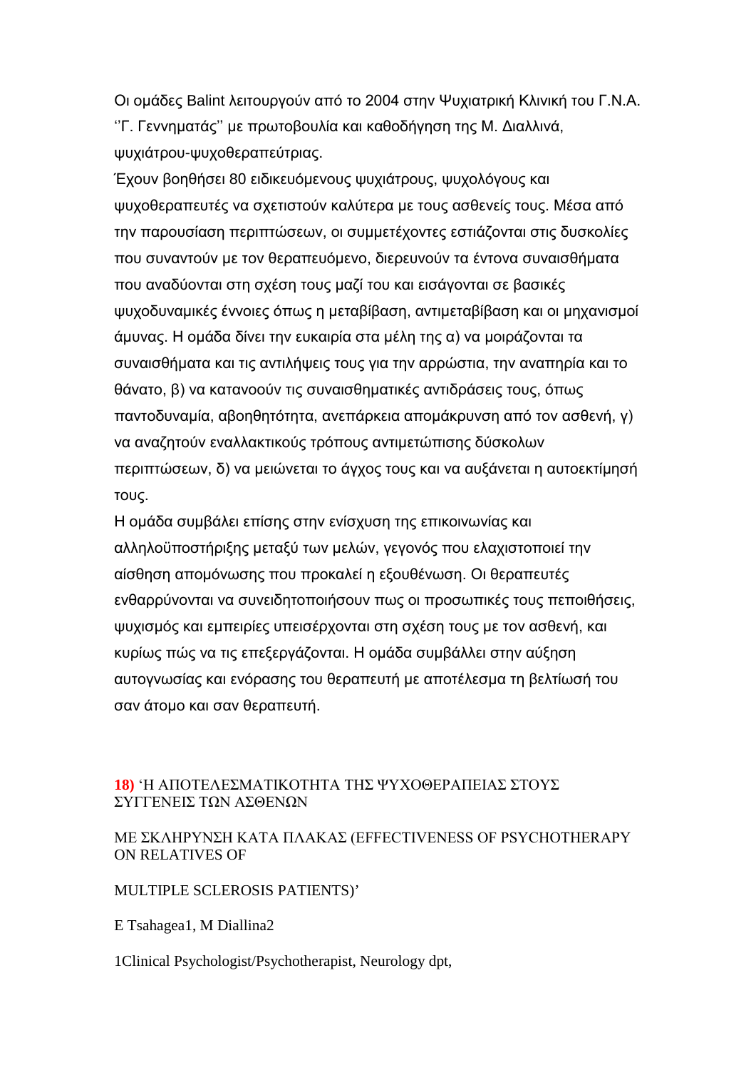Οι ομάδες Balint λειτουργούν από το 2004 στην Ψυχιατρική Κλινική του Γ.Ν.Α. ''Γ. Γεννηματάς'' με πρωτοβουλία και καθοδήγηση της Μ. Διαλλινά, ψυχιάτρου-ψυχοθεραπεύτριας.

Έχουν βοηθήσει 80 ειδικευόμενους ψυχιάτρους, ψυχολόγους και ψυχοθεραπευτές να σχετιστούν καλύτερα με τους ασθενείς τους. Μέσα από την παρουσίαση περιπτώσεων, οι συμμετέχοντες εστιάζονται στις δυσκολίες που συναντούν με τον θεραπευόμενο, διερευνούν τα έντονα συναισθήματα που αναδύονται στη σχέση τους μαζί του και εισάγονται σε βασικές ψυχοδυναμικές έννοιες όπως η μεταβίβαση, αντιμεταβίβαση και οι μηχανισμοί άμυνας. Η ομάδα δίνει την ευκαιρία στα μέλη της α) να μοιράζονται τα συναισθήματα και τις αντιλήψεις τους για την αρρώστια, την αναπηρία και το θάνατο, β) να κατανοούν τις συναισθηματικές αντιδράσεις τους, όπως παντοδυναμία, αβοηθητότητα, ανεπάρκεια απομάκρυνση από τον ασθενή, γ) να αναζητούν εναλλακτικούς τρόπους αντιμετώπισης δύσκολων περιπτώσεων, δ) να μειώνεται το άγχος τους και να αυξάνεται η αυτοεκτίμησή τους.

Η ομάδα συμβάλει επίσης στην ενίσχυση της επικοινωνίας και αλληλοϋποστήριξης μεταξύ των μελών, γεγονός που ελαχιστοποιεί την αίσθηση απομόνωσης που προκαλεί η εξουθένωση. Οι θεραπευτές ενθαρρύνονται να συνειδητοποιήσουν πως οι προσωπικές τους πεποιθήσεις, ψυχισμός και εμπειρίες υπεισέρχονται στη σχέση τους με τον ασθενή, και κυρίως πώς να τις επεξεργάζονται. Η ομάδα συμβάλλει στην αύξηση αυτογνωσίας και ενόρασης του θεραπευτή με αποτέλεσμα τη βελτίωσή του σαν άτομο και σαν θεραπευτή.

**18)** 'Η ΑΠΟΤΕΛΕΣΜΑΤΙΚΟΤΗΤΑ ΤΗΣ ΨΥΧΟΘΕΡΑΠΕΙΑΣ ΣΤΟΥΣ ΣΥΓΓΕΝΕΙΣ ΤΩΝ ΑΣΘΕΝΩΝ

ΜΕ ΣΚΛΗΡΥΝΣΗ ΚΑΤΑ ΠΛΑΚΑΣ (EFFECTIVENESS OF PSYCHOTHERAPY ON RELATIVES OF

MULTIPLE SCLEROSIS PATIENTS)'

E Tsahagea[1], M Diallina[2]

[1]Clinical Psychologist/Psychotherapist, Neurology dpt,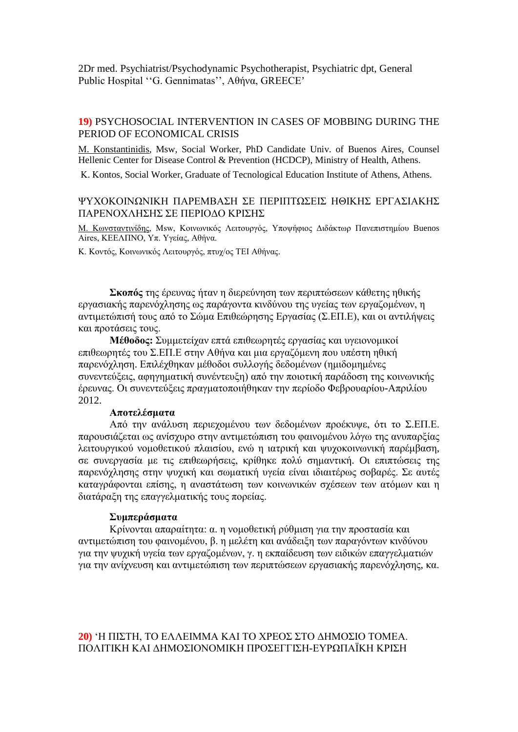2Dr med. Psychiatrist/Psychodynamic Psychotherapist, Psychiatric dpt, General Public Hospital ''G. Gennimatas'', Αθήνα, GREECE'

## **19)** PSYCHOSOCIAL INTERVENTION IN CASES OF MOBBING DURING THE PERIOD OF ECONOMICAL CRISIS

M. Konstantinidis, Msw, Social Worker, PhD Candidate Univ. of Buenos Aires, Counsel Hellenic Center for Disease Control & Prevention (HCDCP), Ministry of Health, Athens.

K. Kontos, Social Worker, Graduate of Tecnological Education Institute of Athens, Athens.

## ΨΥΧΟΚΟΙΝΩΝΙΚΗ ΠΑΡΕΜΒΑΣΗ ΣΕ ΠΕΡΙΠΤΩΣΕΙΣ ΗΘΙΚΗΣ ΕΡΓΑΣΙΑΚΗΣ ΠΑΡΕΝΟΧΛΗΣΗΣ ΣΕ ΠΕΡΙΟΔΟ ΚΡΙΣΗΣ

Μ. Κωνσταντινίδης, Msw, Κοινωνικός Λειτουργός, Υποψήφιος Διδάκτωρ Πανεπιστημίου Buenos Aires, ΚΕΕΛΠΝΟ, Υπ. Υγείας, Αθήνα.

Κ. Κοντός, Κοινωνικός Λειτουργός, πτυχ/ος ΤΕΙ Αθήνας.

**Σκοπός** της έρευνας ήταν η διερεύνηση των περιπτώσεων κάθετης ηθικής εργασιακής παρενόχλησης ως παράγοντα κινδύνου της υγείας των εργαζομένων, η αντιμετώπισή τους από το Σώμα Επιθεώρησης Εργασίας (Σ.ΕΠ.Ε), και οι αντιλήψεις και προτάσεις τους.

**Μέθοδος:** Συμμετείχαν επτά επιθεωρητές εργασίας και υγειονομικοί επιθεωρητές του Σ.ΕΠ.Ε στην Αθήνα και μια εργαζόμενη που υπέστη ηθική παρενόχληση. Επιλέχθηκαν μέθοδοι συλλογής δεδομένων (ημιδομημένες συνεντεύξεις, αφηγηματική συνέντευξη) από την ποιοτική παράδοση της κοινωνικής έρευνας. Οι συνεντεύξεις πραγματοποιήθηκαν την περίοδο Φεβρουαρίου-Απριλίου 2012.

**Αποτελέσματα**

Από την ανάλυση περιεχομένου των δεδομένων προέκυψε, ότι το Σ.ΕΠ.Ε. παρουσιάζεται ως ανίσχυρο στην αντιμετώπιση του φαινομένου λόγω της ανυπαρξίας λειτουργικού νομοθετικού πλαισίου, ενώ η ιατρική και ψυχοκοινωνική παρέμβαση, σε συνεργασία με τις επιθεωρήσεις, κρίθηκε πολύ σημαντική. Οι επιπτώσεις της παρενόχλησης στην ψυχική και σωματική υγεία είναι ιδιαιτέρως σοβαρές. Σε αυτές καταγράφονται επίσης, η αναστάτωση των κοινωνικών σχέσεων των ατόμων και η διατάραξη της επαγγελματικής τους πορείας.

**Συμπεράσματα**

Κρίνονται απαραίτητα: α. η νομοθετική ρύθμιση για την προστασία και αντιμετώπιση του φαινομένου, β. η μελέτη και ανάδειξη των παραγόντων κινδύνου για την ψυχική υγεία των εργαζομένων, γ. η εκπαίδευση των ειδικών επαγγελματιών για την ανίχνευση και αντιμετώπιση των περιπτώσεων εργασιακής παρενόχλησης, κα.

## **20)** 'Η ΠΙΣΤΗ, ΤΟ ΕΛΛΕΙΜΜΑ ΚΑΙ ΤΟ ΧΡΕΟΣ ΣΤΟ ΔΗΜΟΣΙΟ ΤΟΜΕΑ. ΠΟΛΙΤΙΚΗ ΚΑΙ ΔΗΜΟΣΙΟΝΟΜΙΚΗ ΠΡΟΣΕΓΓΙΣΗ-ΕΥΡΩΠΑΪΚΗ ΚΡΙΣΗ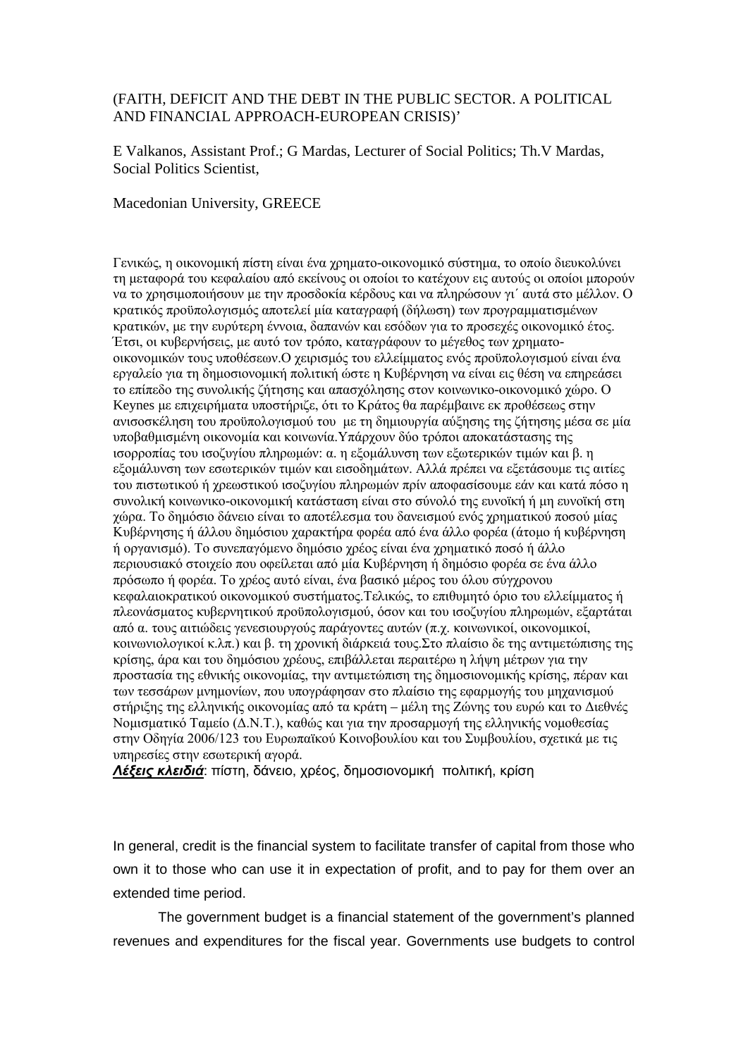(FAITH, DEFICIT AND THE DEBT IN THE PUBLIC SECTOR. A POLITICAL AND FINANCIAL APPROACH-EUROPEAN CRISIS)'

E Valkanos, Assistant Prof.; G Mardas, Lecturer of Social Politics; Th.V Mardas, Social Politics Scientist,

Macedonian University, GREECE

Γενικώς, η οικονομική πίστη είναι ένα χρηματο-οικονομικό σύστημα, το οποίο διευκολύνει τη μεταφορά του κεφαλαίου από εκείνους οι οποίοι το κατέχουν εις αυτούς οι οποίοι μπορούν να το χρησιμοποιήσουν με την προσδοκία κέρδους και να πληρώσουν γι΄ αυτά στο μέλλον. Ο κρατικός προϋπολογισμός αποτελεί μία καταγραφή (δήλωση) των προγραμματισμένων κρατικών, με την ευρύτερη έννοια, δαπανών και εσόδων για το προσεχές οικονομικό έτος. Έτσι, οι κυβερνήσεις, με αυτό τον τρόπο, καταγράφουν το μέγεθος των χρηματο-οικονομικών τους υποθέσεων.Ο χειρισμός του ελλείμματος ενός προϋπολογισμού είναι ένα εργαλείο για τη δημοσιονομική πολιτική ώστε η Κυβέρνηση να είναι εις θέση να επηρεάσει το επίπεδο της συνολικής ζήτησης και απασχόλησης στον κοινωνικο-οικονομικό χώρο. Ο Keynes με επιχειρήματα υποστήριζε, ότι το Κράτος θα παρέμβαινε εκ προθέσεως στην ανισοσκέληση του προϋπολογισμού του με τη δημιουργία αύξησης της ζήτησης μέσα σε μία υποβαθμισμένη οικονομία και κοινωνία.Υπάρχουν δύο τρόποι αποκατάστασης της ισορροπίας του ισοζυγίου πληρωμών: α. η εξομάλυνση των εξωτερικών τιμών και β. η εξομάλυνση των εσωτερικών τιμών και εισοδημάτων. Αλλά πρέπει να εξετάσουμε τις αιτίες του πιστωτικού ή χρεωστικού ισοζυγίου πληρωμών πρίν αποφασίσουμε εάν και κατά πόσο η συνολική κοινωνικο-οικονομική κατάσταση είναι στο σύνολό της ευνοϊκή ή μη ευνοϊκή στη χώρα. Το δημόσιο δάνειο είναι το αποτέλεσμα του δανεισμού ενός χρηματικού ποσού μίας Κυβέρνησης ή άλλου δημόσιου χαρακτήρα φορέα από ένα άλλο φορέα (άτομο ή κυβέρνηση ή οργανισμό). Το συνεπαγόμενο δημόσιο χρέος είναι ένα χρηματικό ποσό ή άλλο περιουσιακό στοιχείο που οφείλεται από μία Κυβέρνηση ή δημόσιο φορέα σε ένα άλλο πρόσωπο ή φορέα. Το χρέος αυτό είναι, ένα βασικό μέρος του όλου σύγχρονου κεφαλαιοκρατικού οικονομικού συστήματος.Τελικώς, το επιθυμητό όριο του ελλείμματος ή πλεονάσματος κυβερνητικού προϋπολογισμού, όσον και του ισοζυγίου πληρωμών, εξαρτάται από α. τους αιτιώδεις γενεσιουργούς παράγοντες αυτών (π.χ. κοινωνικοί, οικονομικοί, κοινωνιολογικοί κ.λπ.) και β. τη χρονική διάρκειά τους.Στο πλαίσιο δε της αντιμετώπισης της κρίσης, άρα και του δημόσιου χρέους, επιβάλλεται περαιτέρω η λήψη μέτρων για την προστασία της εθνικής οικονομίας, την αντιμετώπιση της δημοσιονομικής κρίσης, πέραν και των τεσσάρων μνημονίων, που υπογράφησαν στο πλαίσιο της εφαρμογής του μηχανισμού στήριξης της ελληνικής οικονομίας από τα κράτη – μέλη της Ζώνης του ευρώ και το Διεθνές Νομισματικό Ταμείο (Δ.Ν.Τ.), καθώς και για την προσαρμογή της ελληνικής νομοθεσίας στην Οδηγία 2006/123 του Ευρωπαϊκού Κοινοβουλίου και του Συμβουλίου, σχετικά με τις υπηρεσίες στην εσωτερική αγορά.

***Λέξεις κλειδιά***: πίστη, δάνειο, χρέος, δημοσιονομική πολιτική, κρίση

In general, credit is the financial system to facilitate transfer of capital from those who own it to those who can use it in expectation of profit, and to pay for them over an extended time period.

The government budget is a financial statement of the government's planned revenues and expenditures for the fiscal year. Governments use budgets to control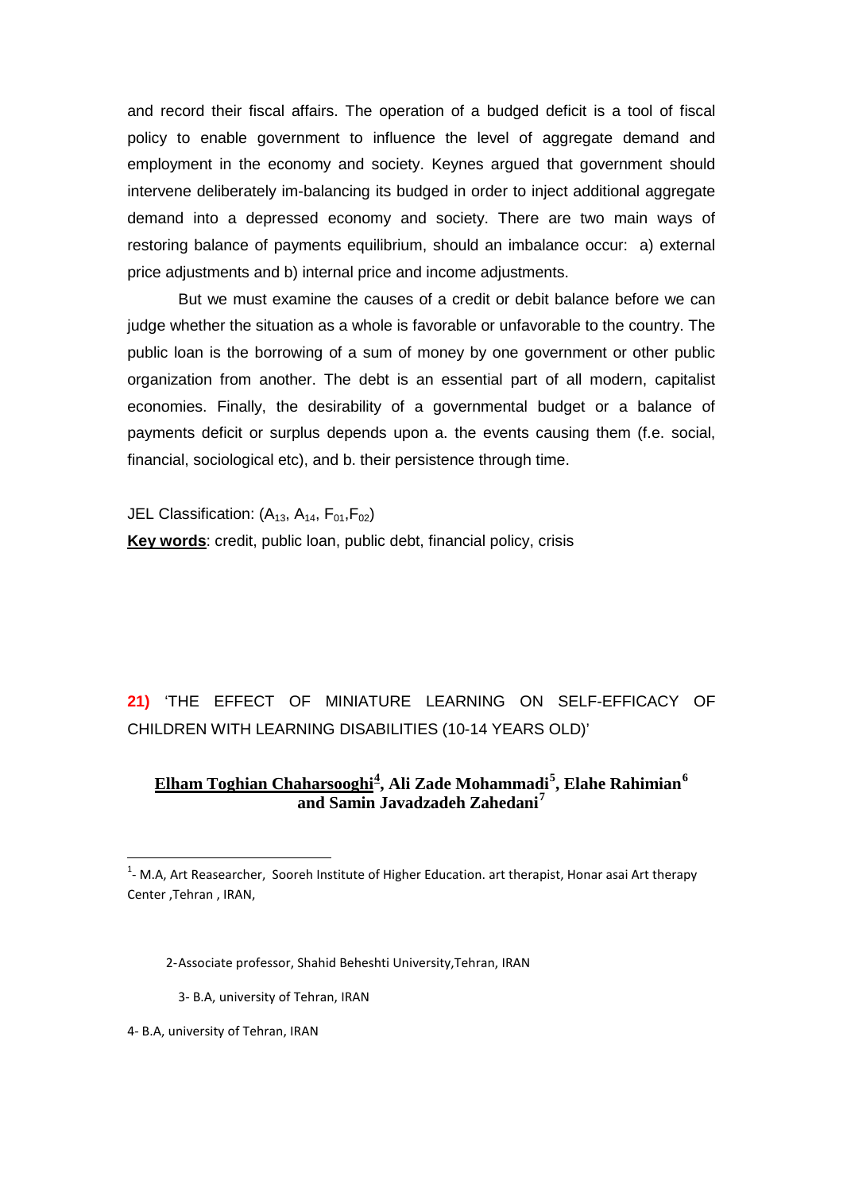and record their fiscal affairs. The operation of a budged deficit is a tool of fiscal policy to enable government to influence the level of aggregate demand and employment in the economy and society. Keynes argued that government should intervene deliberately im-balancing its budged in order to inject additional aggregate demand into a depressed economy and society. There are two main ways of restoring balance of payments equilibrium, should an imbalance occur: a) external price adjustments and b) internal price and income adjustments.

But we must examine the causes of a credit or debit balance before we can judge whether the situation as a whole is favorable or unfavorable to the country. The public loan is the borrowing of a sum of money by one government or other public organization from another. The debt is an essential part of all modern, capitalist economies. Finally, the desirability of a governmental budget or a balance of payments deficit or surplus depends upon a. the events causing them (f.e. social, financial, sociological etc), and b. their persistence through time.

JEL Classification: ($A_{13}$, $A_{14}$, $F_{01}$,$F_{02}$)

**Key words**: credit, public loan, public debt, financial policy, crisis

## 21) 'THE EFFECT OF MINIATURE LEARNING ON SELF-EFFICACY OF CHILDREN WITH LEARNING DISABILITIES (10-14 YEARS OLD)'

**Elham Toghian Chaharsooghi[4], Ali Zade Mohammadi[5], Elahe Rahimian[6] and Samin Javadzadeh Zahedani[7]**

---

[1]- M.A, Art Reasearcher, Sooreh Institute of Higher Education. art therapist, Honar asai Art therapy Center ,Tehran , IRAN,

2-Associate professor, Shahid Beheshti University,Tehran, IRAN

3- B.A, university of Tehran, IRAN

4- B.A, university of Tehran, IRAN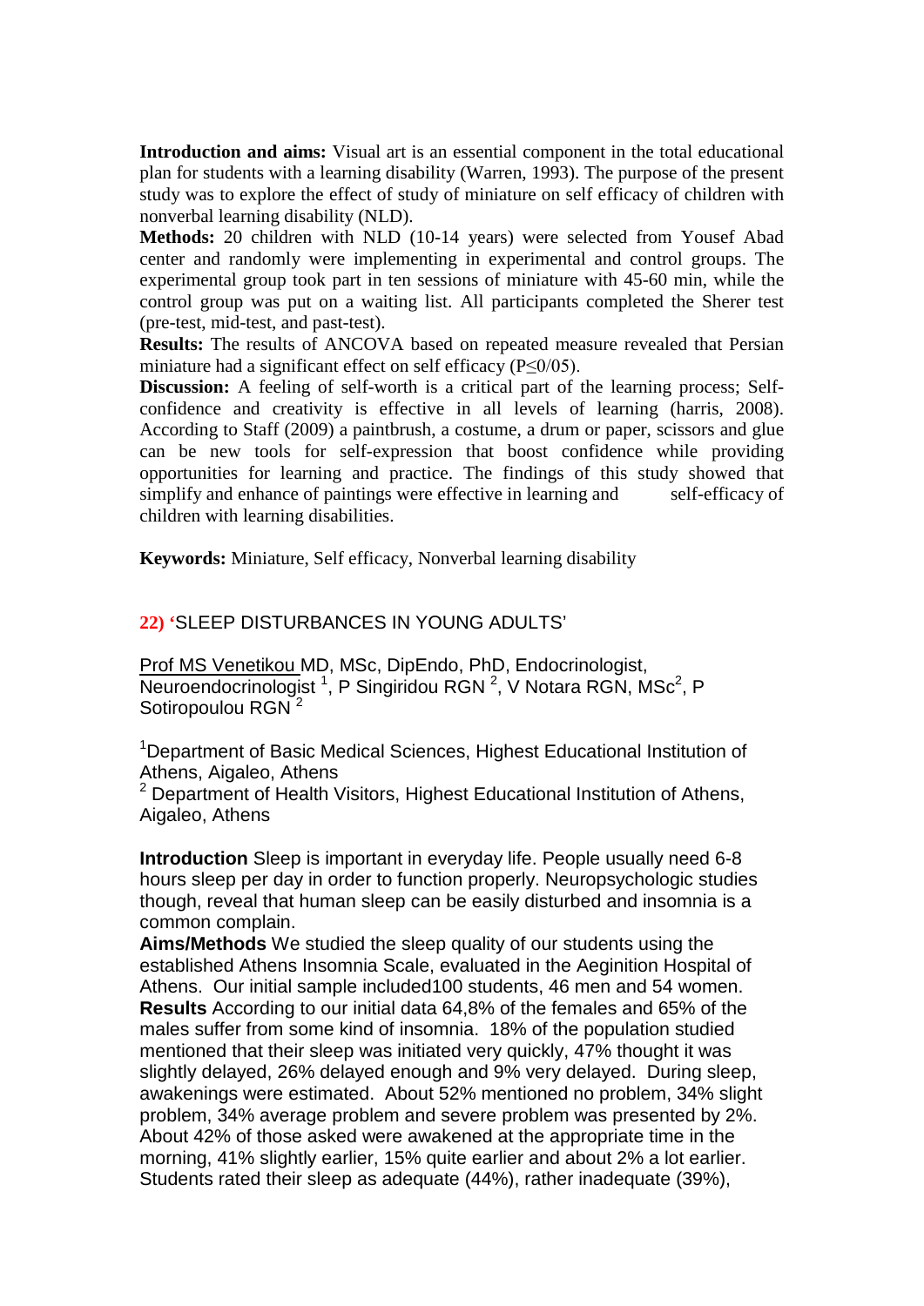**Introduction and aims:** Visual art is an essential component in the total educational plan for students with a learning disability (Warren, 1993). The purpose of the present study was to explore the effect of study of miniature on self efficacy of children with nonverbal learning disability (NLD).

**Methods:** 20 children with NLD (10-14 years) were selected from Yousef Abad center and randomly were implementing in experimental and control groups. The experimental group took part in ten sessions of miniature with 45-60 min, while the control group was put on a waiting list. All participants completed the Sherer test (pre-test, mid-test, and past-test).

**Results:** The results of ANCOVA based on repeated measure revealed that Persian miniature had a significant effect on self efficacy ($P \leq 0/05$).

**Discussion:** A feeling of self-worth is a critical part of the learning process; Self-confidence and creativity is effective in all levels of learning (harris, 2008). According to Staff (2009) a paintbrush, a costume, a drum or paper, scissors and glue can be new tools for self-expression that boost confidence while providing opportunities for learning and practice. The findings of this study showed that simplify and enhance of paintings were effective in learning and self-efficacy of children with learning disabilities.

**Keywords:** Miniature, Self efficacy, Nonverbal learning disability

## 22) 'SLEEP DISTURBANCES IN YOUNG ADULTS'

Prof MS Venetikou MD, MSc, DipEndo, PhD, Endocrinologist, Neuroendocrinologist [1], P Singiridou RGN [2], V Notara RGN, MSc[2], P Sotiropoulou RGN [2]

[1]Department of Basic Medical Sciences, Highest Educational Institution of Athens, Aigaleo, Athens

[2] Department of Health Visitors, Highest Educational Institution of Athens, Aigaleo, Athens

**Introduction** Sleep is important in everyday life. People usually need 6-8 hours sleep per day in order to function properly. Neuropsychologic studies though, reveal that human sleep can be easily disturbed and insomnia is a common complain.

**Aims/Methods** We studied the sleep quality of our students using the established Athens Insomnia Scale, evaluated in the Aeginition Hospital of Athens. Our initial sample included100 students, 46 men and 54 women.

**Results** According to our initial data 64,8% of the females and 65% of the males suffer from some kind of insomnia. 18% of the population studied mentioned that their sleep was initiated very quickly, 47% thought it was slightly delayed, 26% delayed enough and 9% very delayed. During sleep, awakenings were estimated. About 52% mentioned no problem, 34% slight problem, 34% average problem and severe problem was presented by 2%. About 42% of those asked were awakened at the appropriate time in the morning, 41% slightly earlier, 15% quite earlier and about 2% a lot earlier. Students rated their sleep as adequate (44%), rather inadequate (39%),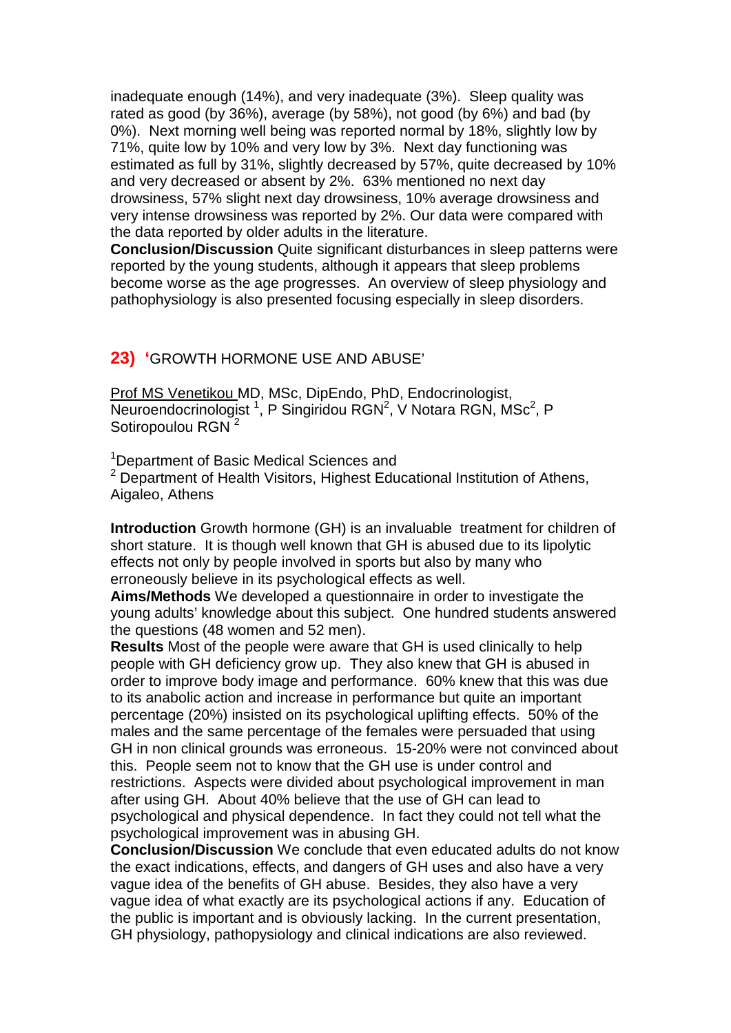inadequate enough (14%), and very inadequate (3%). Sleep quality was rated as good (by 36%), average (by 58%), not good (by 6%) and bad (by 0%). Next morning well being was reported normal by 18%, slightly low by 71%, quite low by 10% and very low by 3%. Next day functioning was estimated as full by 31%, slightly decreased by 57%, quite decreased by 10% and very decreased or absent by 2%. 63% mentioned no next day drowsiness, 57% slight next day drowsiness, 10% average drowsiness and very intense drowsiness was reported by 2%. Our data were compared with the data reported by older adults in the literature.
**Conclusion/Discussion** Quite significant disturbances in sleep patterns were reported by the young students, although it appears that sleep problems become worse as the age progresses. An overview of sleep physiology and pathophysiology is also presented focusing especially in sleep disorders.

## 23) 'GROWTH HORMONE USE AND ABUSE'

Prof MS Venetikou MD, MSc, DipEndo, PhD, Endocrinologist, Neuroendocrinologist [1], P Singiridou RGN[2], V Notara RGN, MSc[2], P Sotiropoulou RGN [2]

[1]Department of Basic Medical Sciences and
[2] Department of Health Visitors, Highest Educational Institution of Athens, Aigaleo, Athens

**Introduction** Growth hormone (GH) is an invaluable treatment for children of short stature. It is though well known that GH is abused due to its lipolytic effects not only by people involved in sports but also by many who erroneusly believe in its psychological effects as well.
**Aims/Methods** We developed a questionnaire in order to investigate the young adults' knowledge about this subject. One hundred students answered the questions (48 women and 52 men).
**Results** Most of the people were aware that GH is used clinically to help people with GH deficiency grow up. They also knew that GH is abused in order to improve body image and performance. 60% knew that this was due to its anabolic action and increase in performance but quite an important percentage (20%) insisted on its psychological uplifting effects. 50% of the males and the same percentage of the females were persuaded that using GH in non clinical grounds was erroneous. 15-20% were not convinced about this. People seem not to know that the GH use is under control and restrictions. Aspects were divided about psychological improvement in man after using GH. About 40% believe that the use of GH can lead to psychological and physical dependence. In fact they could not tell what the psychological improvement was in abusing GH.
**Conclusion/Discussion** We conclude that even educated adults do not know the exact indications, effects, and dangers of GH uses and also have a very vague idea of the benefits of GH abuse. Besides, they also have a very vague idea of what exactly are its psychological actions if any. Education of the public is important and is obviously lacking. In the current presentation, GH physiology, pathopysiology and clinical indications are also reviewed.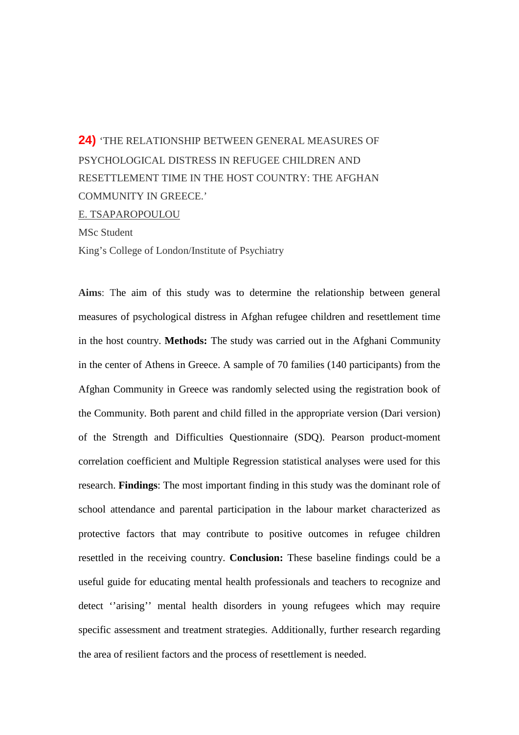**24)** 'THE RELATIONSHIP BETWEEN GENERAL MEASURES OF PSYCHOLOGICAL DISTRESS IN REFUGEE CHILDREN AND RESETTLEMENT TIME IN THE HOST COUNTRY: THE AFGHAN COMMUNITY IN GREECE.'

E. TSAPAROPOULOU

MSc Student

King's College of London/Institute of Psychiatry

**Aims**: The aim of this study was to determine the relationship between general measures of psychological distress in Afghan refugee children and resettlement time in the host country. **Methods:** The study was carried out in the Afghani Community in the center of Athens in Greece. A sample of 70 families (140 participants) from the Afghan Community in Greece was randomly selected using the registration book of the Community. Both parent and child filled in the appropriate version (Dari version) of the Strength and Difficulties Questionnaire (SDQ). Pearson product-moment correlation coefficient and Multiple Regression statistical analyses were used for this research. **Findings**: The most important finding in this study was the dominant role of school attendance and parental participation in the labour market characterized as protective factors that may contribute to positive outcomes in refugee children resettled in the receiving country. **Conclusion:** These baseline findings could be a useful guide for educating mental health professionals and teachers to recognize and detect ''arising'' mental health disorders in young refugees which may require specific assessment and treatment strategies. Additionally, further research regarding the area of resilient factors and the process of resettlement is needed.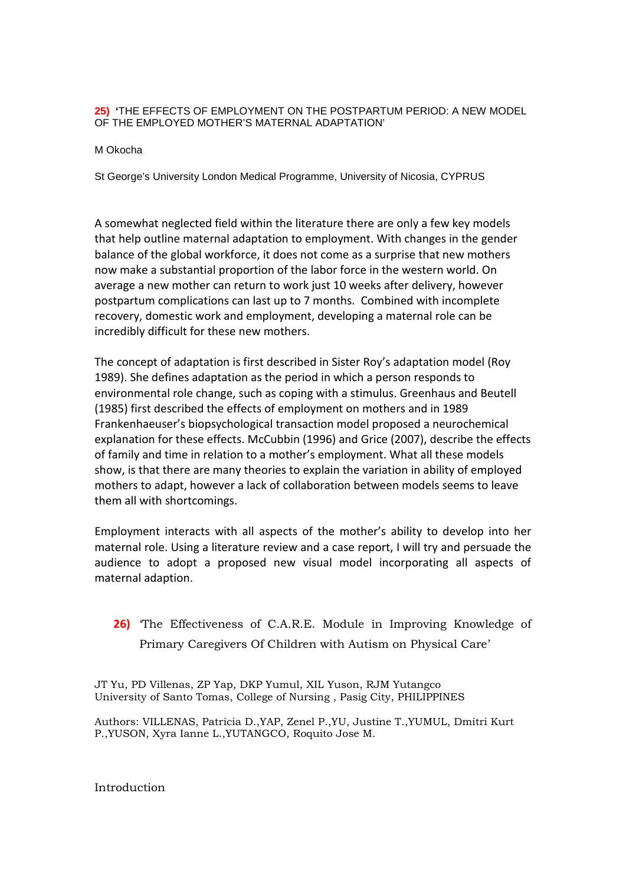**25) 'THE EFFECTS OF EMPLOYMENT ON THE POSTPARTUM PERIOD: A NEW MODEL OF THE EMPLOYED MOTHER'S MATERNAL ADAPTATION'**

M Okocha

St George's University London Medical Programme, University of Nicosia, CYPRUS

A somewhat neglected field within the literature there are only a few key models that help outline maternal adaptation to employment. With changes in the gender balance of the global workforce, it does not come as a surprise that new mothers now make a substantial proportion of the labor force in the western world. On average a new mother can return to work just 10 weeks after delivery, however postpartum complications can last up to 7 months. Combined with incomplete recovery, domestic work and employment, developing a maternal role can be incredibly difficult for these new mothers.

The concept of adaptation is first described in Sister Roy's adaptation model (Roy 1989). She defines adaptation as the period in which a person responds to environmental role change, such as coping with a stimulus. Greenhaus and Beutell (1985) first described the effects of employment on mothers and in 1989 Frankenhaeuser's biopsychological transaction model proposed a neurochemical explanation for these effects. McCubbin (1996) and Grice (2007), describe the effects of family and time in relation to a mother's employment. What all these models show, is that there are many theories to explain the variation in ability of employed mothers to adapt, however a lack of collaboration between models seems to leave them all with shortcomings.

Employment interacts with all aspects of the mother's ability to develop into her maternal role. Using a literature review and a case report, I will try and persuade the audience to adopt a proposed new visual model incorporating all aspects of maternal adaption.

**26) 'The Effectiveness of C.A.R.E. Module in Improving Knowledge of Primary Caregivers Of Children with Autism on Physical Care'**

JT Yu, PD Villenas, ZP Yap, DKP Yumul, XIL Yuson, RJM Yutangco
University of Santo Tomas, College of Nursing , Pasig City, PHILIPPINES

Authors: VILLENAS, Patricia D.,YAP, Zenel P.,YU, Justine T.,YUMUL, Dmitri Kurt P.,YUSON, Xyra Ianne L.,YUTANGCO, Roquito Jose M.

Introduction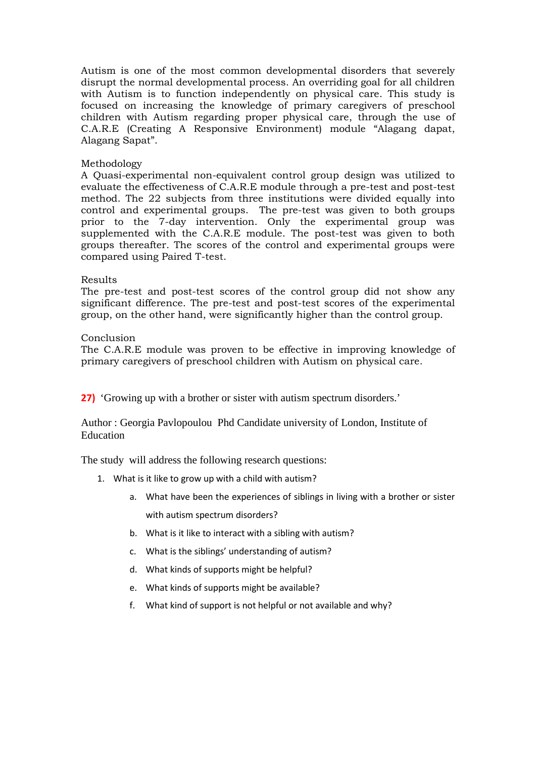Autism is one of the most common developmental disorders that severely disrupt the normal developmental process. An overriding goal for all children with Autism is to function independently on physical care. This study is focused on increasing the knowledge of primary caregivers of preschool children with Autism regarding proper physical care, through the use of C.A.R.E (Creating A Responsive Environment) module "Alagang dapat, Alagang Sapat".

Methodology

A Quasi-experimental non-equivalent control group design was utilized to evaluate the effectiveness of C.A.R.E module through a pre-test and post-test method. The 22 subjects from three institutions were divided equally into control and experimental groups. The pre-test was given to both groups prior to the 7-day intervention. Only the experimental group was supplemented with the C.A.R.E module. The post-test was given to both groups thereafter. The scores of the control and experimental groups were compared using Paired T-test.

Results

The pre-test and post-test scores of the control group did not show any significant difference. The pre-test and post-test scores of the experimental group, on the other hand, were significantly higher than the control group.

Conclusion

The C.A.R.E module was proven to be effective in improving knowledge of primary caregivers of preschool children with Autism on physical care.

**27)** 'Growing up with a brother or sister with autism spectrum disorders.'

Author : Georgia Pavlopoulou Phd Candidate university of London, Institute of Education

The study will address the following research questions:

1. What is it like to grow up with a child with autism?
   a. What have been the experiences of siblings in living with a brother or sister with autism spectrum disorders?
   b. What is it like to interact with a sibling with autism?
   c. What is the siblings' understanding of autism?
   d. What kinds of supports might be helpful?
   e. What kinds of supports might be available?
   f. What kind of support is not helpful or not available and why?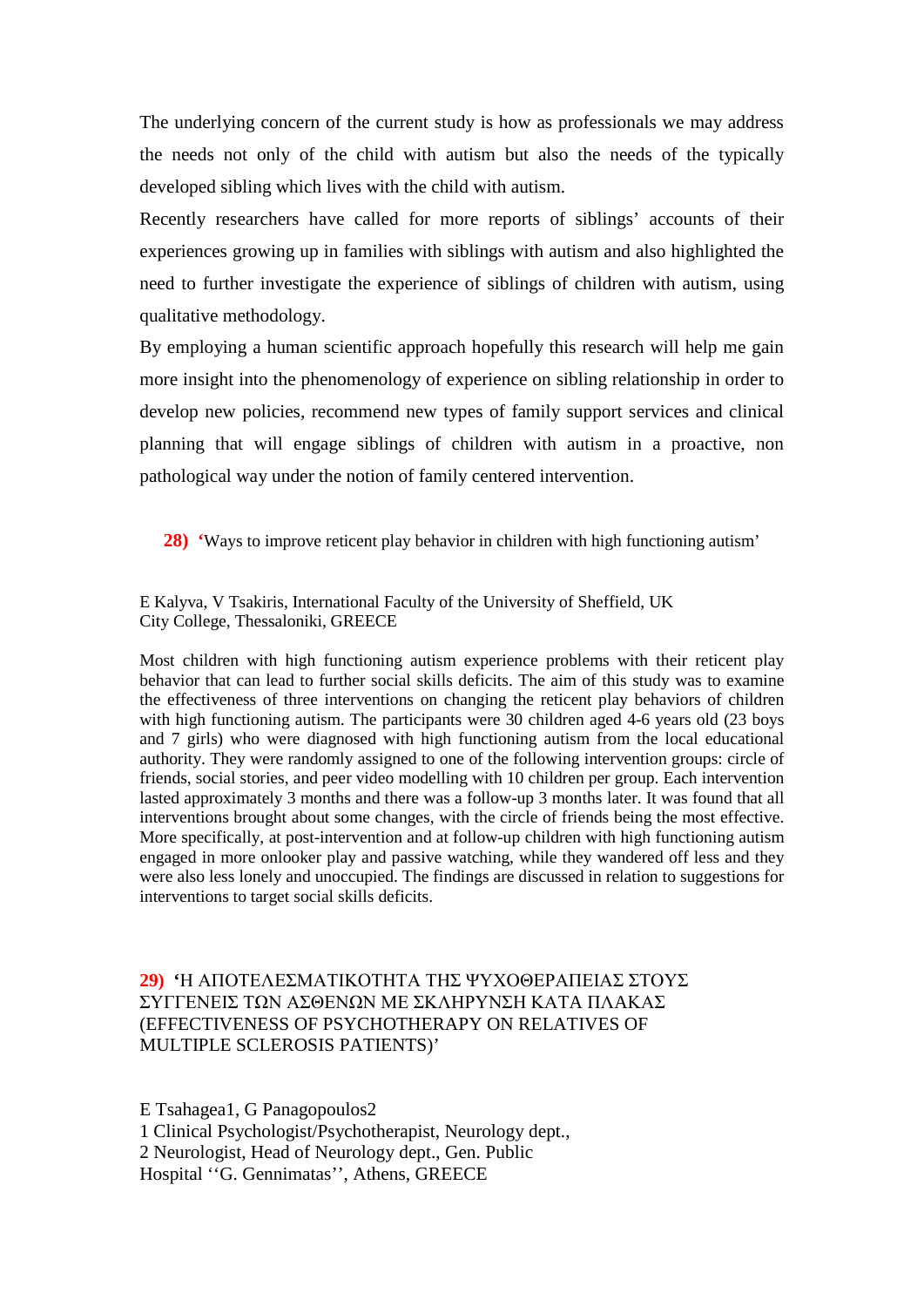The underlying concern of the current study is how as professionals we may address the needs not only of the child with autism but also the needs of the typically developed sibling which lives with the child with autism.

Recently researchers have called for more reports of siblings' accounts of their experiences growing up in families with siblings with autism and also highlighted the need to further investigate the experience of siblings of children with autism, using qualitative methodology.

By employing a human scientific approach hopefully this research will help me gain more insight into the phenomenology of experience on sibling relationship in order to develop new policies, recommend new types of family support services and clinical planning that will engage siblings of children with autism in a proactive, non pathological way under the notion of family centered intervention.

**28) '**Ways to improve reticent play behavior in children with high functioning autism'

E Kalyva, V Tsakiris, International Faculty of the University of Sheffield, UK
City College, Thessaloniki, GREECE

Most children with high functioning autism experience problems with their reticent play behavior that can lead to further social skills deficits. The aim of this study was to examine the effectiveness of three interventions on changing the reticent play behaviors of children with high functioning autism. The participants were 30 children aged 4-6 years old (23 boys and 7 girls) who were diagnosed with high functioning autism from the local educational authority. They were randomly assigned to one of the following intervention groups: circle of friends, social stories, and peer video modelling with 10 children per group. Each intervention lasted approximately 3 months and there was a follow-up 3 months later. It was found that all interventions brought about some changes, with the circle of friends being the most effective. More specifically, at post-intervention and at follow-up children with high functioning autism engaged in more onlooker play and passive watching, while they wandered off less and they were also less lonely and unoccupied. The findings are discussed in relation to suggestions for interventions to target social skills deficits.

**29) '**Η ΑΠΟΤΕΛΕΣΜΑΤΙΚΟΤΗΤΑ ΤΗΣ ΨΥΧΟΘΕΡΑΠΕΙΑΣ ΣΤΟΥΣ ΣΥΓΓΕΝΕΙΣ ΤΩΝ ΑΣΘΕΝΩΝ ΜΕ ΣΚΛΗΡΥΝΣΗ ΚΑΤΑ ΠΛΑΚΑΣ (EFFECTIVENESS OF PSYCHOTHERAPY ON RELATIVES OF MULTIPLE SCLEROSIS PATIENTS)'

E Tsahagea[1], G Panagopoulos[2]
[1] Clinical Psychologist/Psychotherapist, Neurology dept.,
[2] Neurologist, Head of Neurology dept., Gen. Public Hospital ''G. Gennimatas'', Athens, GREECE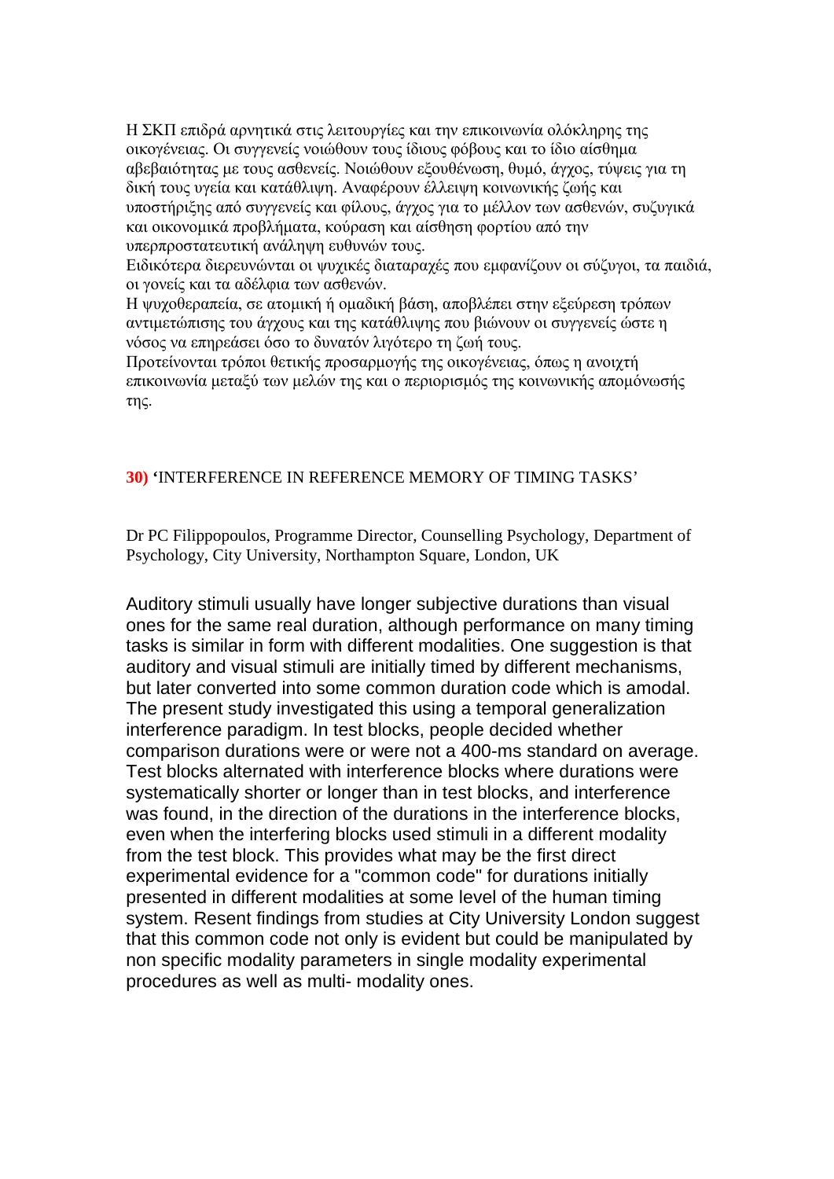Η ΣΚΠ επιδρά αρνητικά στις λειτουργίες και την επικοινωνία ολόκληρης της οικογένειας. Οι συγγενείς νοιώθουν τους ίδιους φόβους και το ίδιο αίσθημα αβεβαιότητας με τους ασθενείς. Νοιώθουν εξουθένωση, θυμό, άγχος, τύψεις για τη δική τους υγεία και κατάθλιψη. Αναφέρουν έλλειψη κοινωνικής ζωής και υποστήριξης από συγγενείς και φίλους, άγχος για το μέλλον των ασθενών, συζυγικά και οικονομικά προβλήματα, κούραση και αίσθηση φορτίου από την υπερπροστατευτική ανάληψη ευθυνών τους.
Ειδικότερα διερευνώνται οι ψυχικές διαταραχές που εμφανίζουν οι σύζυγοι, τα παιδιά, οι γονείς και τα αδέλφια των ασθενών.
Η ψυχοθεραπεία, σε ατομική ή ομαδική βάση, αποβλέπει στην εξεύρεση τρόπων αντιμετώπισης του άγχους και της κατάθλιψης που βιώνουν οι συγγενείς ώστε η νόσος να επηρεάσει όσο το δυνατόν λιγότερο τη ζωή τους.
Προτείνονται τρόποι θετικής προσαρμογής της οικογένειας, όπως η ανοιχτή επικοινωνία μεταξύ των μελών της και ο περιορισμός της κοινωνικής απομόνωσής της.

**30)** ‘INTERFERENCE IN REFERENCE MEMORY OF TIMING TASKS’

Dr PC Filippopoulos, Programme Director, Counselling Psychology, Department of Psychology, City University, Northampton Square, London, UK

Auditory stimuli usually have longer subjective durations than visual ones for the same real duration, although performance on many timing tasks is similar in form with different modalities. One suggestion is that auditory and visual stimuli are initially timed by different mechanisms, but later converted into some common duration code which is amodal. The present study investigated this using a temporal generalization interference paradigm. In test blocks, people decided whether comparison durations were or were not a 400-ms standard on average. Test blocks alternated with interference blocks where durations were systematically shorter or longer than in test blocks, and interference was found, in the direction of the durations in the interference blocks, even when the interfering blocks used stimuli in a different modality from the test block. This provides what may be the first direct experimental evidence for a "common code" for durations initially presented in different modalities at some level of the human timing system. Resent findings from studies at City University London suggest that this common code not only is evident but could be manipulated by non specific modality parameters in single modality experimental procedures as well as multi- modality ones.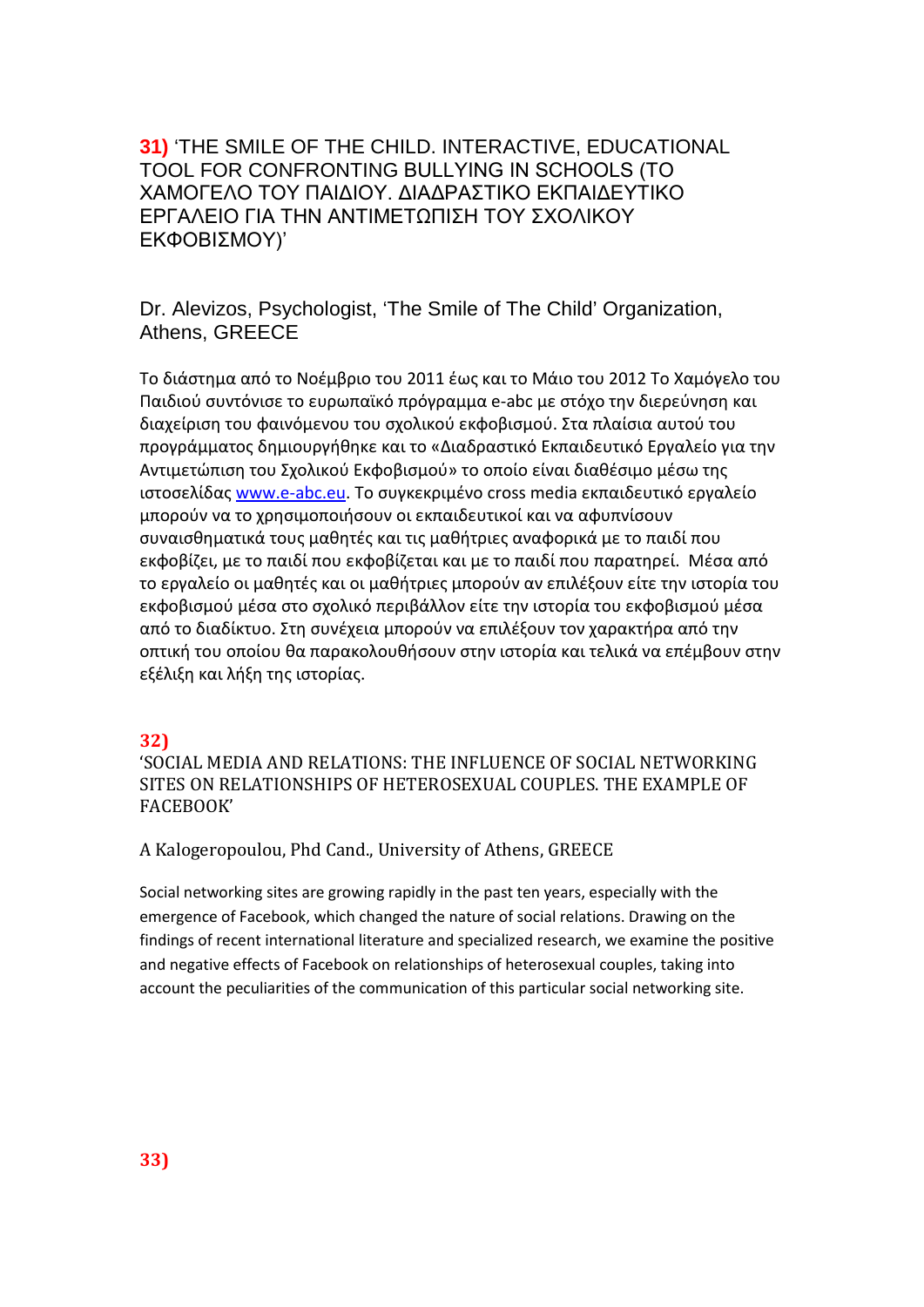**31)** 'THE SMILE OF THE CHILD. INTERACTIVE, EDUCATIONAL TOOL FOR CONFRONTING BULLYING IN SCHOOLS (ΤΟ ΧΑΜΟΓΕΛΟ ΤΟΥ ΠΑΙΔΙΟΥ. ΔΙΑΔΡΑΣΤΙΚΟ ΕΚΠΑΙΔΕΥΤΙΚΟ ΕΡΓΑΛΕΙΟ ΓΙΑ ΤΗΝ ΑΝΤΙΜΕΤΩΠΙΣΗ ΤΟΥ ΣΧΟΛΙΚΟΥ ΕΚΦΟΒΙΣΜΟΥ)'

Dr. Alevizos, Psychologist, 'The Smile of The Child' Organization, Athens, GREECE

Το διάστημα από το Νοέμβριο του 2011 έως και το Μάιο του 2012 Το Χαμόγελο του Παιδιού συντόνισε το ευρωπαϊκό πρόγραμμα e-abc με στόχο την διερεύνηση και διαχείριση του φαινόμενου του σχολικού εκφοβισμού. Στα πλαίσια αυτού του προγράμματος δημιουργήθηκε και το «Διαδραστικό Εκπαιδευτικό Εργαλείο για την Αντιμετώπιση του Σχολικού Εκφοβισμού» το οποίο είναι διαθέσιμο μέσω της ιστοσελίδας www.e-abc.eu. Το συγκεκριμένο cross media εκπαιδευτικό εργαλείο μπορούν να το χρησιμοποιήσουν οι εκπαιδευτικοί και να αφυπνίσουν συναισθηματικά τους μαθητές και τις μαθήτριες αναφορικά με το παιδί που εκφοβίζει, με το παιδί που εκφοβίζεται και με το παιδί που παρατηρεί. Μέσα από το εργαλείο οι μαθητές και οι μαθήτριες μπορούν αν επιλέξουν είτε την ιστορία του εκφοβισμού μέσα στο σχολικό περιβάλλον είτε την ιστορία του εκφοβισμού μέσα από το διαδίκτυο. Στη συνέχεια μπορούν να επιλέξουν τον χαρακτήρα από την οπτική του οποίου θα παρακολουθήσουν στην ιστορία και τελικά να επέμβουν στην εξέλιξη και λήξη της ιστορίας.

**32)**
'SOCIAL MEDIA AND RELATIONS: THE INFLUENCE OF SOCIAL NETWORKING SITES ON RELATIONSHIPS OF HETEROSEXUAL COUPLES. THE EXAMPLE OF FACEBOOK'

A Kalogeropoulou, Phd Cand., University of Athens, GREECE

Social networking sites are growing rapidly in the past ten years, especially with the emergence of Facebook, which changed the nature of social relations. Drawing on the findings of recent international literature and specialized research, we examine the positive and negative effects of Facebook on relationships of heterosexual couples, taking into account the peculiarities of the communication of this particular social networking site.

**33)**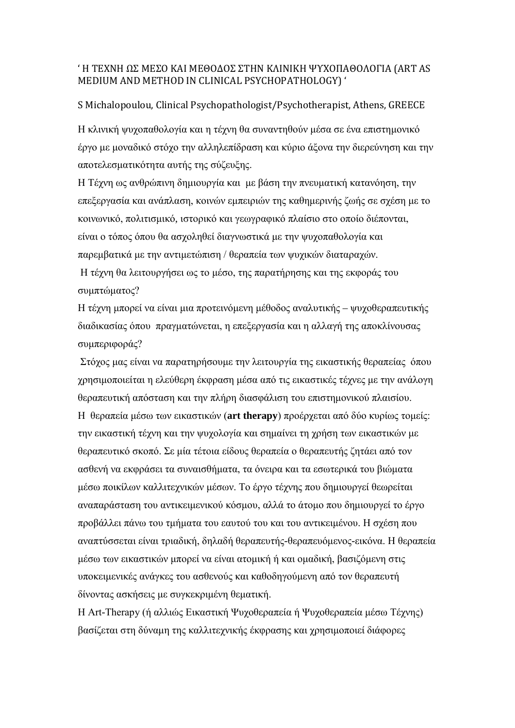‘ Η ΤΕΧΝΗ ΩΣ ΜΕΣΟ ΚΑΙ ΜΕΘΟΔΟΣ ΣΤΗΝ ΚΛΙΝΙΚΗ ΨΥΧΟΠΑΘΟΛΟΓΙΑ (ART AS MEDIUM AND METHOD IN CLINICAL PSYCHOPATHOLOGY) ‘

S Michalopoulou, Clinical Psychopathologist/Psychotherapist, Athens, GREECE

Η κλινική ψυχοπαθολογία και η τέχνη θα συναντηθούν μέσα σε ένα επιστημονικό έργο με μοναδικό στόχο την αλληλεπίδραση και κύριο άξονα την διερεύνηση και την αποτελεσματικότητα αυτής της σύζευξης.

Η Τέχνη ως ανθρώπινη δημιουργία και με βάση την πνευματική κατανόηση, την επεξεργασία και ανάπλαση, κοινών εμπειριών της καθημερινής ζωής σε σχέση με το κοινωνικό, πολιτισμικό, ιστορικό και γεωγραφικό πλαίσιο στο οποίο διέπονται, είναι ο τόπος όπου θα ασχοληθεί διαγνωστικά με την ψυχοπαθολογία και παρεμβατικά με την αντιμετώπιση / θεραπεία των ψυχικών διαταραχών.

Η τέχνη θα λειτουργήσει ως το μέσο, της παρατήρησης και της εκφοράς του συμπτώματος?

Η τέχνη μπορεί να είναι μια προτεινόμενη μέθοδος αναλυτικής – ψυχοθεραπευτικής διαδικασίας όπου πραγματώνεται, η επεξεργασία και η αλλαγή της αποκλίνουσας συμπεριφοράς?

Στόχος μας είναι να παρατηρήσουμε την λειτουργία της εικαστικής θεραπείας όπου χρησιμοποιείται η ελεύθερη έκφραση μέσα από τις εικαστικές τέχνες με την ανάλογη θεραπευτική απόσταση και την πλήρη διασφάλιση του επιστημονικού πλαισίου.

Η θεραπεία μέσω των εικαστικών (**art therapy**) προέρχεται από δύο κυρίως τομείς: την εικαστική τέχνη και την ψυχολογία και σημαίνει τη χρήση των εικαστικών με θεραπευτικό σκοπό. Σε μία τέτοια είδους θεραπεία ο θεραπευτής ζητάει από τον ασθενή να εκφράσει τα συναισθήματα, τα όνειρα και τα εσωτερικά του βιώματα μέσω ποικίλων καλλιτεχνικών μέσων. Το έργο τέχνης που δημιουργεί θεωρείται αναπαράσταση του αντικειμενικού κόσμου, αλλά το άτομο που δημιουργεί το έργο προβάλλει πάνω του τμήματα του εαυτού του και του αντικειμένου. Η σχέση που αναπτύσσεται είναι τριαδική, δηλαδή θεραπευτής-θεραπευόμενος-εικόνα. Η θεραπεία μέσω των εικαστικών μπορεί να είναι ατομική ή και ομαδική, βασιζόμενη στις υποκειμενικές ανάγκες του ασθενούς και καθοδηγούμενη από τον θεραπευτή δίνοντας ασκήσεις με συγκεκριμένη θεματική.

Η Art-Therapy (ή αλλιώς Εικαστική Ψυχοθεραπεία ή Ψυχοθεραπεία μέσω Τέχνης) βασίζεται στη δύναμη της καλλιτεχνικής έκφρασης και χρησιμοποιεί διάφορες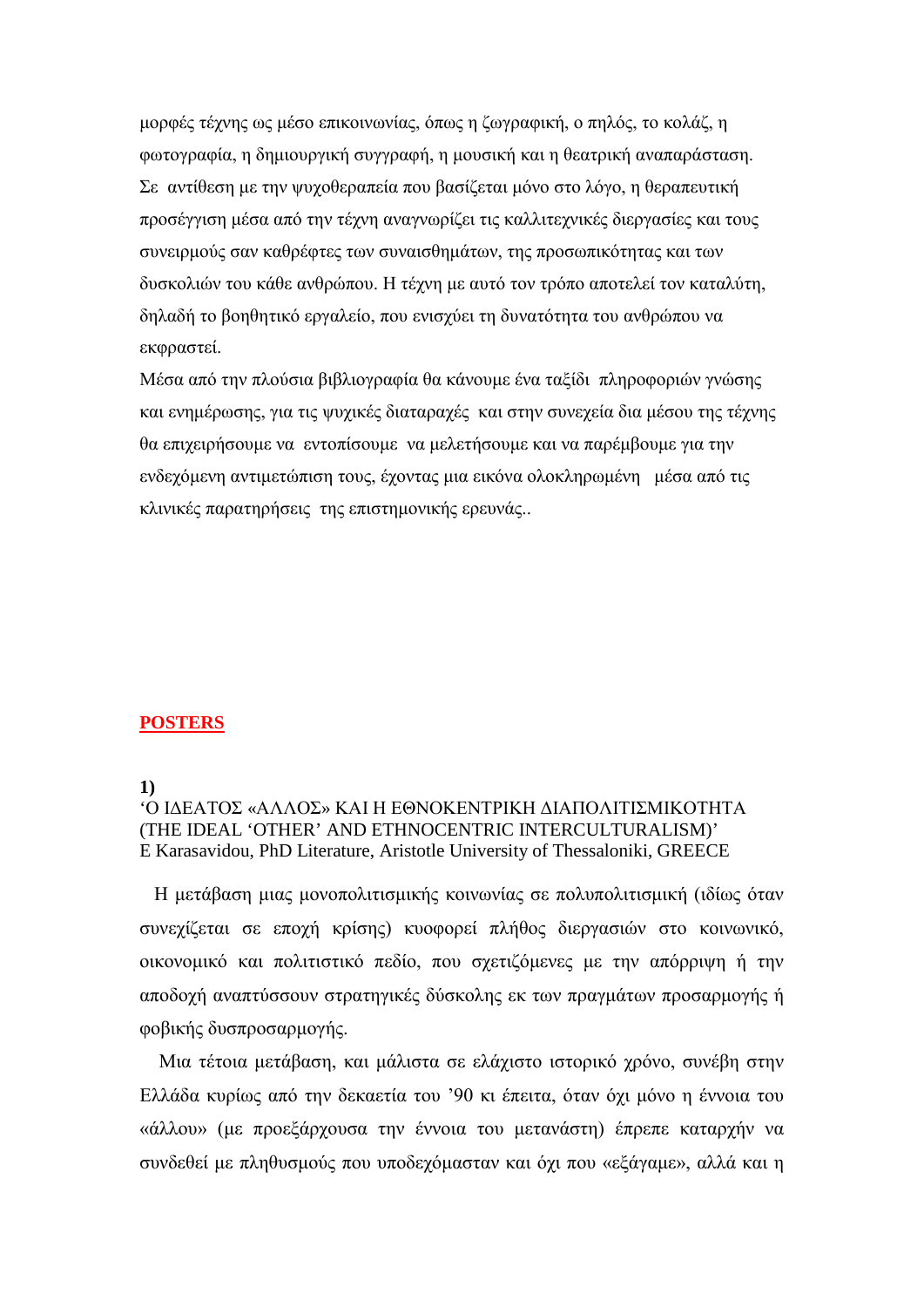μορφές τέχνης ως μέσο επικοινωνίας, όπως η ζωγραφική, ο πηλός, το κολάζ, η φωτογραφία, η δημιουργική συγγραφή, η μουσική και η θεατρική αναπαράσταση. Σε αντίθεση με την ψυχοθεραπεία που βασίζεται μόνο στο λόγο, η θεραπευτική προσέγγιση μέσα από την τέχνη αναγνωρίζει τις καλλιτεχνικές διεργασίες και τους συνειρμούς σαν καθρέφτες των συναισθημάτων, της προσωπικότητας και των δυσκολιών του κάθε ανθρώπου. Η τέχνη με αυτό τον τρόπο αποτελεί τον καταλύτη, δηλαδή το βοηθητικό εργαλείο, που ενισχύει τη δυνατότητα του ανθρώπου να εκφραστεί.

Μέσα από την πλούσια βιβλιογραφία θα κάνουμε ένα ταξίδι πληροφοριών γνώσης και ενημέρωσης, για τις ψυχικές διαταραχές και στην συνεχεία δια μέσου της τέχνης θα επιχειρήσουμε να εντοπίσουμε να μελετήσουμε και να παρέμβουμε για την ενδεχόμενη αντιμετώπιση τους, έχοντας μια εικόνα ολοκληρωμένη μέσα από τις κλινικές παρατηρήσεις της επιστημονικής ερευνάς..

## POSTERS

**1)**

'Ο ΙΔΕΑΤΟΣ «ΑΛΛΟΣ» ΚΑΙ Η ΕΘΝΟΚΕΝΤΡΙΚΗ ΔΙΑΠΟΛΙΤΙΣΜΙΚΟΤΗΤΑ (THE IDEAL 'OTHER' AND ETHNOCENTRIC INTERCULTURALISM)'
E Karasavidou, PhD Literature, Aristotle University of Thessaloniki, GREECE

Η μετάβαση μιας μονοπολιτισμικής κοινωνίας σε πολυπολιτισμική (ιδίως όταν συνεχίζεται σε εποχή κρίσης) κυοφορεί πλήθος διεργασιών στο κοινωνικό, οικονομικό και πολιτιστικό πεδίο, που σχετιζόμενες με την απόρριψη ή την αποδοχή αναπτύσσουν στρατηγικές δύσκολης εκ των πραγμάτων προσαρμογής ή φοβικής δυσπροσαρμογής.

Μια τέτοια μετάβαση, και μάλιστα σε ελάχιστο ιστορικό χρόνο, συνέβη στην Ελλάδα κυρίως από την δεκαετία του '90 κι έπειτα, όταν όχι μόνο η έννοια του «άλλου» (με προεξάρχουσα την έννοια του μετανάστη) έπρεπε καταρχήν να συνδεθεί με πληθυσμούς που υποδεχόμασταν και όχι που «εξάγαμε», αλλά και η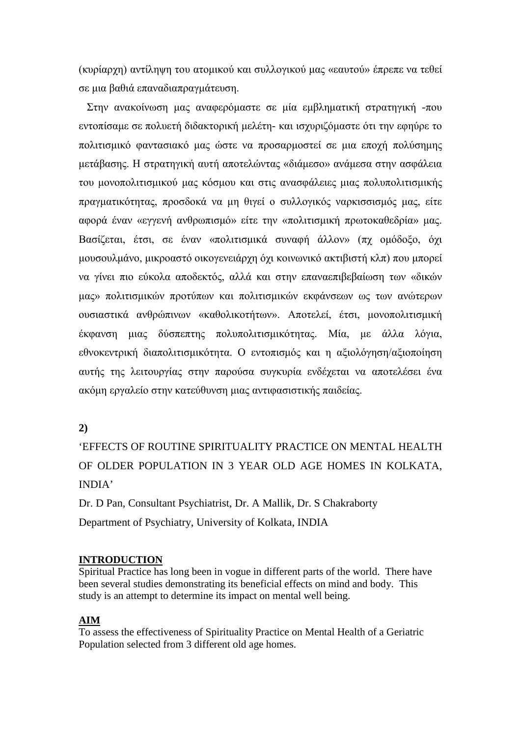(κυρίαρχη) αντίληψη του ατομικού και συλλογικού μας «εαυτού» έπρεπε να τεθεί σε μια βαθιά επαναδιαπραγμάτευση.

Στην ανακοίνωση μας αναφερόμαστε σε μία εμβληματική στρατηγική -που εντοπίσαμε σε πολυετή διδακτορική μελέτη- και ισχυριζόμαστε ότι την εφηύρε το πολιτισμικό φαντασιακό μας ώστε να προσαρμοστεί σε μια εποχή πολύσημης μετάβασης. Η στρατηγική αυτή αποτελώντας «διάμεσο» ανάμεσα στην ασφάλεια του μονοπολιτισμικού μας κόσμου και στις ανασφάλειες μιας πολυπολιτισμικής πραγματικότητας, προσδοκά να μη θιγεί ο συλλογικός ναρκισσισμός μας, είτε αφορά έναν «εγγενή ανθρωπισμό» είτε την «πολιτισμική πρωτοκαθεδρία» μας. Βασίζεται, έτσι, σε έναν «πολιτισμικά συναφή άλλον» (πχ ομόδοξο, όχι μουσουλμάνο, μικροαστό οικογενειάρχη όχι κοινωνικό ακτιβιστή κλπ) που μπορεί να γίνει πιο εύκολα αποδεκτός, αλλά και στην επαναεπιβεβαίωση των «δικών μας» πολιτισμικών προτύπων και πολιτισμικών εκφάνσεων ως των ανώτερων ουσιαστικά ανθρώπινων «καθολικοτήτων». Αποτελεί, έτσι, μονοπολιτισμική έκφανση μιας δύσπεπτης πολυπολιτισμικότητας. Μία, με άλλα λόγια, εθνοκεντρική διαπολιτισμικότητα. Ο εντοπισμός και η αξιολόγηση/αξιοποίηση αυτής της λειτουργίας στην παρούσα συγκυρία ενδέχεται να αποτελέσει ένα ακόμη εργαλείο στην κατεύθυνση μιας αντιφασιστικής παιδείας.

**2)**

'EFFECTS OF ROUTINE SPIRITUALITY PRACTICE ON MENTAL HEALTH OF OLDER POPULATION IN 3 YEAR OLD AGE HOMES IN KOLKATA, INDIA'

Dr. D Pan, Consultant Psychiatrist, Dr. A Mallik, Dr. S Chakraborty

Department of Psychiatry, University of Kolkata, INDIA

**INTRODUCTION**

Spiritual Practice has long been in vogue in different parts of the world. There have been several studies demonstrating its beneficial effects on mind and body. This study is an attempt to determine its impact on mental well being.

**AIM**

To assess the effectiveness of Spirituality Practice on Mental Health of a Geriatric Population selected from 3 different old age homes.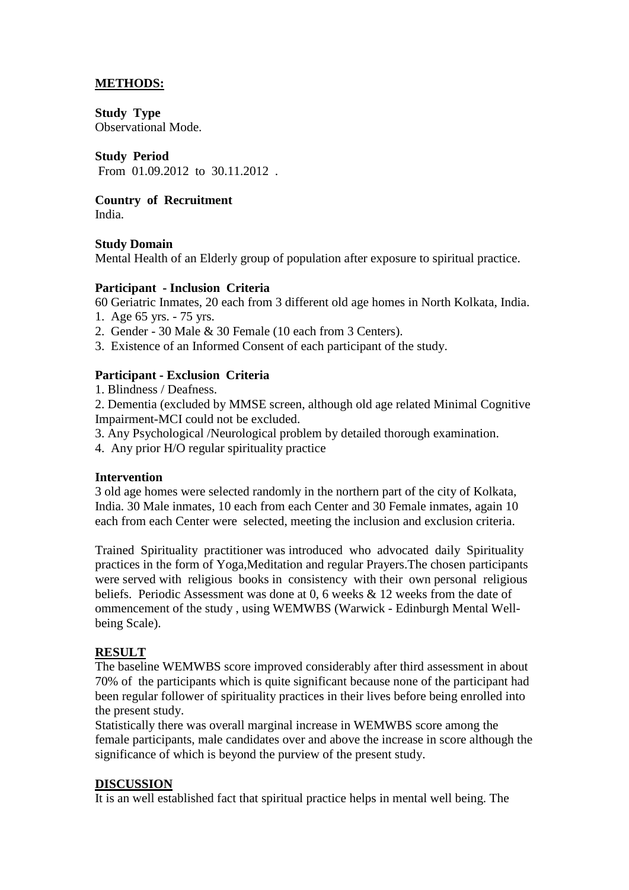## **METHODS:**

**Study Type**
Observational Mode.

**Study Period**
From 01.09.2012 to 30.11.2012 .

**Country of Recruitment**
India.

**Study Domain**
Mental Health of an Elderly group of population after exposure to spiritual practice.

**Participant - Inclusion Criteria**
60 Geriatric Inmates, 20 each from 3 different old age homes in North Kolkata, India.
1. Age 65 yrs. - 75 yrs.
2. Gender - 30 Male & 30 Female (10 each from 3 Centers).
3. Existence of an Informed Consent of each participant of the study.

**Participant - Exclusion Criteria**
1. Blindness / Deafness.
2. Dementia (excluded by MMSE screen, although old age related Minimal Cognitive Impairment-MCI could not be excluded.
3. Any Psychological /Neurological problem by detailed thorough examination.
4. Any prior H/O regular spirituality practice

**Intervention**
3 old age homes were selected randomly in the northern part of the city of Kolkata, India. 30 Male inmates, 10 each from each Center and 30 Female inmates, again 10 each from each Center were selected, meeting the inclusion and exclusion criteria.

Trained Spirituality practitioner was introduced who advocated daily Spirituality practices in the form of Yoga,Meditation and regular Prayers.The chosen participants were served with religious books in consistency with their own personal religious beliefs. Periodic Assessment was done at 0, 6 weeks & 12 weeks from the date of ommencement of the study , using WEMWBS (Warwick - Edinburgh Mental Well-being Scale).

## **RESULT**

The baseline WEMWBS score improved considerably after third assessment in about 70% of the participants which is quite significant because none of the participant had been regular follower of spirituality practices in their lives before being enrolled into the present study.
Statistically there was overall marginal increase in WEMWBS score among the female participants, male candidates over and above the increase in score although the significance of which is beyond the purview of the present study.

## **DISCUSSION**

It is an well established fact that spiritual practice helps in mental well being. The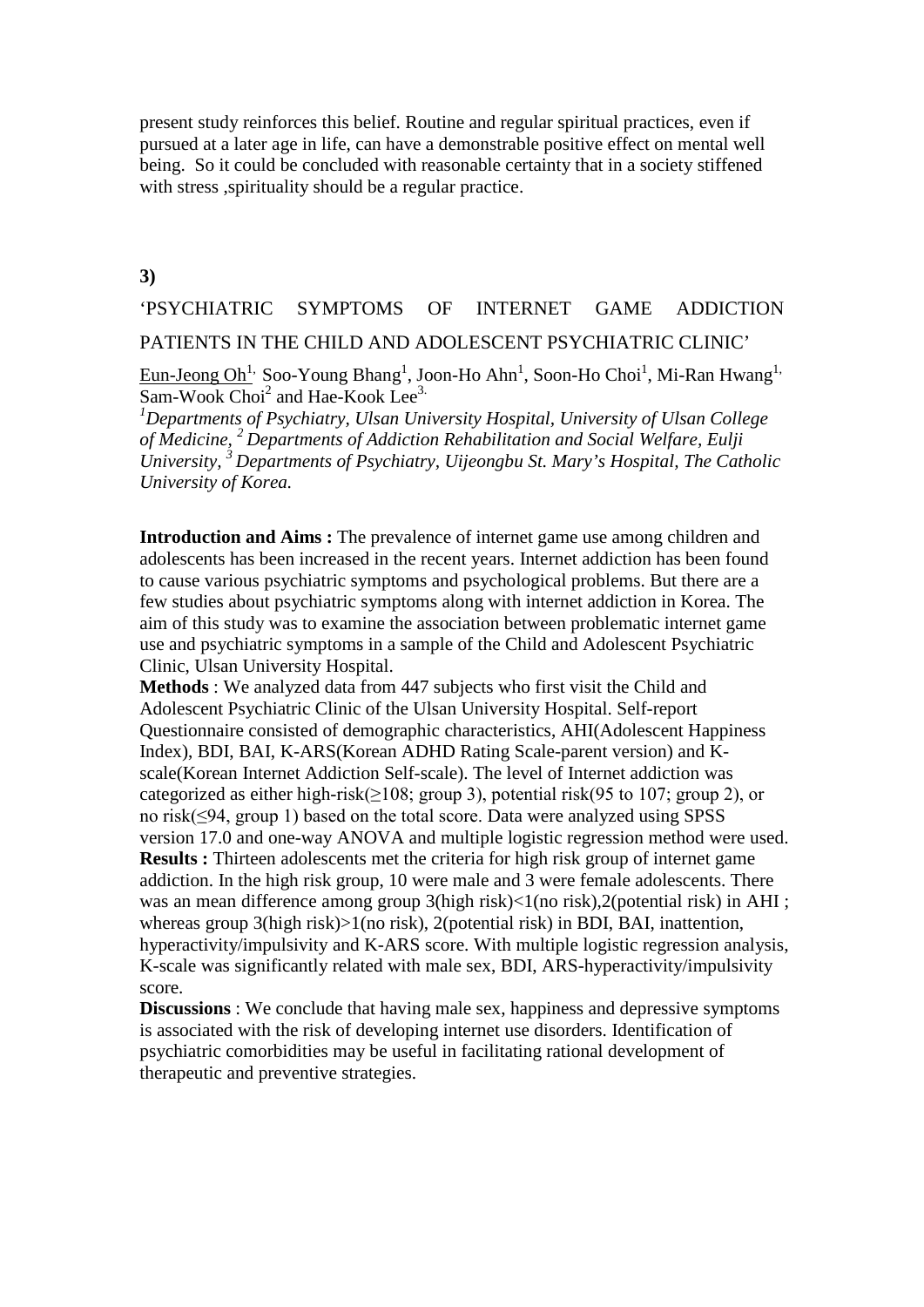present study reinforces this belief. Routine and regular spiritual practices, even if pursued at a later age in life, can have a demonstrable positive effect on mental well being. So it could be concluded with reasonable certainty that in a society stiffened with stress ,spirituality should be a regular practice.

**3)**

## 'PSYCHIATRIC SYMPTOMS OF INTERNET GAME ADDICTION PATIENTS IN THE CHILD AND ADOLESCENT PSYCHIATRIC CLINIC'

Eun-Jeong Oh[1,] Soo-Young Bhang[1], Joon-Ho Ahn[1], Soon-Ho Choi[1], Mi-Ran Hwang[1,] Sam-Wook Choi[2] and Hae-Kook Lee[3,]

*[1]Departments of Psychiatry, Ulsan University Hospital, University of Ulsan College of Medicine, [2] Departments of Addiction Rehabilitation and Social Welfare, Eulji University, [3] Departments of Psychiatry, Uijeongbu St. Mary's Hospital, The Catholic University of Korea.*

**Introduction and Aims :** The prevalence of internet game use among children and adolescents has been increased in the recent years. Internet addiction has been found to cause various psychiatric symptoms and psychological problems. But there are a few studies about psychiatric symptoms along with internet addiction in Korea. The aim of this study was to examine the association between problematic internet game use and psychiatric symptoms in a sample of the Child and Adolescent Psychiatric Clinic, Ulsan University Hospital.

**Methods** : We analyzed data from 447 subjects who first visit the Child and Adolescent Psychiatric Clinic of the Ulsan University Hospital. Self-report Questionnaire consisted of demographic characteristics, AHI(Adolescent Happiness Index), BDI, BAI, K-ARS(Korean ADHD Rating Scale-parent version) and K-scale(Korean Internet Addiction Self-scale). The level of Internet addiction was categorized as either high-risk($\geq$108; group 3), potential risk(95 to 107; group 2), or no risk($\leq$94, group 1) based on the total score. Data were analyzed using SPSS version 17.0 and one-way ANOVA and multiple logistic regression method were used.

**Results :** Thirteen adolescents met the criteria for high risk group of internet game addiction. In the high risk group, 10 were male and 3 were female adolescents. There was an mean difference among group 3(high risk)<1(no risk),2(potential risk) in AHI ; whereas group 3(high risk)>1(no risk), 2(potential risk) in BDI, BAI, inattention, hyperactivity/impulsivity and K-ARS score. With multiple logistic regression analysis, K-scale was significantly related with male sex, BDI, ARS-hyperactivity/impulsivity score.

**Discussions** : We conclude that having male sex, happiness and depressive symptoms is associated with the risk of developing internet use disorders. Identification of psychiatric comorbidities may be useful in facilitating rational development of therapeutic and preventive strategies.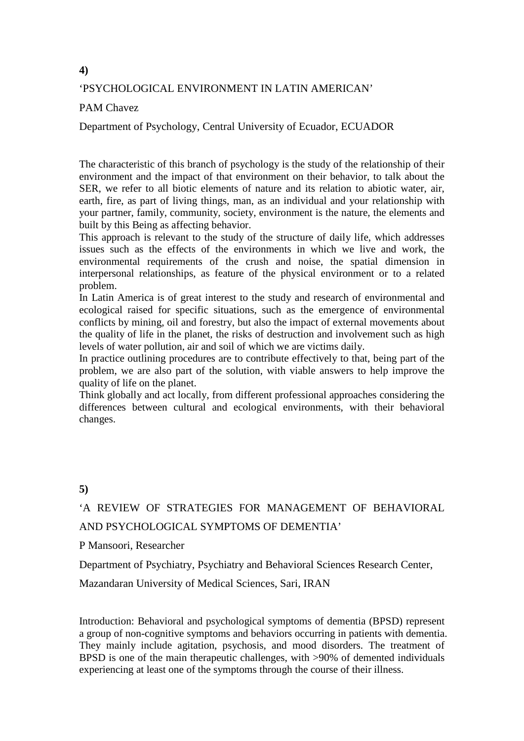**4)**

'PSYCHOLOGICAL ENVIRONMENT IN LATIN AMERICAN'

PAM Chavez

Department of Psychology, Central University of Ecuador, ECUADOR

The characteristic of this branch of psychology is the study of the relationship of their environment and the impact of that environment on their behavior, to talk about the SER, we refer to all biotic elements of nature and its relation to abiotic water, air, earth, fire, as part of living things, man, as an individual and your relationship with your partner, family, community, society, environment is the nature, the elements and built by this Being as affecting behavior.

This approach is relevant to the study of the structure of daily life, which addresses issues such as the effects of the environments in which we live and work, the environmental requirements of the crush and noise, the spatial dimension in interpersonal relationships, as feature of the physical environment or to a related problem.

In Latin America is of great interest to the study and research of environmental and ecological raised for specific situations, such as the emergence of environmental conflicts by mining, oil and forestry, but also the impact of external movements about the quality of life in the planet, the risks of destruction and involvement such as high levels of water pollution, air and soil of which we are victims daily.

In practice outlining procedures are to contribute effectively to that, being part of the problem, we are also part of the solution, with viable answers to help improve the quality of life on the planet.

Think globally and act locally, from different professional approaches considering the differences between cultural and ecological environments, with their behavioral changes.

**5)**

'A REVIEW OF STRATEGIES FOR MANAGEMENT OF BEHAVIORAL AND PSYCHOLOGICAL SYMPTOMS OF DEMENTIA'

P Mansoori, Researcher

Department of Psychiatry, Psychiatry and Behavioral Sciences Research Center,

Mazandaran University of Medical Sciences, Sari, IRAN

Introduction: Behavioral and psychological symptoms of dementia (BPSD) represent a group of non-cognitive symptoms and behaviors occurring in patients with dementia. They mainly include agitation, psychosis, and mood disorders. The treatment of BPSD is one of the main therapeutic challenges, with >90% of demented individuals experiencing at least one of the symptoms through the course of their illness.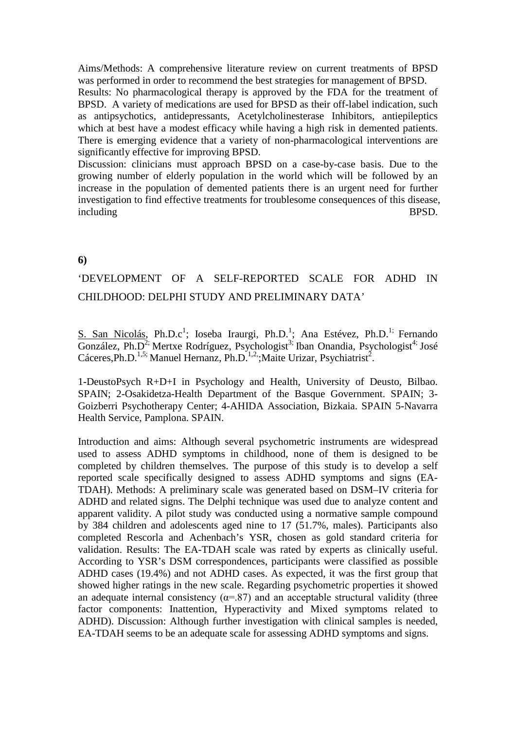Aims/Methods: A comprehensive literature review on current treatments of BPSD was performed in order to recommend the best strategies for management of BPSD.

Results: No pharmacological therapy is approved by the FDA for the treatment of BPSD. A variety of medications are used for BPSD as their off-label indication, such as antipsychotics, antidepressants, Acetylcholinesterase Inhibitors, antiepileptics which at best have a modest efficacy while having a high risk in demented patients. There is emerging evidence that a variety of non-pharmacological interventions are significantly effective for improving BPSD.

Discussion: clinicians must approach BPSD on a case-by-case basis. Due to the growing number of elderly population in the world which will be followed by an increase in the population of demented patients there is an urgent need for further investigation to find effective treatments for troublesome consequences of this disease, including BPSD.

**6)**

## 'DEVELOPMENT OF A SELF-REPORTED SCALE FOR ADHD IN CHILDHOOD: DELPHI STUDY AND PRELIMINARY DATA'

S. San Nicolás, Ph.D.c[1]; Ioseba Iraurgi, Ph.D.[1]; Ana Estévez, Ph.D.[1;] Fernando González, Ph.D[2;] Mertxe Rodríguez, Psychologist[3;] Iban Onandia, Psychologist[4;] José Cáceres,Ph.D.[1,5;] Manuel Hernanz, Ph.D.[1,2,];Maite Urizar, Psychiatrist[2].

1-DeustoPsych R+D+I in Psychology and Health, University of Deusto, Bilbao. SPAIN; 2-Osakidetza-Health Department of the Basque Government. SPAIN; 3-Goizberri Psychotherapy Center; 4-AHIDA Association, Bizkaia. SPAIN 5-Navarra Health Service, Pamplona. SPAIN.

Introduction and aims: Although several psychometric instruments are widespread used to assess ADHD symptoms in childhood, none of them is designed to be completed by children themselves. The purpose of this study is to develop a self reported scale specifically designed to assess ADHD symptoms and signs (EA-TDAH). Methods: A preliminary scale was generated based on DSM–IV criteria for ADHD and related signs. The Delphi technique was used due to analyze content and apparent validity. A pilot study was conducted using a normative sample compound by 384 children and adolescents aged nine to 17 (51.7%, males). Participants also completed Rescorla and Achenbach's YSR, chosen as gold standard criteria for validation. Results: The EA-TDAH scale was rated by experts as clinically useful. According to YSR's DSM correspondences, participants were classified as possible ADHD cases (19.4%) and not ADHD cases. As expected, it was the first group that showed higher ratings in the new scale. Regarding psychometric properties it showed an adequate internal consistency ($\alpha$=.87) and an acceptable structural validity (three factor components: Inattention, Hyperactivity and Mixed symptoms related to ADHD). Discussion: Although further investigation with clinical samples is needed, EA-TDAH seems to be an adequate scale for assessing ADHD symptoms and signs.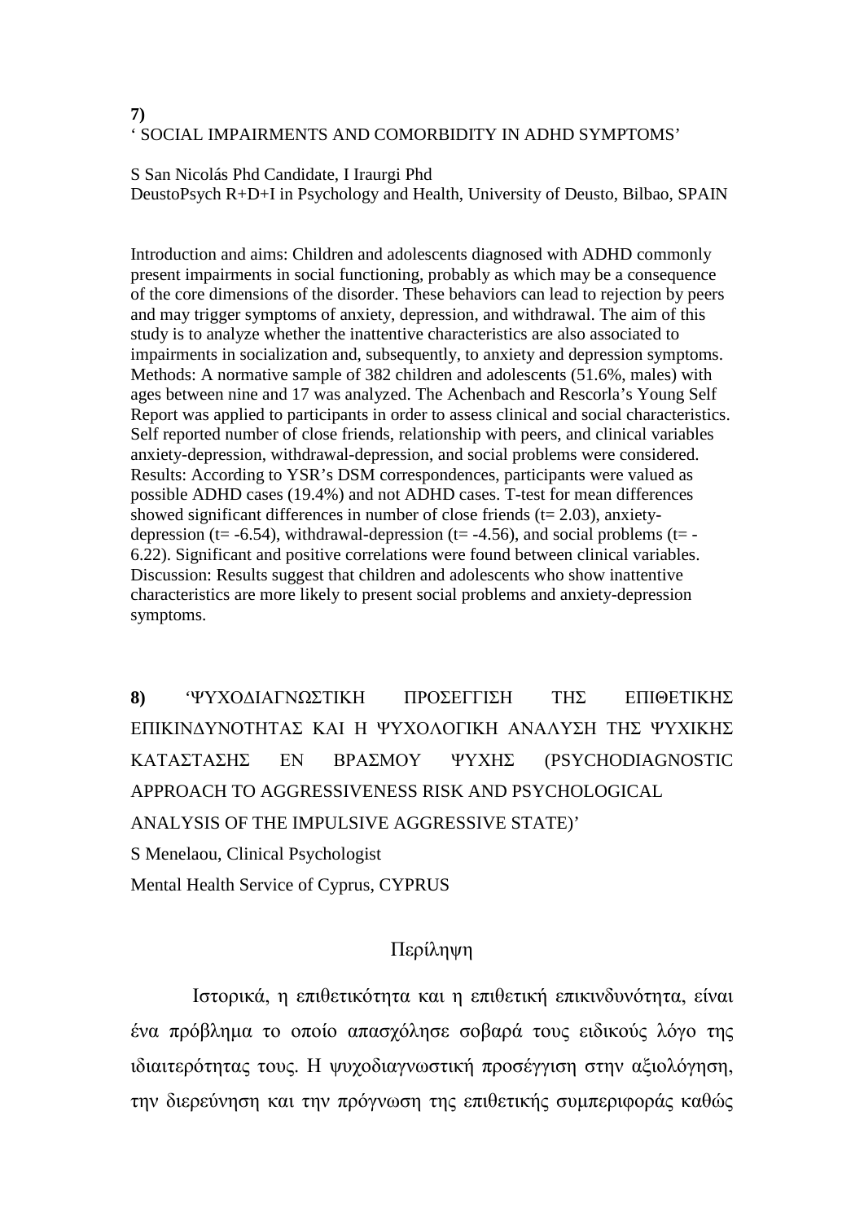**7)**
' SOCIAL IMPAIRMENTS AND COMORBIDITY IN ADHD SYMPTOMS'

S San Nicolás Phd Candidate, I Iraurgi Phd
DeustoPsych R+D+I in Psychology and Health, University of Deusto, Bilbao, SPAIN

Introduction and aims: Children and adolescents diagnosed with ADHD commonly present impairments in social functioning, probably as which may be a consequence of the core dimensions of the disorder. These behaviors can lead to rejection by peers and may trigger symptoms of anxiety, depression, and withdrawal. The aim of this study is to analyze whether the inattentive characteristics are also associated to impairments in socialization and, subsequently, to anxiety and depression symptoms. Methods: A normative sample of 382 children and adolescents (51.6%, males) with ages between nine and 17 was analyzed. The Achenbach and Rescorla's Young Self Report was applied to participants in order to assess clinical and social characteristics. Self reported number of close friends, relationship with peers, and clinical variables anxiety-depression, withdrawal-depression, and social problems were considered. Results: According to YSR's DSM correspondences, participants were valued as possible ADHD cases (19.4%) and not ADHD cases. T-test for mean differences showed significant differences in number of close friends ($t= 2.03$), anxiety-depression ($t= -6.54$), withdrawal-depression ($t= -4.56$), and social problems ($t= -6.22$). Significant and positive correlations were found between clinical variables. Discussion: Results suggest that children and adolescents who show inattentive characteristics are more likely to present social problems and anxiety-depression symptoms.

**8)** 'ΨΥΧΟΔΙΑΓΝΩΣΤΙΚΗ ΠΡΟΣΕΓΓΙΣΗ ΤΗΣ ΕΠΙΘΕΤΙΚΗΣ ΕΠΙΚΙΝΔΥΝΟΤΗΤΑΣ ΚΑΙ Η ΨΥΧΟΛΟΓΙΚΗ ΑΝΑΛΥΣΗ ΤΗΣ ΨΥΧΙΚΗΣ ΚΑΤΑΣΤΑΣΗΣ ΕΝ ΒΡΑΣΜΟΥ ΨΥΧΗΣ (PSYCHODIAGNOSTIC APPROACH TO AGGRESSIVENESS RISK AND PSYCHOLOGICAL ANALYSIS OF THE IMPULSIVE AGGRESSIVE STATE)'

S Menelaou, Clinical Psychologist

Mental Health Service of Cyprus, CYPRUS

Περίληψη

Ιστορικά, η επιθετικότητα και η επιθετική επικινδυνότητα, είναι ένα πρόβλημα το οποίο απασχόλησε σοβαρά τους ειδικούς λόγο της ιδιαιτερότητας τους. Η ψυχοδιαγνωστική προσέγγιση στην αξιολόγηση, την διερεύνηση και την πρόγνωση της επιθετικής συμπεριφοράς καθώς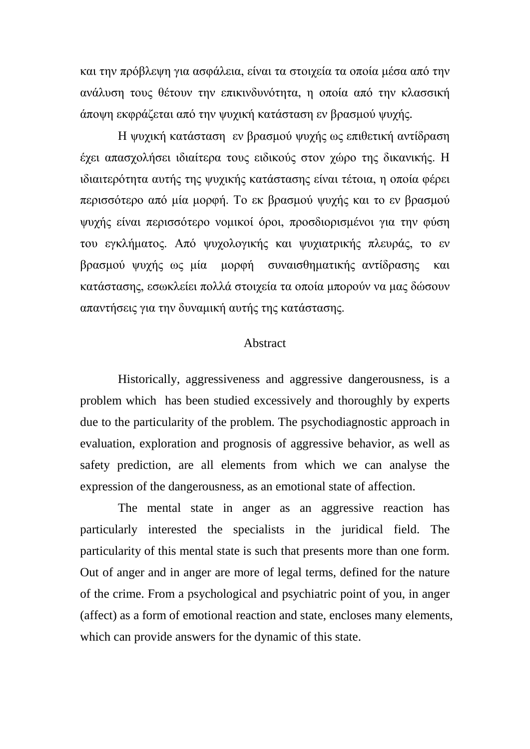και την πρόβλεψη για ασφάλεια, είναι τα στοιχεία τα οποία μέσα από την ανάλυση τους θέτουν την επικινδυνότητα, η οποία από την κλασσική άποψη εκφράζεται από την ψυχική κατάσταση εν βρασμού ψυχής.

Η ψυχική κατάσταση εν βρασμού ψυχής ως επιθετική αντίδραση έχει απασχολήσει ιδιαίτερα τους ειδικούς στον χώρο της δικανικής. Η ιδιαιτερότητα αυτής της ψυχικής κατάστασης είναι τέτοια, η οποία φέρει περισσότερο από μία μορφή. Το εκ βρασμού ψυχής και το εν βρασμού ψυχής είναι περισσότερο νομικοί όροι, προσδιορισμένοι για την φύση του εγκλήματος. Από ψυχολογικής και ψυχιατρικής πλευράς, το εν βρασμού ψυχής ως μία μορφή συναισθηματικής αντίδρασης και κατάστασης, εσωκλείει πολλά στοιχεία τα οποία μπορούν να μας δώσουν απαντήσεις για την δυναμική αυτής της κατάστασης.

## Abstract

Historically, aggressiveness and aggressive dangerousness, is a problem which has been studied excessively and thoroughly by experts due to the particularity of the problem. The psychodiagnostic approach in evaluation, exploration and prognosis of aggressive behavior, as well as safety prediction, are all elements from which we can analyse the expression of the dangerousness, as an emotional state of affection.

The mental state in anger as an aggressive reaction has particularly interested the specialists in the juridical field. The particularity of this mental state is such that presents more than one form. Out of anger and in anger are more of legal terms, defined for the nature of the crime. From a psychological and psychiatric point of you, in anger (affect) as a form of emotional reaction and state, encloses many elements, which can provide answers for the dynamic of this state.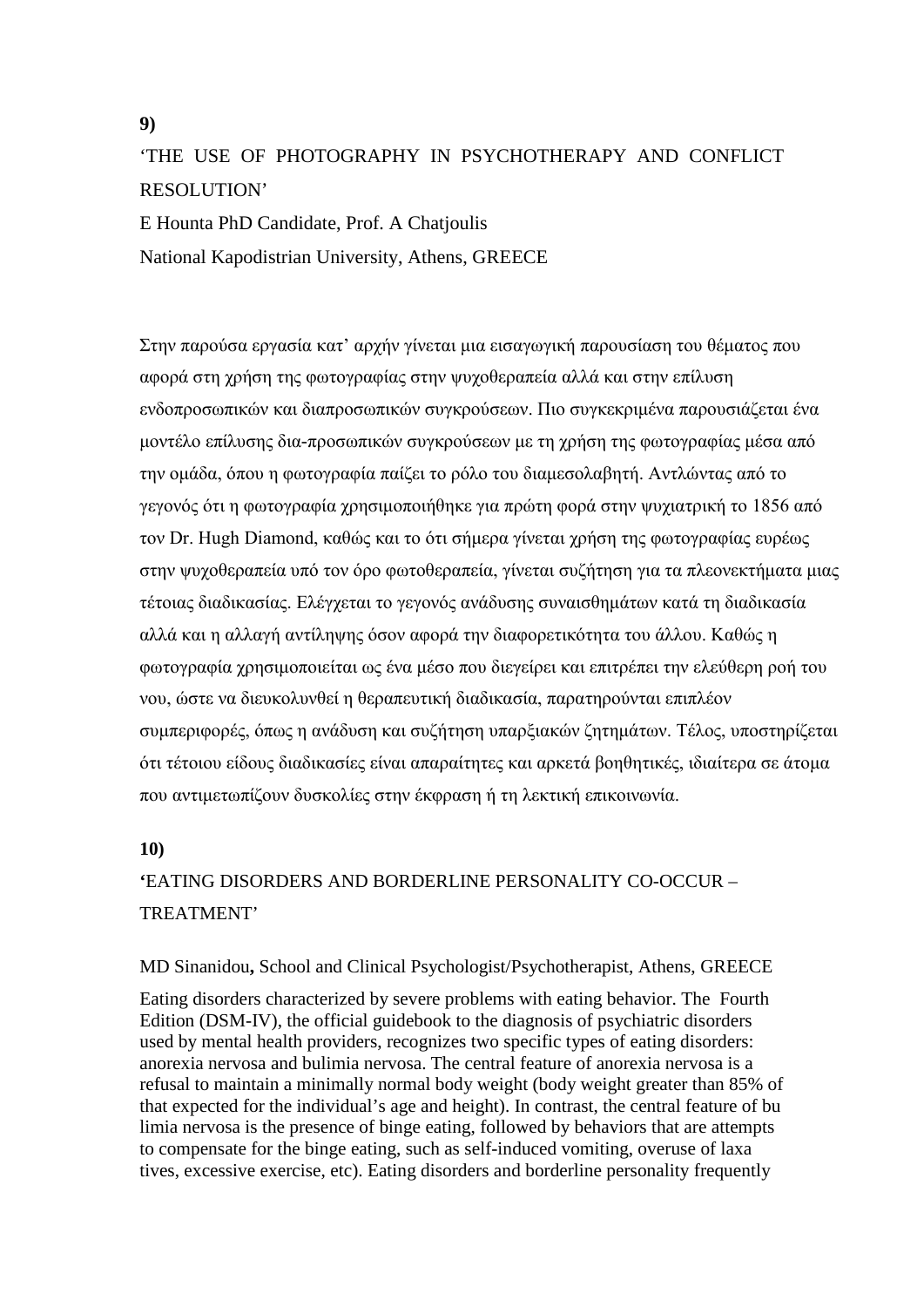**9)**

'THE USE OF PHOTOGRAPHY IN PSYCHOTHERAPY AND CONFLICT RESOLUTION'

E Hounta PhD Candidate, Prof. A Chatjoulis

National Kapodistrian University, Athens, GREECE

Στην παρούσα εργασία κατ' αρχήν γίνεται μια εισαγωγική παρουσίαση του θέματος που αφορά στη χρήση της φωτογραφίας στην ψυχοθεραπεία αλλά και στην επίλυση ενδοπροσωπικών και διαπροσωπικών συγκρούσεων. Πιο συγκεκριμένα παρουσιάζεται ένα μοντέλο επίλυσης δια-προσωπικών συγκρούσεων με τη χρήση της φωτογραφίας μέσα από την ομάδα, όπου η φωτογραφία παίζει το ρόλο του διαμεσολαβητή. Αντλώντας από το γεγονός ότι η φωτογραφία χρησιμοποιήθηκε για πρώτη φορά στην ψυχιατρική το 1856 από τον Dr. Hugh Diamond, καθώς και το ότι σήμερα γίνεται χρήση της φωτογραφίας ευρέως στην ψυχοθεραπεία υπό τον όρο φωτοθεραπεία, γίνεται συζήτηση για τα πλεονεκτήματα μιας τέτοιας διαδικασίας. Ελέγχεται το γεγονός ανάδυσης συναισθημάτων κατά τη διαδικασία αλλά και η αλλαγή αντίληψης όσον αφορά την διαφορετικότητα του άλλου. Καθώς η φωτογραφία χρησιμοποιείται ως ένα μέσο που διεγείρει και επιτρέπει την ελεύθερη ροή του νου, ώστε να διευκολυνθεί η θεραπευτική διαδικασία, παρατηρούνται επιπλέον συμπεριφορές, όπως η ανάδυση και συζήτηση υπαρξιακών ζητημάτων. Τέλος, υποστηρίζεται ότι τέτοιου είδους διαδικασίες είναι απαραίτητες και αρκετά βοηθητικές, ιδιαίτερα σε άτομα που αντιμετωπίζουν δυσκολίες στην έκφραση ή τη λεκτική επικοινωνία.

**10)**

**'**EATING DISORDERS AND BORDERLINE PERSONALITY CO-OCCUR – TREATMENT'

MD Sinanidou**,** School and Clinical Psychologist/Psychotherapist, Athens, GREECE

Eating disorders characterized by severe problems with eating behavior. The Fourth Edition (DSM-IV), the official guidebook to the diagnosis of psychiatric disorders used by mental health providers, recognizes two specific types of eating disorders: anorexia nervosa and bulimia nervosa. The central feature of anorexia nervosa is a refusal to maintain a minimally normal body weight (body weight greater than 85% of that expected for the individual's age and height). In contrast, the central feature of bu limia nervosa is the presence of binge eating, followed by behaviors that are attempts to compensate for the binge eating, such as self-induced vomiting, overuse of laxa tives, excessive exercise, etc). Eating disorders and borderline personality frequently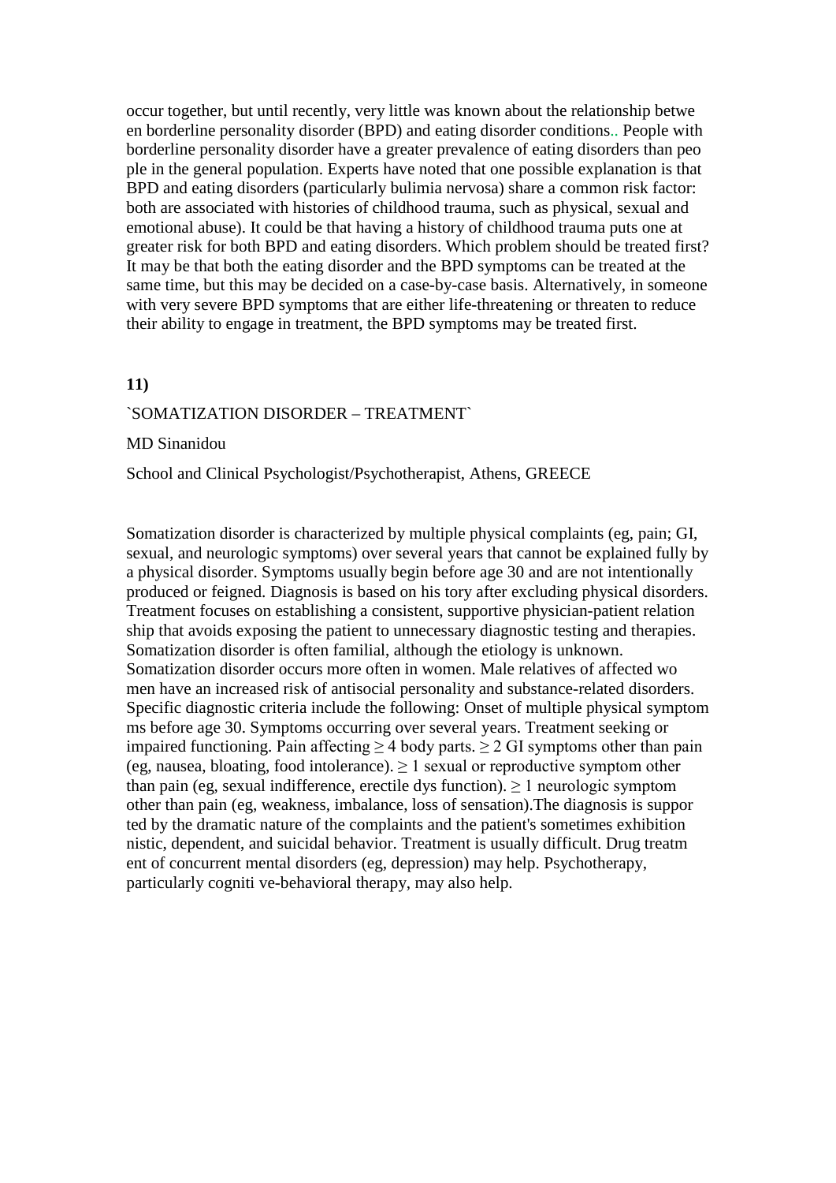occur together, but until recently, very little was known about the relationship betwe en borderline personality disorder (BPD) and eating disorder conditions.. People with borderline personality disorder have a greater prevalence of eating disorders than peo ple in the general population. Experts have noted that one possible explanation is that BPD and eating disorders (particularly bulimia nervosa) share a common risk factor: both are associated with histories of childhood trauma, such as physical, sexual and emotional abuse). It could be that having a history of childhood trauma puts one at greater risk for both BPD and eating disorders. Which problem should be treated first? It may be that both the eating disorder and the BPD symptoms can be treated at the same time, but this may be decided on a case-by-case basis. Alternatively, in someone with very severe BPD symptoms that are either life-threatening or threaten to reduce their ability to engage in treatment, the BPD symptoms may be treated first.

**11)**

`SOMATIZATION DISORDER – TREATMENT`

MD Sinanidou

School and Clinical Psychologist/Psychotherapist, Athens, GREECE

Somatization disorder is characterized by multiple physical complaints (eg, pain; GI, sexual, and neurologic symptoms) over several years that cannot be explained fully by a physical disorder. Symptoms usually begin before age 30 and are not intentionally produced or feigned. Diagnosis is based on his tory after excluding physical disorders. Treatment focuses on establishing a consistent, supportive physician-patient relation ship that avoids exposing the patient to unnecessary diagnostic testing and therapies. Somatization disorder is often familial, although the etiology is unknown. Somatization disorder occurs more often in women. Male relatives of affected wo men have an increased risk of antisocial personality and substance-related disorders. Specific diagnostic criteria include the following: Onset of multiple physical symptom ms before age 30. Symptoms occurring over several years. Treatment seeking or impaired functioning. Pain affecting $\geq 4$ body parts. $\geq 2$ GI symptoms other than pain (eg, nausea, bloating, food intolerance). $\geq 1$ sexual or reproductive symptom other than pain (eg, sexual indifference, erectile dys function). $\geq 1$ neurologic symptom other than pain (eg, weakness, imbalance, loss of sensation).The diagnosis is suppor ted by the dramatic nature of the complaints and the patient's sometimes exhibition nistic, dependent, and suicidal behavior. Treatment is usually difficult. Drug treatm ent of concurrent mental disorders (eg, depression) may help. Psychotherapy, particularly cogniti ve-behavioral therapy, may also help.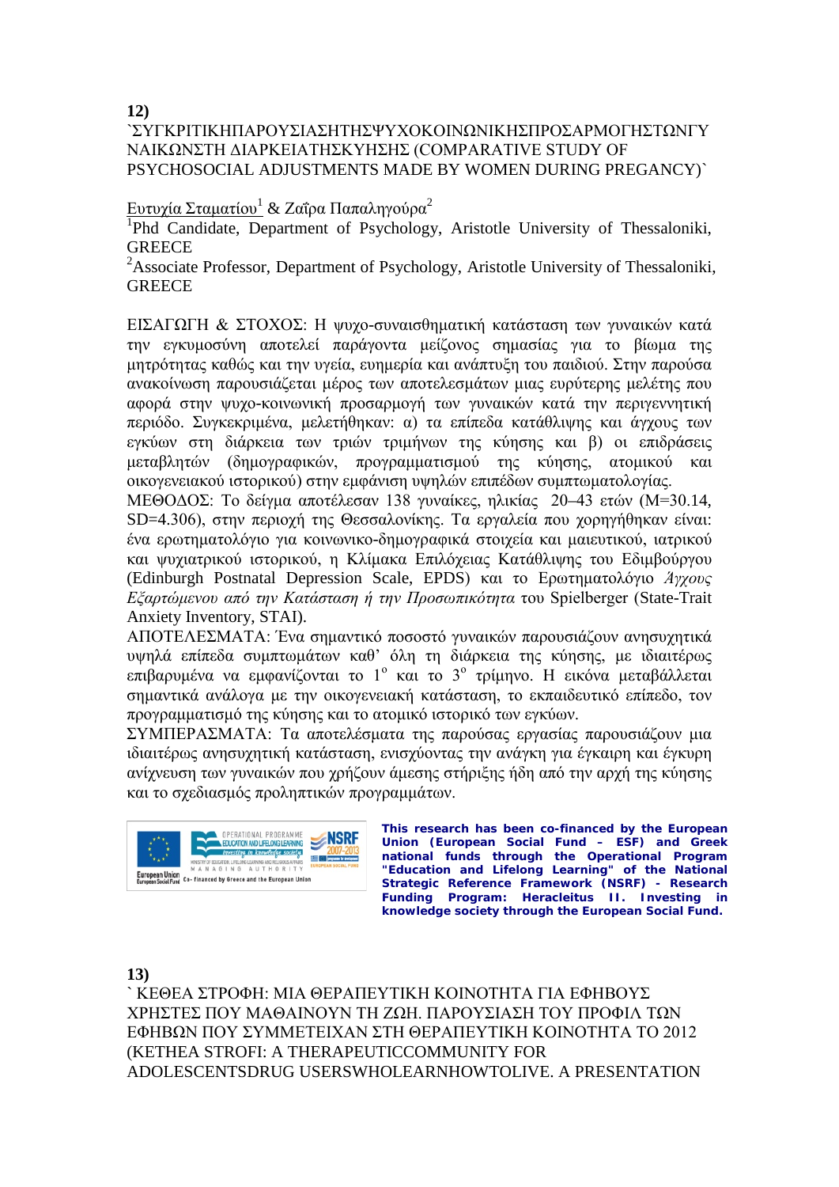**12)**

`ΣΥΓΚΡΙΤΙΚΗΠΑΡΟΥΣΙΑΣΗΤΗΣΨΥΧΟΚΟΙΝΩΝΙΚΗΣΠΡΟΣΑΡΜΟΓΗΣΤΩΝΓΥΝΑΙΚΩΝΣΤΗ ΔΙΑΡΚΕΙΑΤΗΣΚΥΗΣΗΣ (COMPARATIVE STUDY OF PSYCHOSOCIAL ADJUSTMENTS MADE BY WOMEN DURING PREGANCY)`

Ευτυχία Σταματίου[1] & Ζαΐρα Παπαληγούρα[2]

[1]Phd Candidate, Department of Psychology, Aristotle University of Thessaloniki, GREECE

[2]Associate Professor, Department of Psychology, Aristotle University of Thessaloniki, GREECE

ΕΙΣΑΓΩΓΗ & ΣΤΟΧΟΣ: Η ψυχο-συναισθηματική κατάσταση των γυναικών κατά την εγκυμοσύνη αποτελεί παράγοντα μείζονος σημασίας για το βίωμα της μητρότητας καθώς και την υγεία, ευημερία και ανάπτυξη του παιδιού. Στην παρούσα ανακοίνωση παρουσιάζεται μέρος των αποτελεσμάτων μιας ευρύτερης μελέτης που αφορά στην ψυχο-κοινωνική προσαρμογή των γυναικών κατά την περιγεννητική περιόδο. Συγκεκριμένα, μελετήθηκαν: α) τα επίπεδα κατάθλιψης και άγχους των εγκύων στη διάρκεια των τριών τριμήνων της κύησης και β) οι επιδράσεις μεταβλητών (δημογραφικών, προγραμματισμού της κύησης, ατομικού και οικογενειακού ιστορικού) στην εμφάνιση υψηλών επιπέδων συμπτωματολογίας.

ΜΕΘΟΔΟΣ: Το δείγμα αποτέλεσαν 138 γυναίκες, ηλικίας 20–43 ετών (M=30.14, SD=4.306), στην περιοχή της Θεσσαλονίκης. Τα εργαλεία που χορηγήθηκαν είναι: ένα ερωτηματολόγιο για κοινωνικο-δημογραφικά στοιχεία και μαιευτικού, ιατρικού και ψυχιατρικού ιστορικού, η Κλίμακα Επιλόχειας Κατάθλιψης του Εδιμβούργου (Edinburgh Postnatal Depression Scale, EPDS) και το Ερωτηματολόγιο *Άγχους Εξαρτώμενου από την Κατάσταση ή την Προσωπικότητα* του Spielberger (State-Trait Anxiety Inventory, STAI).

ΑΠΟΤΕΛΕΣΜΑΤΑ: Ένα σημαντικό ποσοστό γυναικών παρουσιάζουν ανησυχητικά υψηλά επίπεδα συμπτωμάτων καθ' όλη τη διάρκεια της κύησης, με ιδιαιτέρως επιβαρυμένα να εμφανίζονται το 1$^{ο}$ και το 3$^{ο}$ τρίμηνο. Η εικόνα μεταβάλλεται σημαντικά ανάλογα με την οικογενειακή κατάσταση, το εκπαιδευτικό επίπεδο, τον προγραμματισμό της κύησης και το ατομικό ιστορικό των εγκύων.

ΣΥΜΠΕΡΑΣΜΑΤΑ: Τα αποτελέσματα της παρούσας εργασίας παρουσιάζουν μια ιδιαιτέρως ανησυχητική κατάσταση, ενισχύοντας την ανάγκη για έγκαιρη και έγκυρη ανίχνευση των γυναικών που χρήζουν άμεσης στήριξης ήδη από την αρχή της κύησης και το σχεδιασμός προληπτικών προγραμμάτων.

**This research has been co-financed by the European Union (European Social Fund – ESF) and Greek national funds through the Operational Program "Education and Lifelong Learning" of the National Strategic Reference Framework (NSRF) - Research Funding Program: Heracleitus II. Investing in knowledge society through the European Social Fund.**

**13)**

` ΚΕΘΕΑ ΣΤΡΟΦΗ: ΜΙΑ ΘΕΡΑΠΕΥΤΙΚΗ ΚΟΙΝΟΤΗΤΑ ΓΙΑ ΕΦΗΒΟΥΣ ΧΡΗΣΤΕΣ ΠΟΥ ΜΑΘΑΙΝΟΥΝ ΤΗ ΖΩΗ. ΠΑΡΟΥΣΙΑΣΗ ΤΟΥ ΠΡΟΦΙΛ ΤΩΝ ΕΦΗΒΩΝ ΠΟΥ ΣΥΜΜΕΤΕΙΧΑΝ ΣΤΗ ΘΕΡΑΠΕΥΤΙΚΗ ΚΟΙΝΟΤΗΤΑ ΤΟ 2012 (KETHEA STROFI: A THERAPEUTICCOMMUNITY FOR ADOLESCENTSDRUG USERSWHOLEARNHOWTOLIVE. A PRESENTATION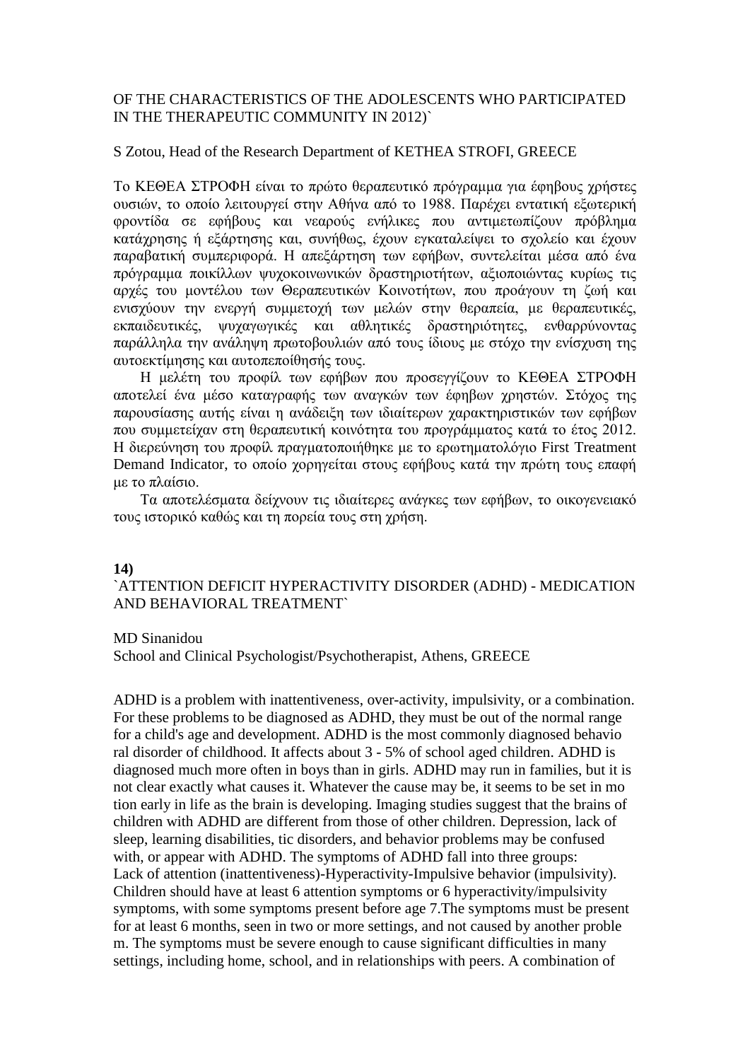OF THE CHARACTERISTICS OF THE ADOLESCENTS WHO PARTICIPATED IN THE THERAPEUTIC COMMUNITY IN 2012)`

S Zotou, Head of the Research Department of KETHEA STROFI, GREECE

Το ΚΕΘΕΑ ΣΤΡΟΦΗ είναι το πρώτο θεραπευτικό πρόγραμμα για έφηβους χρήστες ουσιών, το οποίο λειτουργεί στην Αθήνα από το 1988. Παρέχει εντατική εξωτερική φροντίδα σε εφήβους και νεαρούς ενήλικες που αντιμετωπίζουν πρόβλημα κατάχρησης ή εξάρτησης και, συνήθως, έχουν εγκαταλείψει το σχολείο και έχουν παραβατική συμπεριφορά. Η απεξάρτηση των εφήβων, συντελείται μέσα από ένα πρόγραμμα ποικίλλων ψυχοκοινωνικών δραστηριοτήτων, αξιοποιώντας κυρίως τις αρχές του μοντέλου των Θεραπευτικών Κοινοτήτων, που προάγουν τη ζωή και ενισχύουν την ενεργή συμμετοχή των μελών στην θεραπεία, με θεραπευτικές, εκπαιδευτικές, ψυχαγωγικές και αθλητικές δραστηριότητες, ενθαρρύνοντας παράλληλα την ανάληψη πρωτοβουλιών από τους ίδιους με στόχο την ενίσχυση της αυτοεκτίμησης και αυτοπεποίθησής τους.

Η μελέτη του προφίλ των εφήβων που προσεγγίζουν το ΚΕΘΕΑ ΣΤΡΟΦΗ αποτελεί ένα μέσο καταγραφής των αναγκών των έφηβων χρηστών. Στόχος της παρουσίασης αυτής είναι η ανάδειξη των ιδιαίτερων χαρακτηριστικών των εφήβων που συμμετείχαν στη θεραπευτική κοινότητα του προγράμματος κατά το έτος 2012. Η διερεύνηση του προφίλ πραγματοποιήθηκε με το ερωτηματολόγιο First Treatment Demand Indicator, το οποίο χορηγείται στους εφήβους κατά την πρώτη τους επαφή με το πλαίσιο.

Τα αποτελέσματα δείχνουν τις ιδιαίτερες ανάγκες των εφήβων, το οικογενειακό τους ιστορικό καθώς και τη πορεία τους στη χρήση.

**14)**

`ATTENTION DEFICIT HYPERACTIVITY DISORDER (ADHD) - MEDICATION AND BEHAVIORAL TREATMENT`

MD Sinanidou
School and Clinical Psychologist/Psychotherapist, Athens, GREECE

ADHD is a problem with inattentiveness, over-activity, impulsivity, or a combination. For these problems to be diagnosed as ADHD, they must be out of the normal range for a child's age and development. ADHD is the most commonly diagnosed behavio ral disorder of childhood. It affects about 3 - 5% of school aged children. ADHD is diagnosed much more often in boys than in girls. ADHD may run in families, but it is not clear exactly what causes it. Whatever the cause may be, it seems to be set in mo tion early in life as the brain is developing. Imaging studies suggest that the brains of children with ADHD are different from those of other children. Depression, lack of sleep, learning disabilities, tic disorders, and behavior problems may be confused with, or appear with ADHD. The symptoms of ADHD fall into three groups: Lack of attention (inattentiveness)-Hyperactivity-Impulsive behavior (impulsivity). Children should have at least 6 attention symptoms or 6 hyperactivity/impulsivity symptoms, with some symptoms present before age 7.The symptoms must be present for at least 6 months, seen in two or more settings, and not caused by another proble m. The symptoms must be severe enough to cause significant difficulties in many settings, including home, school, and in relationships with peers. A combination of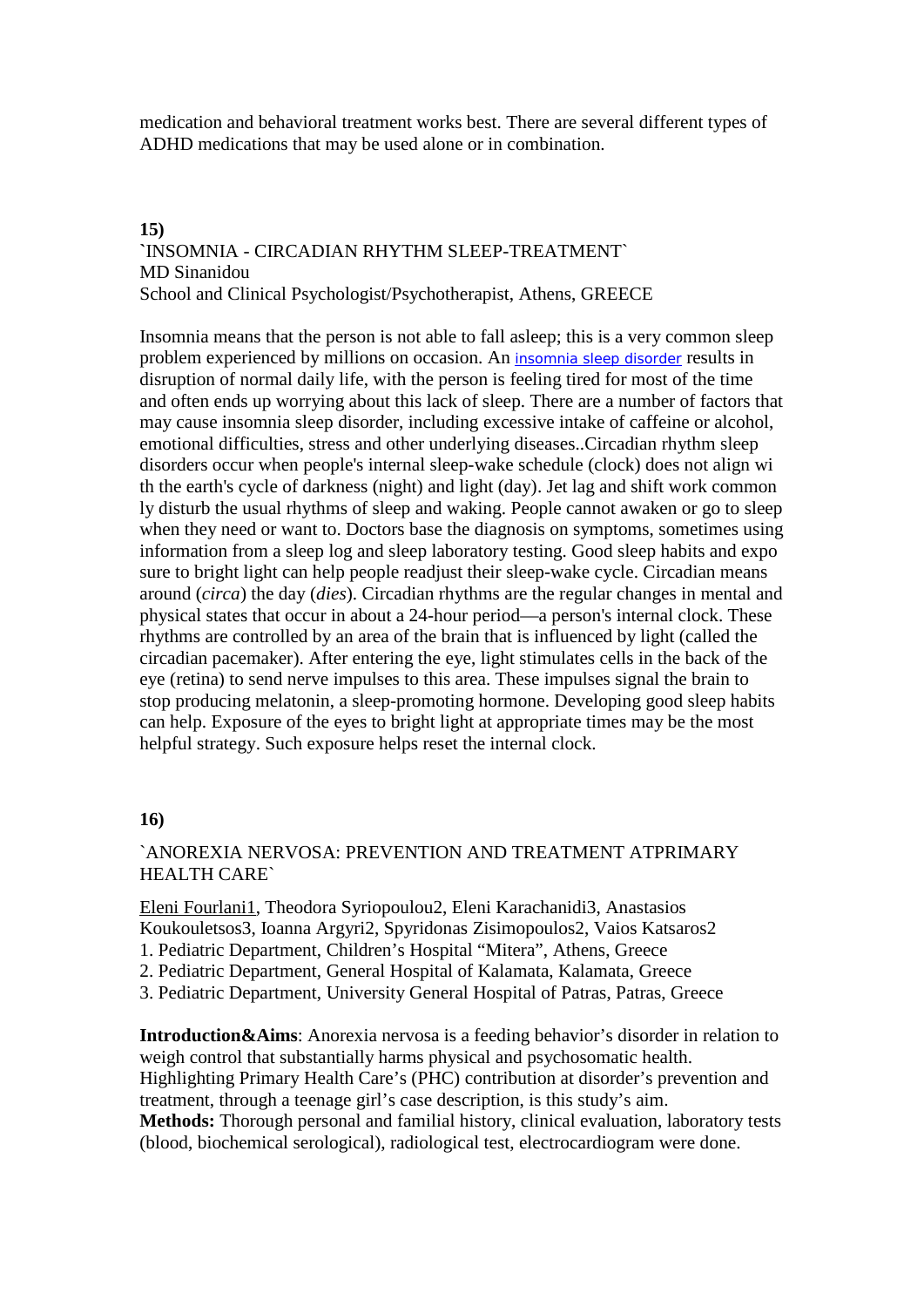medication and behavioral treatment works best. There are several different types of ADHD medications that may be used alone or in combination.

**15)**

`INSOMNIA - CIRCADIAN RHYTHM SLEEP-TREATMENT`

MD Sinanidou

School and Clinical Psychologist/Psychotherapist, Athens, GREECE

Insomnia means that the person is not able to fall asleep; this is a very common sleep problem experienced by millions on occasion. An insomnia sleep disorder results in disruption of normal daily life, with the person is feeling tired for most of the time and often ends up worrying about this lack of sleep. There are a number of factors that may cause insomnia sleep disorder, including excessive intake of caffeine or alcohol, emotional difficulties, stress and other underlying diseases..Circadian rhythm sleep disorders occur when people's internal sleep-wake schedule (clock) does not align wi th the earth's cycle of darkness (night) and light (day). Jet lag and shift work common ly disturb the usual rhythms of sleep and waking. People cannot awaken or go to sleep when they need or want to. Doctors base the diagnosis on symptoms, sometimes using information from a sleep log and sleep laboratory testing. Good sleep habits and expo sure to bright light can help people readjust their sleep-wake cycle. Circadian means around (*circa*) the day (*dies*). Circadian rhythms are the regular changes in mental and physical states that occur in about a 24-hour period—a person's internal clock. These rhythms are controlled by an area of the brain that is influenced by light (called the circadian pacemaker). After entering the eye, light stimulates cells in the back of the eye (retina) to send nerve impulses to this area. These impulses signal the brain to stop producing melatonin, a sleep-promoting hormone. Developing good sleep habits can help. Exposure of the eyes to bright light at appropriate times may be the most helpful strategy. Such exposure helps reset the internal clock.

**16)**

`ANOREXIA NERVOSA: PREVENTION AND TREATMENT ATPRIMARY HEALTH CARE`

<u>Eleni Fourlani1</u>, Theodora Syriopoulou2, Eleni Karachanidi3, Anastasios Koukouletsos3, Ioanna Argyri2, Spyridonas Zisimopoulos2, Vaios Katsaros2

1. Pediatric Department, Children's Hospital "Mitera", Athens, Greece
2. Pediatric Department, General Hospital of Kalamata, Kalamata, Greece
3. Pediatric Department, University General Hospital of Patras, Patras, Greece

**Introduction&Aims**: Anorexia nervosa is a feeding behavior's disorder in relation to weigh control that substantially harms physical and psychosomatic health. Highlighting Primary Health Care's (PHC) contribution at disorder's prevention and treatment, through a teenage girl's case description, is this study's aim.

**Methods:** Thorough personal and familial history, clinical evaluation, laboratory tests (blood, biochemical serological), radiological test, electrocardiogram were done.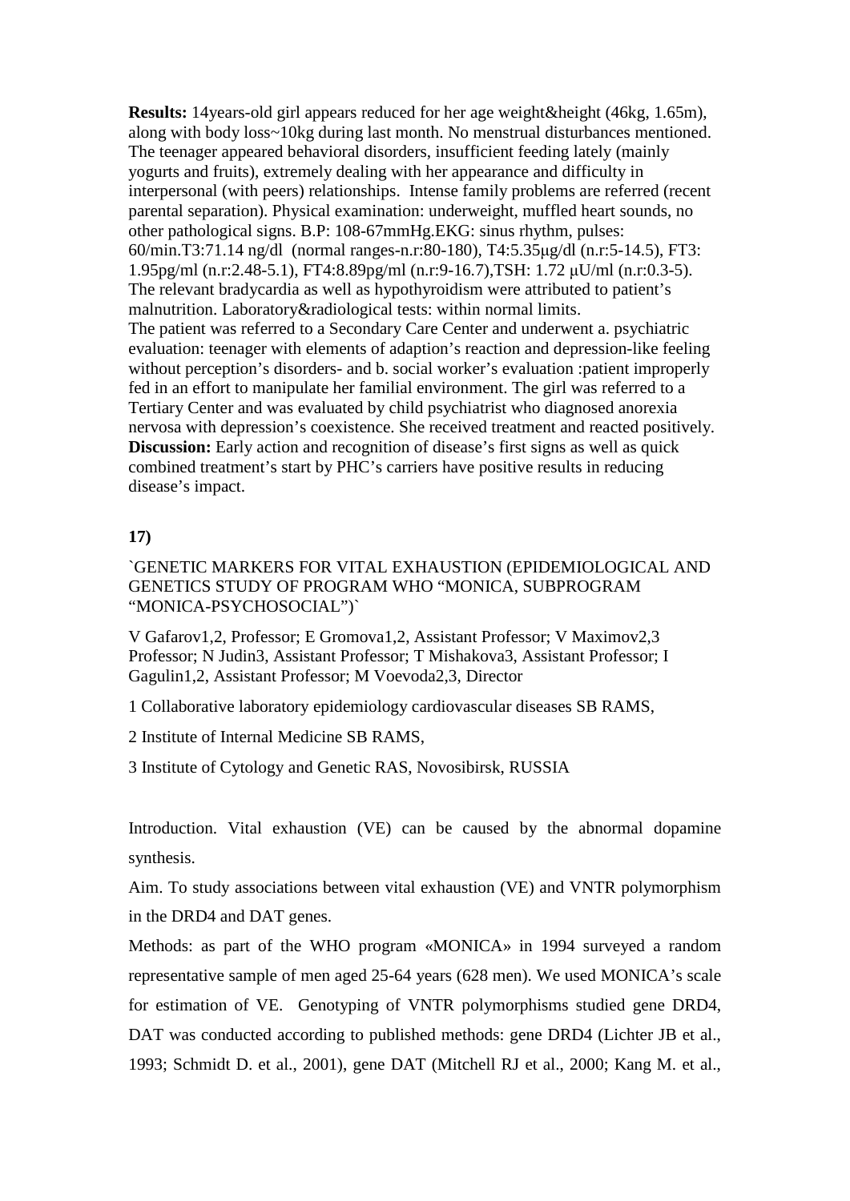**Results:** 14years-old girl appears reduced for her age weight&height (46kg, 1.65m), along with body loss~10kg during last month. No menstrual disturbances mentioned. The teenager appeared behavioral disorders, insufficient feeding lately (mainly yogurts and fruits), extremely dealing with her appearance and difficulty in interpersonal (with peers) relationships. Intense family problems are referred (recent parental separation). Physical examination: underweight, muffled heart sounds, no other pathological signs. B.P: 108-67mmHg.EKG: sinus rhythm, pulses: 60/min.T3:71.14 ng/dl (normal ranges-n.r:80-180), T4:5.35μg/dl (n.r:5-14.5), FT3: 1.95pg/ml (n.r:2.48-5.1), FT4:8.89pg/ml (n.r:9-16.7),TSH: 1.72 μU/ml (n.r:0.3-5). The relevant bradycardia as well as hypothyroidism were attributed to patient's malnutrition. Laboratory&radiological tests: within normal limits.
The patient was referred to a Secondary Care Center and underwent a. psychiatric evaluation: teenager with elements of adaption's reaction and depression-like feeling without perception's disorders- and b. social worker's evaluation :patient improperly fed in an effort to manipulate her familial environment. The girl was referred to a Tertiary Center and was evaluated by child psychiatrist who diagnosed anorexia nervosa with depression's coexistence. She received treatment and reacted positively.
**Discussion:** Early action and recognition of disease's first signs as well as quick combined treatment's start by PHC's carriers have positive results in reducing disease's impact.

**17)**

`GENETIC MARKERS FOR VITAL EXHAUSTION (EPIDEMIOLOGICAL AND GENETICS STUDY OF PROGRAM WHO "MONICA, SUBPROGRAM "MONICA-PSYCHOSOCIAL")`

V Gafarov1,2, Professor; E Gromova1,2, Assistant Professor; V Maximov2,3 Professor; N Judin3, Assistant Professor; T Mishakova3, Assistant Professor; I Gagulin1,2, Assistant Professor; M Voevoda2,3, Director

1 Collaborative laboratory epidemiology cardiovascular diseases SB RAMS,

2 Institute of Internal Medicine SB RAMS,

3 Institute of Cytology and Genetic RAS, Novosibirsk, RUSSIA

Introduction. Vital exhaustion (VE) can be caused by the abnormal dopamine synthesis.

Aim. To study associations between vital exhaustion (VE) and VNTR polymorphism in the DRD4 and DAT genes.

Methods: as part of the WHO program «MONICA» in 1994 surveyed a random representative sample of men aged 25-64 years (628 men). We used MONICA's scale for estimation of VE. Genotyping of VNTR polymorphisms studied gene DRD4, DAT was conducted according to published methods: gene DRD4 (Lichter JB et al., 1993; Schmidt D. et al., 2001), gene DAT (Mitchell RJ et al., 2000; Kang M. et al.,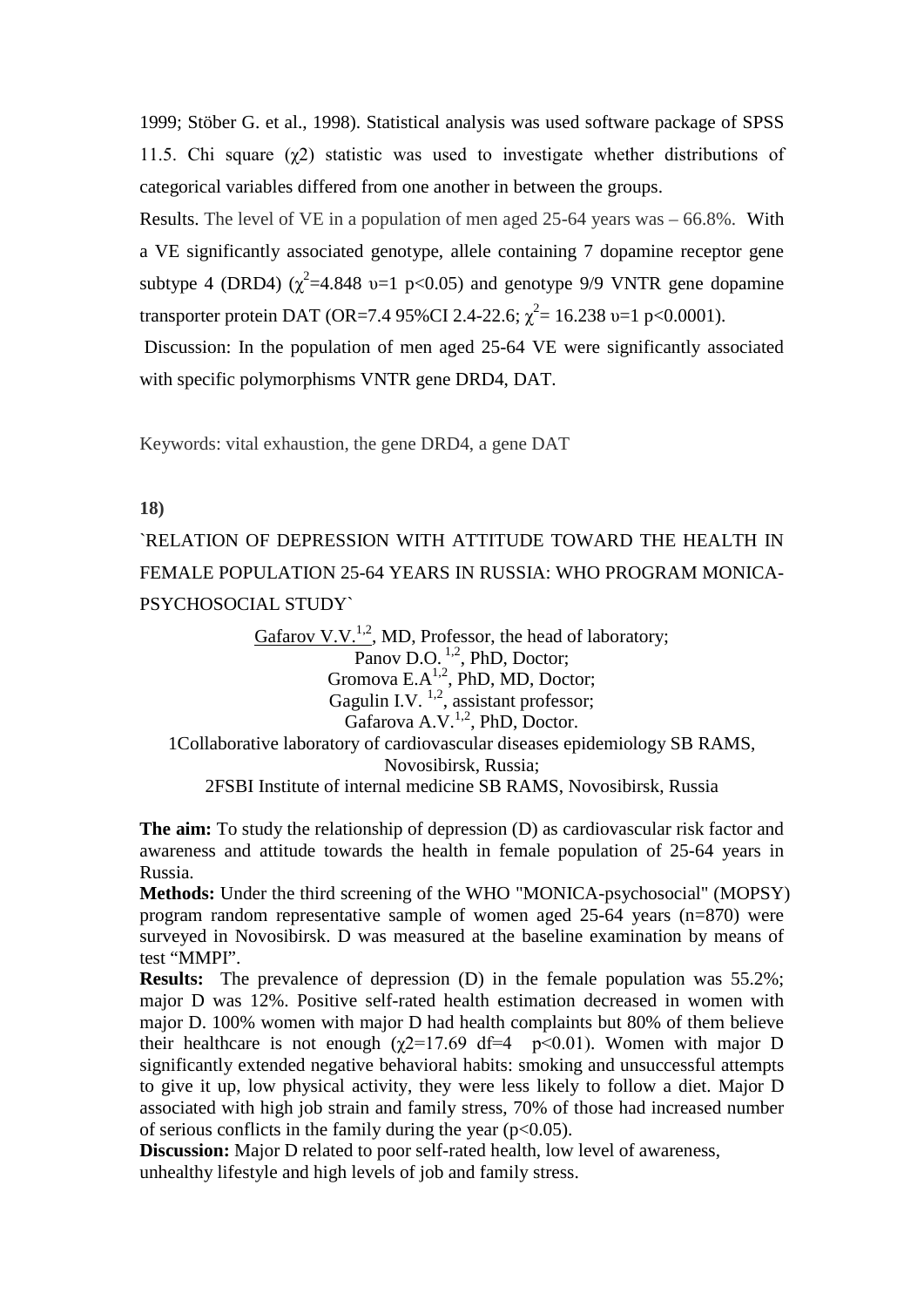1999; Stöber G. et al., 1998). Statistical analysis was used software package of SPSS 11.5. Chi square ($\chi 2$) statistic was used to investigate whether distributions of categorical variables differed from one another in between the groups.

Results. The level of VE in a population of men aged 25-64 years was – 66.8%. With a VE significantly associated genotype, allele containing 7 dopamine receptor gene subtype 4 (DRD4) ($\chi^2$=4.848 $\upsilon$=1 p<0.05) and genotype 9/9 VNTR gene dopamine transporter protein DAT (OR=7.4 95%CI 2.4-22.6; $\chi^2$= 16.238 $\upsilon$=1 p<0.0001).

Discussion: In the population of men aged 25-64 VE were significantly associated with specific polymorphisms VNTR gene DRD4, DAT.

Keywords: vital exhaustion, the gene DRD4, a gene DAT

**18)**

## `RELATION OF DEPRESSION WITH ATTITUDE TOWARD THE HEALTH IN FEMALE POPULATION 25-64 YEARS IN RUSSIA: WHO PROGRAM MONICA-PSYCHOSOCIAL STUDY`

Gafarov V.V.[1,2], MD, Professor, the head of laboratory;
Panov D.O. [1,2], PhD, Doctor;
Gromova E.A[1,2], PhD, MD, Doctor;
Gagulin I.V. [1,2], assistant professor;
Gafarova A.V.[1,2], PhD, Doctor.

1Collaborative laboratory of cardiovascular diseases epidemiology SB RAMS, Novosibirsk, Russia;
2FSBI Institute of internal medicine SB RAMS, Novosibirsk, Russia

**The aim:** To study the relationship of depression (D) as cardiovascular risk factor and awareness and attitude towards the health in female population of 25-64 years in Russia.

**Methods:** Under the third screening of the WHO "MONICA-psychosocial" (MOPSY) program random representative sample of women aged 25-64 years (n=870) were surveyed in Novosibirsk. D was measured at the baseline examination by means of test "MMPI".

**Results:** The prevalence of depression (D) in the female population was 55.2%; major D was 12%. Positive self-rated health estimation decreased in women with major D. 100% women with major D had health complaints but 80% of them believe their healthcare is not enough ($\chi 2$=17.69 df=4 p<0.01). Women with major D significantly extended negative behavioral habits: smoking and unsuccessful attempts to give it up, low physical activity, they were less likely to follow a diet. Major D associated with high job strain and family stress, 70% of those had increased number of serious conflicts in the family during the year (p<0.05).

**Discussion:** Major D related to poor self-rated health, low level of awareness, unhealthy lifestyle and high levels of job and family stress.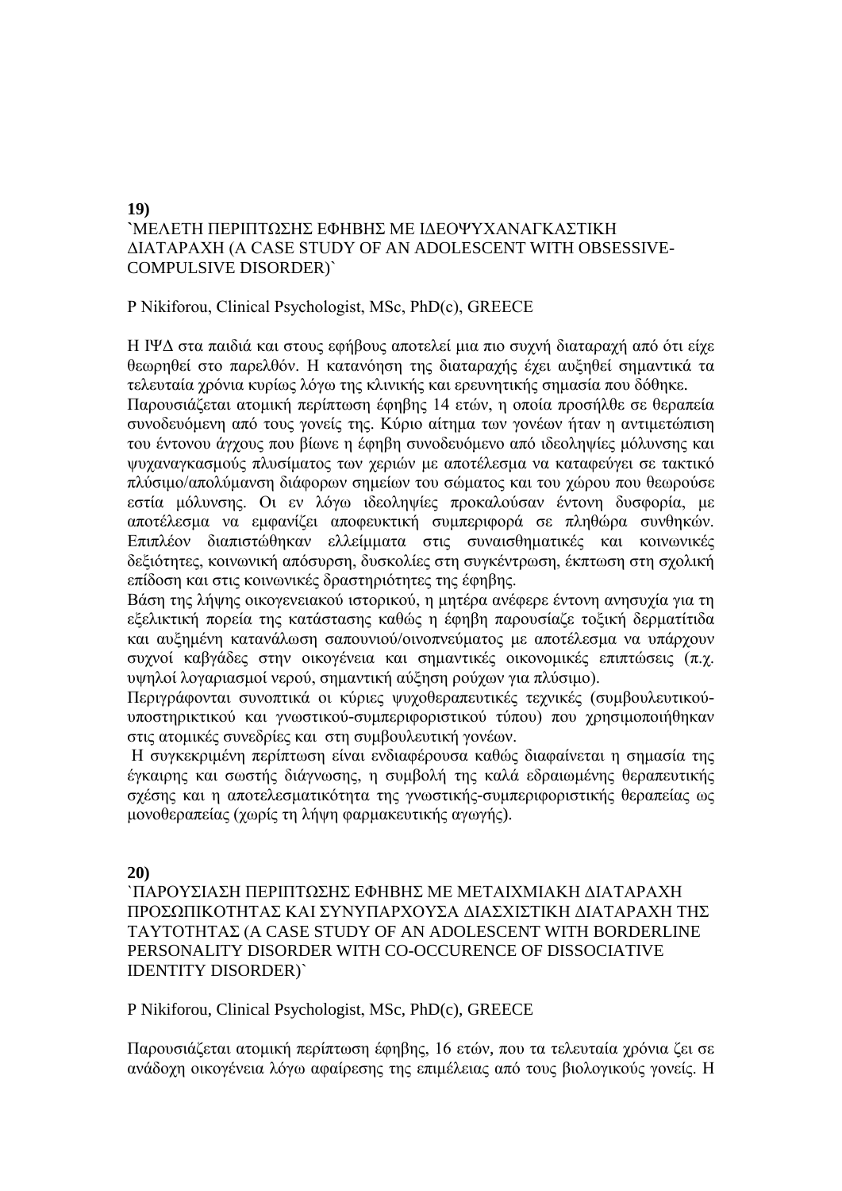**19)**

`ΜΕΛΕΤΗ ΠΕΡΙΠΤΩΣΗΣ ΕΦΗΒΗΣ ΜΕ ΙΔΕΟΨΥΧΑΝΑΓΚΑΣΤΙΚΗ ΔΙΑΤΑΡΑΧΗ (A CASE STUDY OF AN ADOLESCENT WITH OBSESSIVE-COMPULSIVE DISORDER)`

P Nikiforou, Clinical Psychologist, MSc, PhD(c), GREECE

Η ΙΨΔ στα παιδιά και στους εφήβους αποτελεί μια πιο συχνή διαταραχή από ότι είχε θεωρηθεί στο παρελθόν. Η κατανόηση της διαταραχής έχει αυξηθεί σημαντικά τα τελευταία χρόνια κυρίως λόγω της κλινικής και ερευνητικής σημασία που δόθηκε.
Παρουσιάζεται ατομική περίπτωση έφηβης 14 ετών, η οποία προσήλθε σε θεραπεία συνοδευόμενη από τους γονείς της. Κύριο αίτημα των γονέων ήταν η αντιμετώπιση του έντονου άγχους που βίωνε η έφηβη συνοδευόμενο από ιδεοληψίες μόλυνσης και ψυχαναγκασμούς πλυσίματος των χεριών με αποτέλεσμα να καταφεύγει σε τακτικό πλύσιμο/απολύμανση διάφορων σημείων του σώματος και του χώρου που θεωρούσε εστία μόλυνσης. Οι εν λόγω ιδεοληψίες προκαλούσαν έντονη δυσφορία, με αποτέλεσμα να εμφανίζει αποφευκτική συμπεριφορά σε πληθώρα συνθηκών. Επιπλέον διαπιστώθηκαν ελλείμματα στις συναισθηματικές και κοινωνικές δεξιότητες, κοινωνική απόσυρση, δυσκολίες στη συγκέντρωση, έκπτωση στη σχολική επίδοση και στις κοινωνικές δραστηριότητες της έφηβης.
Βάση της λήψης οικογενειακού ιστορικού, η μητέρα ανέφερε έντονη ανησυχία για τη εξελικτική πορεία της κατάστασης καθώς η έφηβη παρουσίαζε τοξική δερματίτιδα και αυξημένη κατανάλωση σαπουνιού/οινοπνεύματος με αποτέλεσμα να υπάρχουν συχνοί καβγάδες στην οικογένεια και σημαντικές οικονομικές επιπτώσεις (π.χ. υψηλοί λογαριασμοί νερού, σημαντική αύξηση ρούχων για πλύσιμο).
Περιγράφονται συνοπτικά οι κύριες ψυχοθεραπευτικές τεχνικές (συμβουλευτικού-υποστηρικτικού και γνωστικού-συμπεριφοριστικού τύπου) που χρησιμοποιήθηκαν στις ατομικές συνεδρίες και στη συμβουλευτική γονέων.
Η συγκεκριμένη περίπτωση είναι ενδιαφέρουσα καθώς διαφαίνεται η σημασία της έγκαιρης και σωστής διάγνωσης, η συμβολή της καλά εδραιωμένης θεραπευτικής σχέσης και η αποτελεσματικότητα της γνωστικής-συμπεριφοριστικής θεραπείας ως μονοθεραπείας (χωρίς τη λήψη φαρμακευτικής αγωγής).

**20)**

`ΠΑΡΟΥΣΙΑΣΗ ΠΕΡΙΠΤΩΣΗΣ ΕΦΗΒΗΣ ΜΕ ΜΕΤΑΙΧΜΙΑΚΗ ΔΙΑΤΑΡΑΧΗ ΠΡΟΣΩΠΙΚΟΤΗΤΑΣ ΚΑΙ ΣΥΝΥΠΑΡΧΟΥΣΑ ΔΙΑΣΧΙΣΤΙΚΗ ΔΙΑΤΑΡΑΧΗ ΤΗΣ ΤΑΥΤΟΤΗΤΑΣ (A CASE STUDY OF AN ADOLESCENT WITH BORDERLINE PERSONALITY DISORDER WITH CO-OCCURENCE OF DISSOCIATIVE IDENTITY DISORDER)`

P Nikiforou, Clinical Psychologist, MSc, PhD(c), GREECE

Παρουσιάζεται ατομική περίπτωση έφηβης, 16 ετών, που τα τελευταία χρόνια ζει σε ανάδοχη οικογένεια λόγω αφαίρεσης της επιμέλειας από τους βιολογικούς γονείς. Η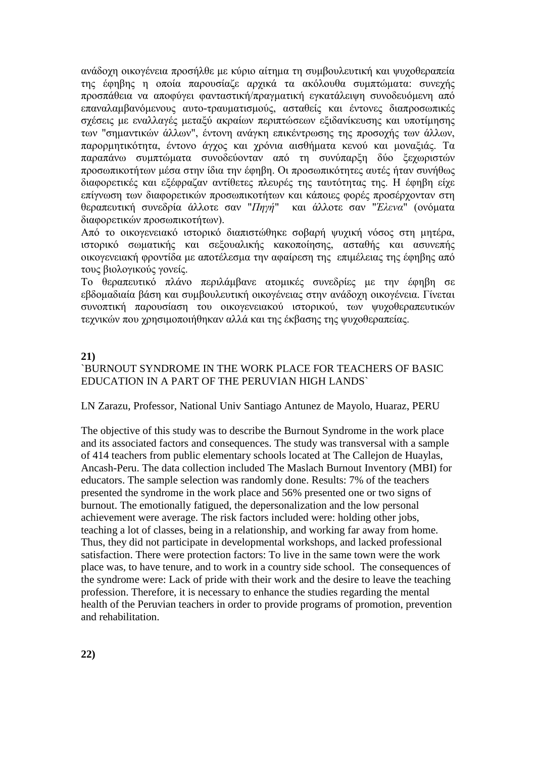ανάδοχη οικογένεια προσήλθε με κύριο αίτημα τη συμβουλευτική και ψυχοθεραπεία της έφηβης η οποία παρουσίαζε αρχικά τα ακόλουθα συμπτώματα: συνεχής προσπάθεια να αποφύγει φανταστική/πραγματική εγκατάλειψη συνοδευόμενη από επαναλαμβανόμενους αυτο-τραυματισμούς, ασταθείς και έντονες διαπροσωπικές σχέσεις με εναλλαγές μεταξύ ακραίων περιπτώσεων εξιδανίκευσης και υποτίμησης των "σημαντικών άλλων", έντονη ανάγκη επικέντρωσης της προσοχής των άλλων, παρορμητικότητα, έντονο άγχος και χρόνια αισθήματα κενού και μοναξιάς. Τα παραπάνω συμπτώματα συνοδεύονταν από τη συνύπαρξη δύο ξεχωριστών προσωπικοτήτων μέσα στην ίδια την έφηβη. Οι προσωπικότητες αυτές ήταν συνήθως διαφορετικές και εξέφραζαν αντίθετες πλευρές της ταυτότητας της. Η έφηβη είχε επίγνωση των διαφορετικών προσωπικοτήτων και κάποιες φορές προσέρχονταν στη θεραπευτική συνεδρία άλλοτε σαν "*Πηγή*" και άλλοτε σαν "*Ελενα*" (ονόματα διαφορετικών προσωπικοτήτων).

Από το οικογενειακό ιστορικό διαπιστώθηκε σοβαρή ψυχική νόσος στη μητέρα, ιστορικό σωματικής και σεξουαλικής κακοποίησης, ασταθής και ασυνεπής οικογενειακή φροντίδα με αποτέλεσμα την αφαίρεση της επιμέλειας της έφηβης από τους βιολογικούς γονείς.

Το θεραπευτικό πλάνο περιλάμβανε ατομικές συνεδρίες με την έφηβη σε εβδομαδιαία βάση και συμβουλευτική οικογένειας στην ανάδοχη οικογένεια. Γίνεται συνοπτική παρουσίαση του οικογενειακού ιστορικού, των ψυχοθεραπευτικών τεχνικών που χρησιμοποιήθηκαν αλλά και της έκβασης της ψυχοθεραπείας.

**21)**

`BURNOUT SYNDROME IN THE WORK PLACE FOR TEACHERS OF BASIC EDUCATION IN A PART OF THE PERUVIAN HIGH LANDS`

LN Zarazu, Professor, National Univ Santiago Antunez de Mayolo, Huaraz, PERU

The objective of this study was to describe the Burnout Syndrome in the work place and its associated factors and consequences. The study was transversal with a sample of 414 teachers from public elementary schools located at The Callejon de Huaylas, Ancash-Peru. The data collection included The Maslach Burnout Inventory (MBI) for educators. The sample selection was randomly done. Results: 7% of the teachers presented the syndrome in the work place and 56% presented one or two signs of burnout. The emotionally fatigued, the depersonalization and the low personal achievement were average. The risk factors included were: holding other jobs, teaching a lot of classes, being in a relationship, and working far away from home. Thus, they did not participate in developmental workshops, and lacked professional satisfaction. There were protection factors: To live in the same town were the work place was, to have tenure, and to work in a country side school. The consequences of the syndrome were: Lack of pride with their work and the desire to leave the teaching profession. Therefore, it is necessary to enhance the studies regarding the mental health of the Peruvian teachers in order to provide programs of promotion, prevention and rehabilitation.

**22)**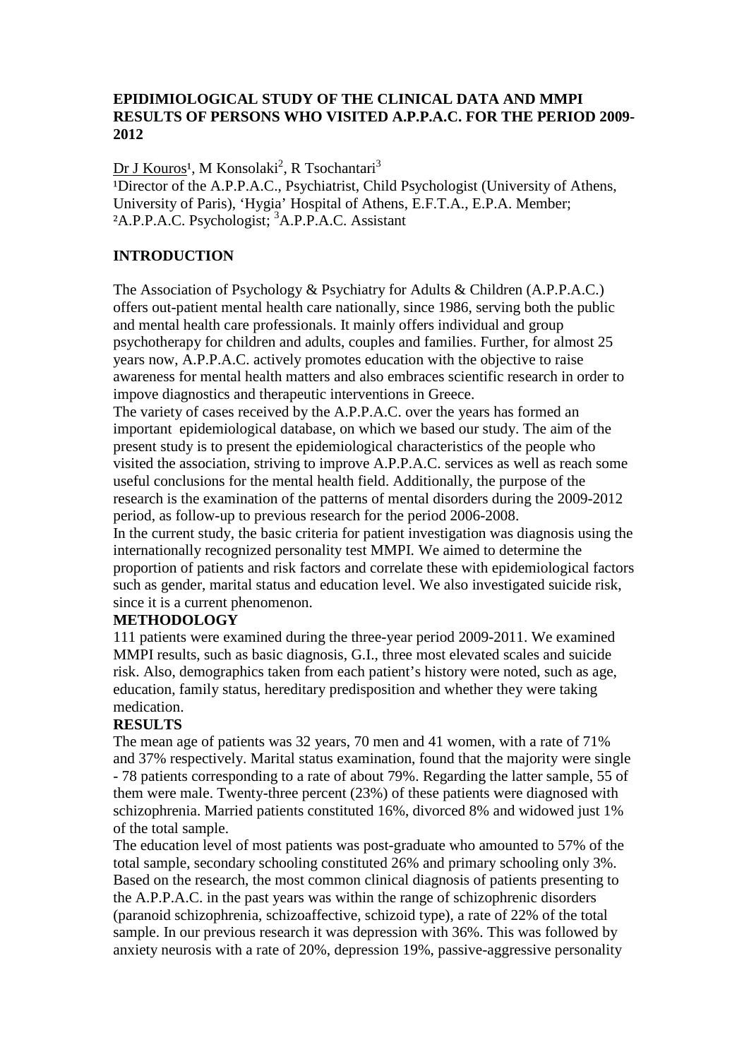**EPIDIMIOLOGICAL STUDY OF THE CLINICAL DATA AND MMPI RESULTS OF PERSONS WHO VISITED A.P.P.A.C. FOR THE PERIOD 2009-2012**

Dr J Kouros[1], M Konsolaki[2], R Tsochantari[3]

[1]Director of the A.P.P.A.C., Psychiatrist, Child Psychologist (University of Athens, University of Paris), 'Hygia' Hospital of Athens, E.F.T.A., E.P.A. Member; [2]A.P.P.A.C. Psychologist; [3]A.P.P.A.C. Assistant

**INTRODUCTION**

The Association of Psychology & Psychiatry for Adults & Children (A.P.P.A.C.) offers out-patient mental health care nationally, since 1986, serving both the public and mental health care professionals. It mainly offers individual and group psychotherapy for children and adults, couples and families. Further, for almost 25 years now, A.P.P.A.C. actively promotes education with the objective to raise awareness for mental health matters and also embraces scientific research in order to impove diagnostics and therapeutic interventions in Greece.

The variety of cases received by the A.P.P.A.C. over the years has formed an important epidemiological database, on which we based our study. The aim of the present study is to present the epidemiological characteristics of the people who visited the association, striving to improve A.P.P.A.C. services as well as reach some useful conclusions for the mental health field. Additionally, the purpose of the research is the examination of the patterns of mental disorders during the 2009-2012 period, as follow-up to previous research for the period 2006-2008.

In the current study, the basic criteria for patient investigation was diagnosis using the internationally recognized personality test MMPI. We aimed to determine the proportion of patients and risk factors and correlate these with epidemiological factors such as gender, marital status and education level. We also investigated suicide risk, since it is a current phenomenon.

**METHODOLOGY**

111 patients were examined during the three-year period 2009-2011. We examined MMPI results, such as basic diagnosis, G.I., three most elevated scales and suicide risk. Also, demographics taken from each patient's history were noted, such as age, education, family status, hereditary predisposition and whether they were taking medication.

**RESULTS**

The mean age of patients was 32 years, 70 men and 41 women, with a rate of 71% and 37% respectively. Marital status examination, found that the majority were single - 78 patients corresponding to a rate of about 79%. Regarding the latter sample, 55 of them were male. Twenty-three percent (23%) of these patients were diagnosed with schizophrenia. Married patients constituted 16%, divorced 8% and widowed just 1% of the total sample.

The education level of most patients was post-graduate who amounted to 57% of the total sample, secondary schooling constituted 26% and primary schooling only 3%. Based on the research, the most common clinical diagnosis of patients presenting to the A.P.P.A.C. in the past years was within the range of schizophrenic disorders (paranoid schizophrenia, schizoaffective, schizoid type), a rate of 22% of the total sample. In our previous research it was depression with 36%. This was followed by anxiety neurosis with a rate of 20%, depression 19%, passive-aggressive personality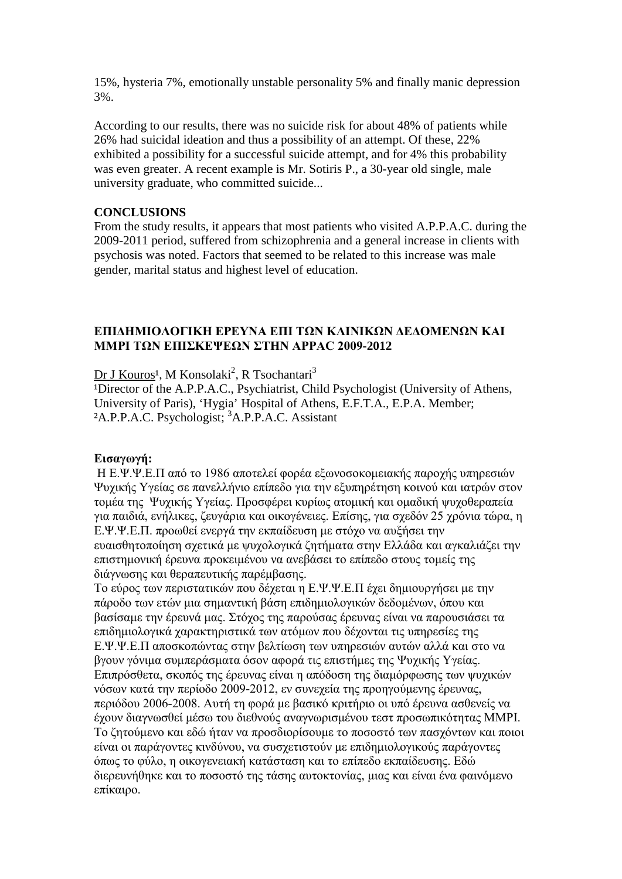15%, hysteria 7%, emotionally unstable personality 5% and finally manic depression 3%.

According to our results, there was no suicide risk for about 48% of patients while 26% had suicidal ideation and thus a possibility of an attempt. Of these, 22% exhibited a possibility for a successful suicide attempt, and for 4% this probability was even greater. A recent example is Mr. Sotiris P., a 30-year old single, male university graduate, who committed suicide...

**CONCLUSIONS**

From the study results, it appears that most patients who visited A.P.P.A.C. during the 2009-2011 period, suffered from schizophrenia and a general increase in clients with psychosis was noted. Factors that seemed to be related to this increase was male gender, marital status and highest level of education.

## ΕΠΙΔΗΜΙΟΛΟΓΙΚΗ ΕΡΕΥΝΑ ΕΠΙ ΤΩΝ ΚΛΙΝΙΚΩΝ ΔΕΔΟΜΕΝΩΝ ΚΑΙ MMPI ΤΩΝ ΕΠΙΣΚΕΨΕΩΝ ΣΤΗΝ APPAC 2009-2012

Dr J Kouros[1], M Konsolaki[2], R Tsochantari[3]

[1]Director of the A.P.P.A.C., Psychiatrist, Child Psychologist (University of Athens, University of Paris), 'Hygia' Hospital of Athens, E.F.T.A., E.P.A. Member; [2]A.P.P.A.C. Psychologist; [3]A.P.P.A.C. Assistant

**Εισαγωγή:**

Η Ε.Ψ.Ψ.Ε.Π από το 1986 αποτελεί φορέα εξωνοσοκομειακής παροχής υπηρεσιών Ψυχικής Υγείας σε πανελλήνιο επίπεδο για την εξυπηρέτηση κοινού και ιατρών στον τομέα της Ψυχικής Υγείας. Προσφέρει κυρίως ατομική και ομαδική ψυχοθεραπεία για παιδιά, ενήλικες, ζευγάρια και οικογένειες. Επίσης, για σχεδόν 25 χρόνια τώρα, η Ε.Ψ.Ψ.Ε.Π. προωθεί ενεργά την εκπαίδευση με στόχο να αυξήσει την ευαισθητοποίηση σχετικά με ψυχολογικά ζητήματα στην Ελλάδα και αγκαλιάζει την επιστημονική έρευνα προκειμένου να ανεβάσει το επίπεδο στους τομείς της διάγνωσης και θεραπευτικής παρέμβασης.

Το εύρος των περιστατικών που δέχεται η Ε.Ψ.Ψ.Ε.Π έχει δημιουργήσει με την πάροδο των ετών μια σημαντική βάση επιδημιολογικών δεδομένων, όπου και βασίσαμε την έρευνά μας. Στόχος της παρούσας έρευνας είναι να παρουσιάσει τα επιδημιολογικά χαρακτηριστικά των ατόμων που δέχονται τις υπηρεσίες της Ε.Ψ.Ψ.Ε.Π αποσκοπώντας στην βελτίωση των υπηρεσιών αυτών αλλά και στο να βγουν γόνιμα συμπεράσματα όσον αφορά τις επιστήμες της Ψυχικής Υγείας. Επιπρόσθετα, σκοπός της έρευνας είναι η απόδοση της διαμόρφωσης των ψυχικών νόσων κατά την περίοδο 2009-2012, εν συνεχεία της προηγούμενης έρευνας, περιόδου 2006-2008. Αυτή τη φορά με βασικό κριτήριο οι υπό έρευνα ασθενείς να έχουν διαγνωσθεί μέσω του διεθνούς αναγνωρισμένου τεστ προσωπικότητας MMPI. Το ζητούμενο και εδώ ήταν να προσδιορίσουμε το ποσοστό των πασχόντων και ποιοι είναι οι παράγοντες κινδύνου, να συσχετιστούν με επιδημιολογικούς παράγοντες όπως το φύλο, η οικογενειακή κατάσταση και το επίπεδο εκπαίδευσης. Εδώ διερευνήθηκε και το ποσοστό της τάσης αυτοκτονίας, μιας και είναι ένα φαινόμενο επίκαιρο.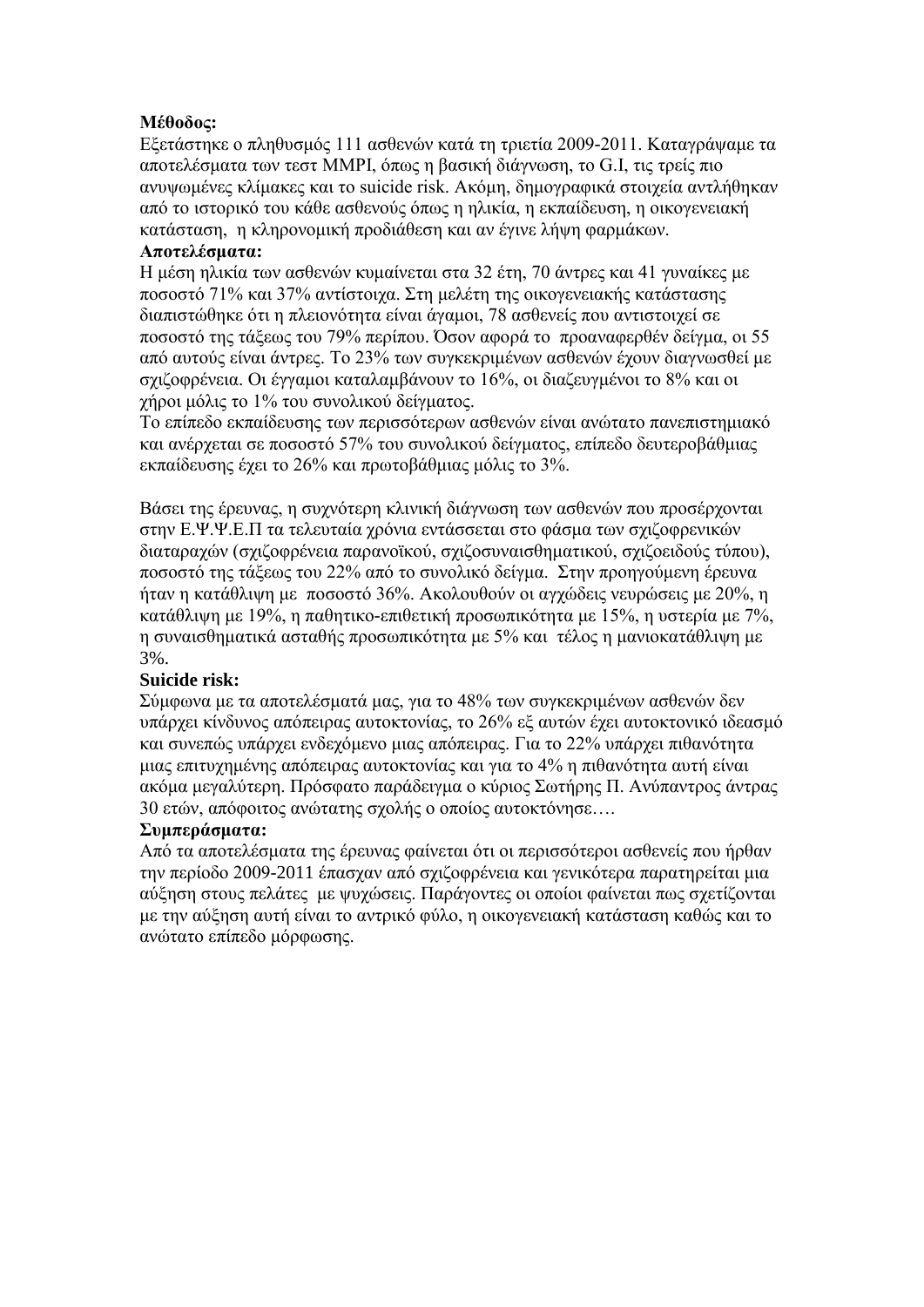**Μέθοδος:**
Εξετάστηκε ο πληθυσμός 111 ασθενών κατά τη τριετία 2009-2011. Καταγράψαμε τα αποτελέσματα των τεστ MMPI, όπως η βασική διάγνωση, το G.I, τις τρείς πιο ανυψωμένες κλίμακες και το suicide risk. Ακόμη, δημογραφικά στοιχεία αντλήθηκαν από το ιστορικό του κάθε ασθενούς όπως η ηλικία, η εκπαίδευση, η οικογενειακή κατάσταση, η κληρονομική προδιάθεση και αν έγινε λήψη φαρμάκων.

**Αποτελέσματα:**
Η μέση ηλικία των ασθενών κυμαίνεται στα 32 έτη, 70 άντρες και 41 γυναίκες με ποσοστό 71% και 37% αντίστοιχα. Στη μελέτη της οικογενειακής κατάστασης διαπιστώθηκε ότι η πλειονότητα είναι άγαμοι, 78 ασθενείς που αντιστοιχεί σε ποσοστό της τάξεως του 79% περίπου. Όσον αφορά το προαναφερθέν δείγμα, οι 55 από αυτούς είναι άντρες. Το 23% των συγκεκριμένων ασθενών έχουν διαγνωσθεί με σχιζοφρένεια. Οι έγγαμοι καταλαμβάνουν το 16%, οι διαζευγμένοι το 8% και οι χήροι μόλις το 1% του συνολικού δείγματος.
Το επίπεδο εκπαίδευσης των περισσότερων ασθενών είναι ανώτατο πανεπιστημιακό και ανέρχεται σε ποσοστό 57% του συνολικού δείγματος, επίπεδο δευτεροβάθμιας εκπαίδευσης έχει το 26% και πρωτοβάθμιας μόλις το 3%.

Βάσει της έρευνας, η συχνότερη κλινική διάγνωση των ασθενών που προσέρχονται στην Ε.Ψ.Ψ.Ε.Π τα τελευταία χρόνια εντάσσεται στο φάσμα των σχιζοφρενικών διαταραχών (σχιζοφρένεια παρανοϊκού, σχιζοσυναισθηματικού, σχιζοειδούς τύπου), ποσοστό της τάξεως του 22% από το συνολικό δείγμα. Στην προηγούμενη έρευνα ήταν η κατάθλιψη με ποσοστό 36%. Ακολουθούν οι αγχώδεις νευρώσεις με 20%, η κατάθλιψη με 19%, η παθητικο-επιθετική προσωπικότητα με 15%, η υστερία με 7%, η συναισθηματικά ασταθής προσωπικότητα με 5% και τέλος η μανιοκατάθλιψη με 3%.

**Suicide risk:**
Σύμφωνα με τα αποτελέσματά μας, για το 48% των συγκεκριμένων ασθενών δεν υπάρχει κίνδυνος απόπειρας αυτοκτονίας, το 26% εξ αυτών έχει αυτοκτονικό ιδεασμό και συνεπώς υπάρχει ενδεχόμενο μιας απόπειρας. Για το 22% υπάρχει πιθανότητα μιας επιτυχημένης απόπειρας αυτοκτονίας και για το 4% η πιθανότητα αυτή είναι ακόμα μεγαλύτερη. Πρόσφατο παράδειγμα ο κύριος Σωτήρης Π. Ανύπαντρος άντρας 30 ετών, απόφοιτος ανώτατης σχολής ο οποίος αυτοκτόνησε….

**Συμπεράσματα:**
Από τα αποτελέσματα της έρευνας φαίνεται ότι οι περισσότεροι ασθενείς που ήρθαν την περίοδο 2009-2011 έπασχαν από σχιζοφρένεια και γενικότερα παρατηρείται μια αύξηση στους πελάτες με ψυχώσεις. Παράγοντες οι οποίοι φαίνεται πως σχετίζονται με την αύξηση αυτή είναι το αντρικό φύλο, η οικογενειακή κατάσταση καθώς και το ανώτατο επίπεδο μόρφωσης.